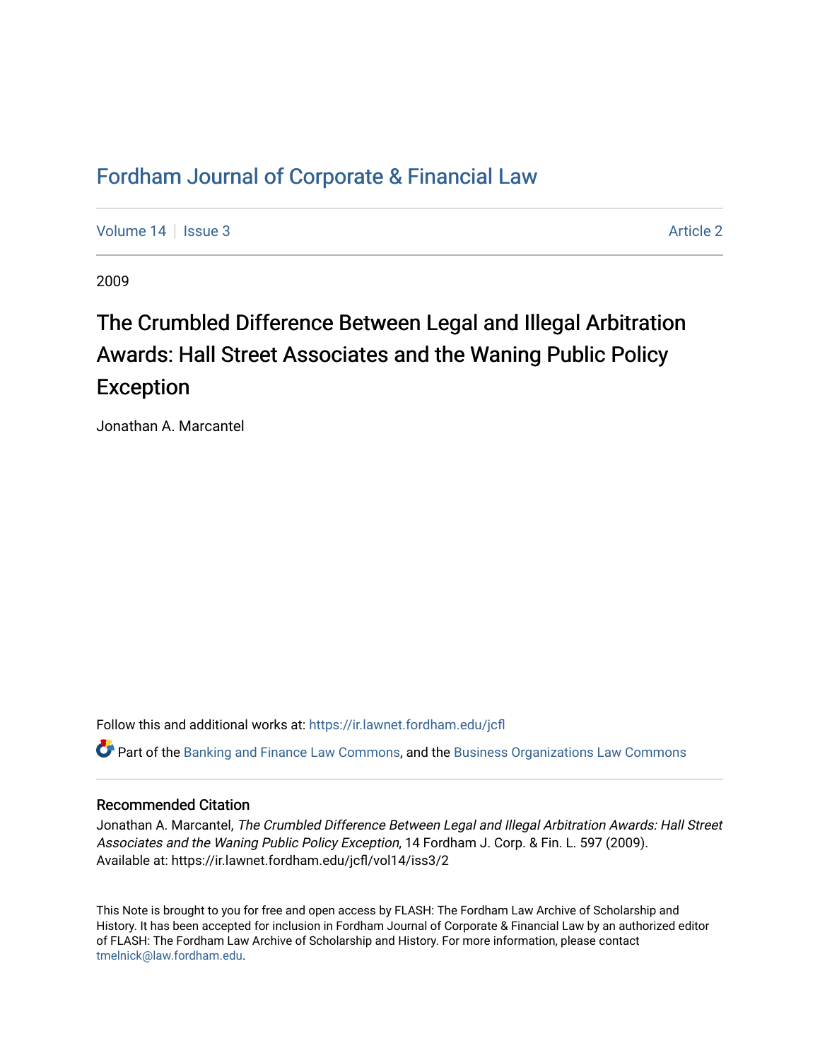# Fordham Journal of Corporate & Financial Law

Volume 14 | Issue 3 | Article 2

2009

## The Crumbled Difference Between Legal and Illegal Arbitration Awards: Hall Street Associates and the Waning Public Policy Exception

Jonathan A. Marcantel

Follow this and additional works at: https://ir.lawnet.fordham.edu/jcfl

Part of the Banking and Finance Law Commons, and the Business Organizations Law Commons

### Recommended Citation

Jonathan A. Marcantel, *The Crumbled Difference Between Legal and Illegal Arbitration Awards: Hall Street Associates and the Waning Public Policy Exception*, 14 Fordham J. Corp. & Fin. L. 597 (2009).
Available at: https://ir.lawnet.fordham.edu/jcfl/vol14/iss3/2

This Note is brought to you for free and open access by FLASH: The Fordham Law Archive of Scholarship and History. It has been accepted for inclusion in Fordham Journal of Corporate & Financial Law by an authorized editor of FLASH: The Fordham Law Archive of Scholarship and History. For more information, please contact tmelnick@law.fordham.edu.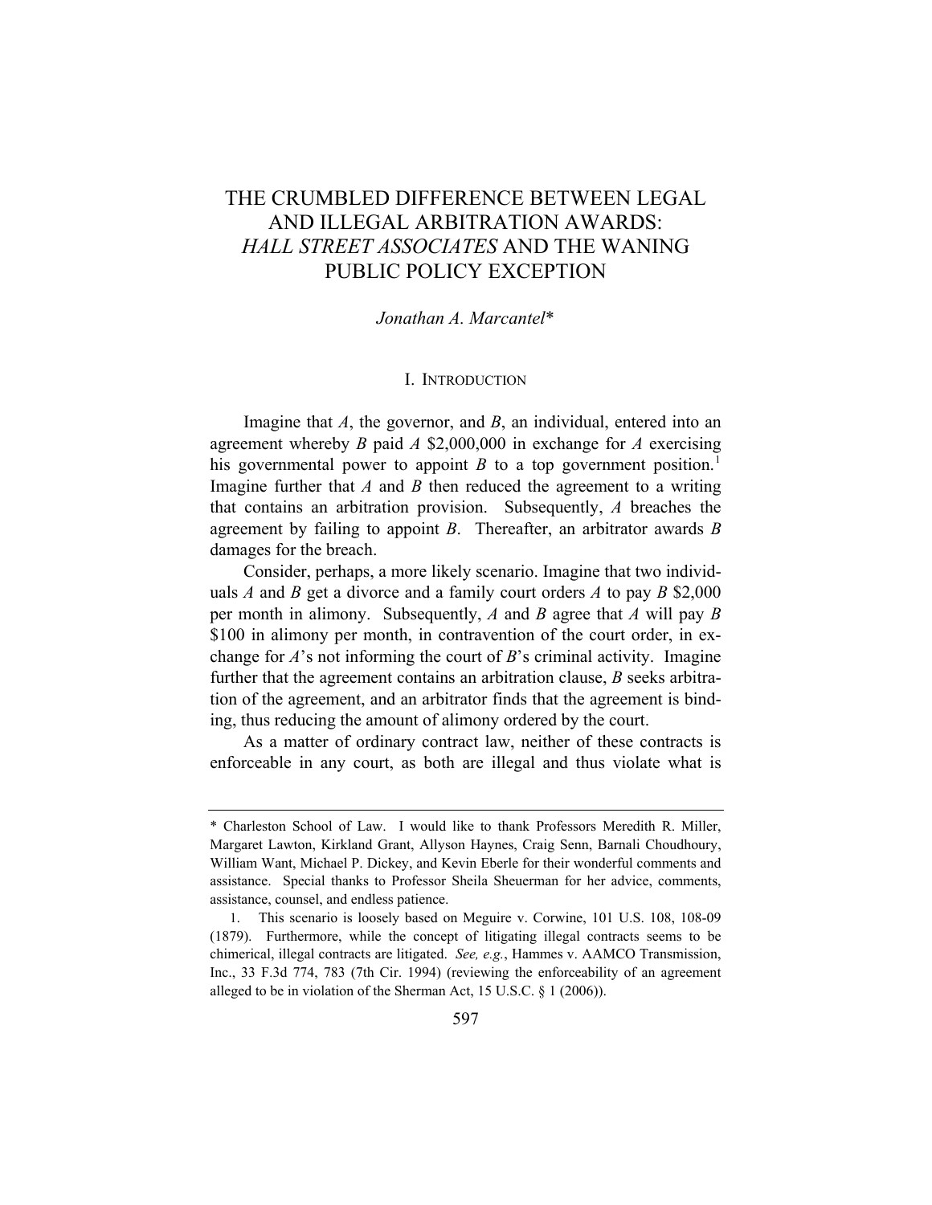# THE CRUMBLED DIFFERENCE BETWEEN LEGAL AND ILLEGAL ARBITRATION AWARDS: *HALL STREET ASSOCIATES* AND THE WANING PUBLIC POLICY EXCEPTION

*Jonathan A. Marcantel**

## I. INTRODUCTION

Imagine that *A*, the governor, and *B*, an individual, entered into an agreement whereby *B* paid *A* $2,000,000 in exchange for *A* exercising his governmental power to appoint *B* to a top government position.[1] Imagine further that *A* and *B* then reduced the agreement to a writing that contains an arbitration provision. Subsequently, *A* breaches the agreement by failing to appoint *B*. Thereafter, an arbitrator awards *B* damages for the breach.

Consider, perhaps, a more likely scenario. Imagine that two individuals *A* and *B* get a divorce and a family court orders *A* to pay *B* $2,000 per month in alimony. Subsequently, *A* and *B* agree that *A* will pay *B* $100 in alimony per month, in contravention of the court order, in exchange for *A*'s not informing the court of *B*'s criminal activity. Imagine further that the agreement contains an arbitration clause, *B* seeks arbitration of the agreement, and an arbitrator finds that the agreement is binding, thus reducing the amount of alimony ordered by the court.

As a matter of ordinary contract law, neither of these contracts is enforceable in any court, as both are illegal and thus violate what is

---

\* Charleston School of Law. I would like to thank Professors Meredith R. Miller, Margaret Lawton, Kirkland Grant, Allyson Haynes, Craig Senn, Barnali Choudhoury, William Want, Michael P. Dickey, and Kevin Eberle for their wonderful comments and assistance. Special thanks to Professor Sheila Sheuerman for her advice, comments, assistance, counsel, and endless patience.

1. This scenario is loosely based on Meguire v. Corwine, 101 U.S. 108, 108-09 (1879). Furthermore, while the concept of litigating illegal contracts seems to be chimerical, illegal contracts are litigated. *See, e.g.*, Hammes v. AAMCO Transmission, Inc., 33 F.3d 774, 783 (7th Cir. 1994) (reviewing the enforceability of an agreement alleged to be in violation of the Sherman Act, 15 U.S.C. § 1 (2006)).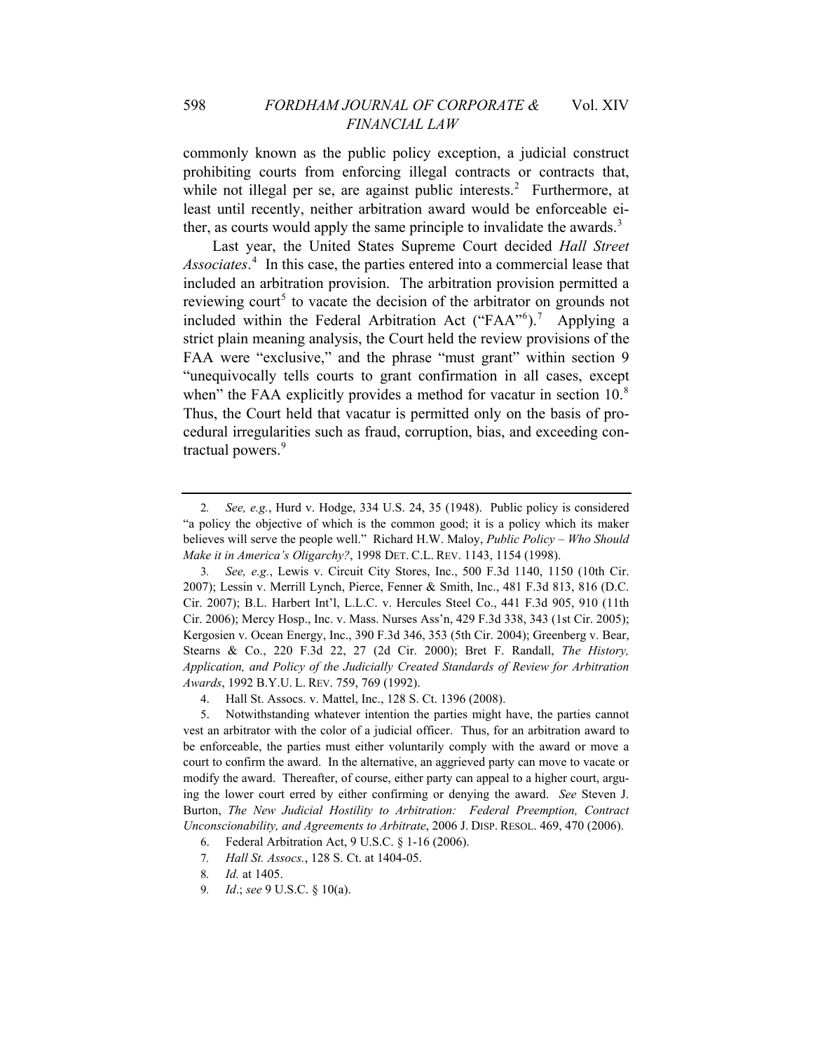commonly known as the public policy exception, a judicial construct prohibiting courts from enforcing illegal contracts or contracts that, while not illegal per se, are against public interests.[2] Furthermore, at least until recently, neither arbitration award would be enforceable either, as courts would apply the same principle to invalidate the awards.[3]

Last year, the United States Supreme Court decided *Hall Street Associates*.[4] In this case, the parties entered into a commercial lease that included an arbitration provision. The arbitration provision permitted a reviewing court[5] to vacate the decision of the arbitrator on grounds not included within the Federal Arbitration Act ("FAA"[6]).[7] Applying a strict plain meaning analysis, the Court held the review provisions of the FAA were "exclusive," and the phrase "must grant" within section 9 "unequivocally tells courts to grant confirmation in all cases, except when" the FAA explicitly provides a method for vacatur in section 10.[8] Thus, the Court held that vacatur is permitted only on the basis of procedural irregularities such as fraud, corruption, bias, and exceeding contractual powers.[9]

---

2. *See, e.g.*, Hurd v. Hodge, 334 U.S. 24, 35 (1948). Public policy is considered "a policy the objective of which is the common good; it is a policy which its maker believes will serve the people well." Richard H.W. Maloy, *Public Policy – Who Should Make it in America's Oligarchy?*, 1998 DET. C.L. REV. 1143, 1154 (1998).

3. *See, e.g.*, Lewis v. Circuit City Stores, Inc., 500 F.3d 1140, 1150 (10th Cir. 2007); Lessin v. Merrill Lynch, Pierce, Fenner & Smith, Inc., 481 F.3d 813, 816 (D.C. Cir. 2007); B.L. Harbert Int'l, L.L.C. v. Hercules Steel Co., 441 F.3d 905, 910 (11th Cir. 2006); Mercy Hosp., Inc. v. Mass. Nurses Ass'n, 429 F.3d 338, 343 (1st Cir. 2005); Kergosien v. Ocean Energy, Inc., 390 F.3d 346, 353 (5th Cir. 2004); Greenberg v. Bear, Stearns & Co., 220 F.3d 22, 27 (2d Cir. 2000); Bret F. Randall, *The History, Application, and Policy of the Judicially Created Standards of Review for Arbitration Awards*, 1992 B.Y.U. L. REV. 759, 769 (1992).

4. Hall St. Assocs. v. Mattel, Inc., 128 S. Ct. 1396 (2008).

5. Notwithstanding whatever intention the parties might have, the parties cannot vest an arbitrator with the color of a judicial officer. Thus, for an arbitration award to be enforceable, the parties must either voluntarily comply with the award or move a court to confirm the award. In the alternative, an aggrieved party can move to vacate or modify the award. Thereafter, of course, either party can appeal to a higher court, arguing the lower court erred by either confirming or denying the award. *See* Steven J. Burton, *The New Judicial Hostility to Arbitration: Federal Preemption, Contract Unconscionability, and Agreements to Arbitrate*, 2006 J. DISP. RESOL. 469, 470 (2006).

6. Federal Arbitration Act, 9 U.S.C. § 1-16 (2006).

7. *Hall St. Assocs.*, 128 S. Ct. at 1404-05.

8. *Id.* at 1405.

9. *Id.*; *see* 9 U.S.C. § 10(a).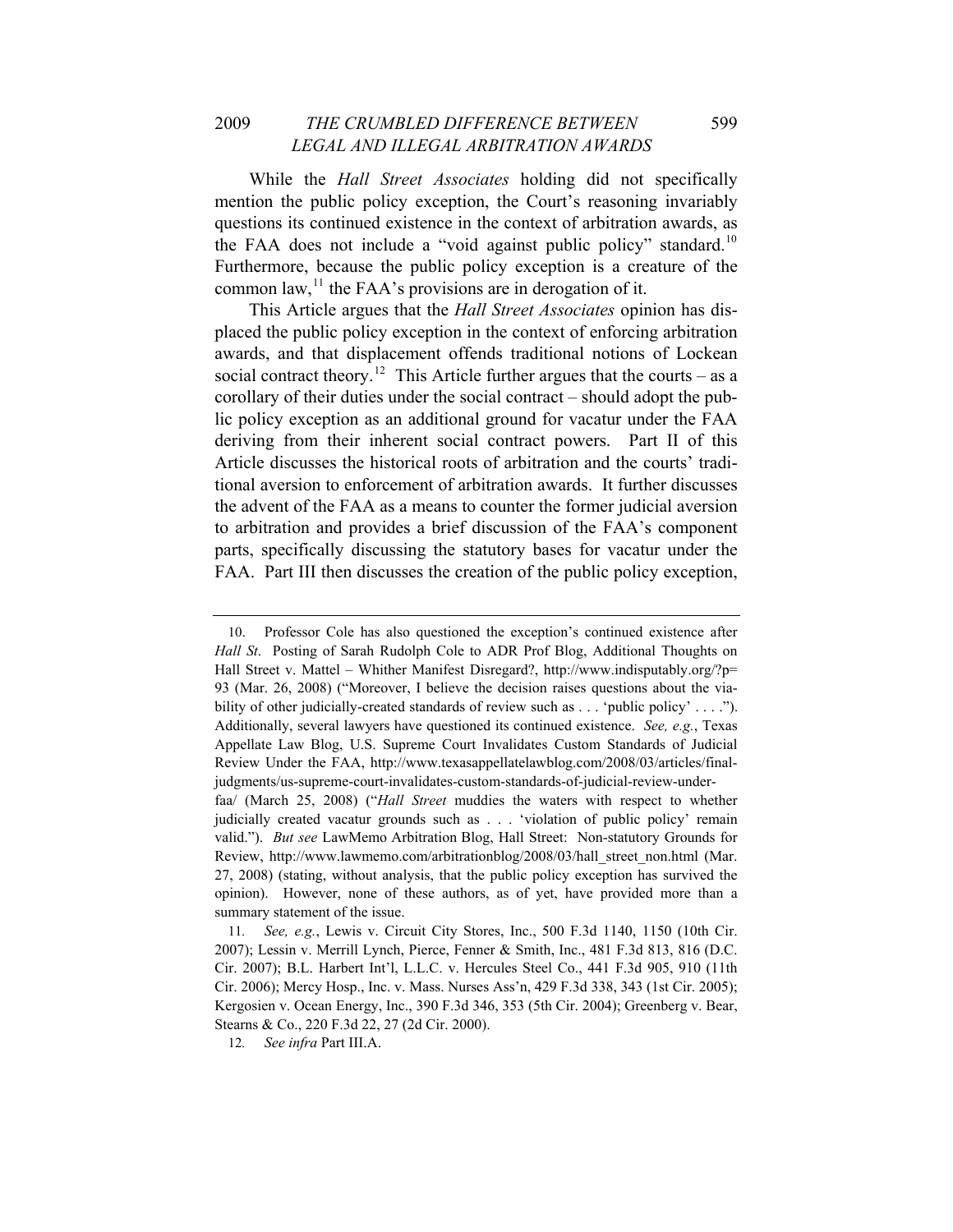While the *Hall Street Associates* holding did not specifically mention the public policy exception, the Court's reasoning invariably questions its continued existence in the context of arbitration awards, as the FAA does not include a "void against public policy" standard.[10] Furthermore, because the public policy exception is a creature of the common law,[11] the FAA's provisions are in derogation of it.

This Article argues that the *Hall Street Associates* opinion has displaced the public policy exception in the context of enforcing arbitration awards, and that displacement offends traditional notions of Lockean social contract theory.[12] This Article further argues that the courts – as a corollary of their duties under the social contract – should adopt the public policy exception as an additional ground for vacatur under the FAA deriving from their inherent social contract powers. Part II of this Article discusses the historical roots of arbitration and the courts' traditional aversion to enforcement of arbitration awards. It further discusses the advent of the FAA as a means to counter the former judicial aversion to arbitration and provides a brief discussion of the FAA's component parts, specifically discussing the statutory bases for vacatur under the FAA. Part III then discusses the creation of the public policy exception,

---

10. Professor Cole has also questioned the exception's continued existence after *Hall St*. Posting of Sarah Rudolph Cole to ADR Prof Blog, Additional Thoughts on Hall Street v. Mattel – Whither Manifest Disregard?, http://www.indisputably.org/?p=93 (Mar. 26, 2008) ("Moreover, I believe the decision raises questions about the viability of other judicially-created standards of review such as . . . 'public policy' . . . ."). Additionally, several lawyers have questioned its continued existence. *See, e.g.*, Texas Appellate Law Blog, U.S. Supreme Court Invalidates Custom Standards of Judicial Review Under the FAA, http://www.texasappellatelawblog.com/2008/03/articles/final-judgments/us-supreme-court-invalidates-custom-standards-of-judicial-review-under-faa/ (March 25, 2008) ("*Hall Street* muddies the waters with respect to whether judicially created vacatur grounds such as . . . 'violation of public policy' remain valid."). *But see* LawMemo Arbitration Blog, Hall Street: Non-statutory Grounds for Review, http://www.lawmemo.com/arbitrationblog/2008/03/hall_street_non.html (Mar. 27, 2008) (stating, without analysis, that the public policy exception has survived the opinion). However, none of these authors, as of yet, have provided more than a summary statement of the issue.

11. *See, e.g.*, Lewis v. Circuit City Stores, Inc., 500 F.3d 1140, 1150 (10th Cir. 2007); Lessin v. Merrill Lynch, Pierce, Fenner & Smith, Inc., 481 F.3d 813, 816 (D.C. Cir. 2007); B.L. Harbert Int'l, L.L.C. v. Hercules Steel Co., 441 F.3d 905, 910 (11th Cir. 2006); Mercy Hosp., Inc. v. Mass. Nurses Ass'n, 429 F.3d 338, 343 (1st Cir. 2005); Kergosien v. Ocean Energy, Inc., 390 F.3d 346, 353 (5th Cir. 2004); Greenberg v. Bear, Stearns & Co., 220 F.3d 22, 27 (2d Cir. 2000).

12. *See infra* Part III.A.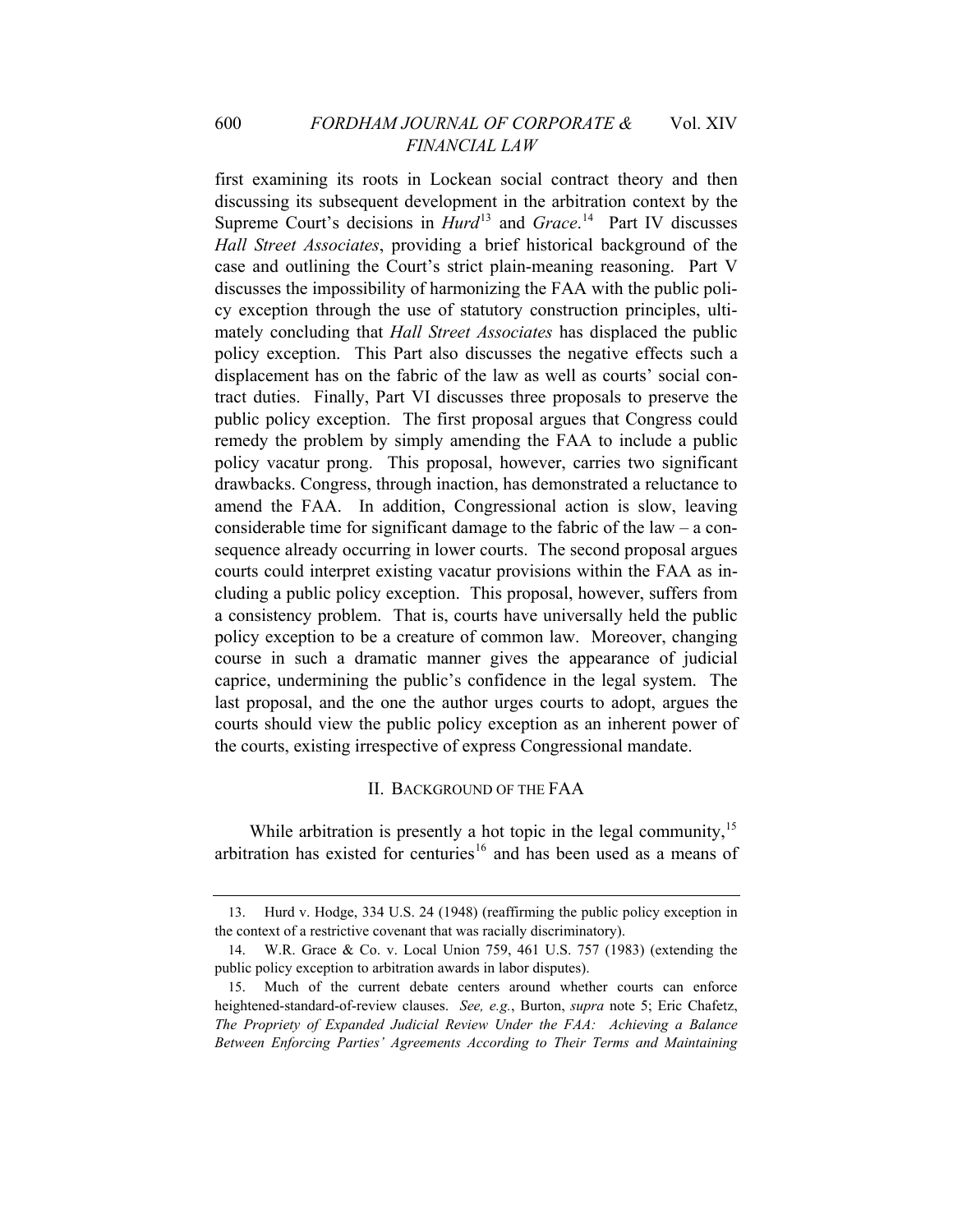first examining its roots in Lockean social contract theory and then discussing its subsequent development in the arbitration context by the Supreme Court's decisions in *Hurd*[13] and *Grace*.[14] Part IV discusses *Hall Street Associates*, providing a brief historical background of the case and outlining the Court's strict plain-meaning reasoning. Part V discusses the impossibility of harmonizing the FAA with the public policy exception through the use of statutory construction principles, ultimately concluding that *Hall Street Associates* has displaced the public policy exception. This Part also discusses the negative effects such a displacement has on the fabric of the law as well as courts' social contract duties. Finally, Part VI discusses three proposals to preserve the public policy exception. The first proposal argues that Congress could remedy the problem by simply amending the FAA to include a public policy vacatur prong. This proposal, however, carries two significant drawbacks. Congress, through inaction, has demonstrated a reluctance to amend the FAA. In addition, Congressional action is slow, leaving considerable time for significant damage to the fabric of the law – a consequence already occurring in lower courts. The second proposal argues courts could interpret existing vacatur provisions within the FAA as including a public policy exception. This proposal, however, suffers from a consistency problem. That is, courts have universally held the public policy exception to be a creature of common law. Moreover, changing course in such a dramatic manner gives the appearance of judicial caprice, undermining the public's confidence in the legal system. The last proposal, and the one the author urges courts to adopt, argues the courts should view the public policy exception as an inherent power of the courts, existing irrespective of express Congressional mandate.

## II. BACKGROUND OF THE FAA

While arbitration is presently a hot topic in the legal community,[15] arbitration has existed for centuries[16] and has been used as a means of

---

13. Hurd v. Hodge, 334 U.S. 24 (1948) (reaffirming the public policy exception in the context of a restrictive covenant that was racially discriminatory).

14. W.R. Grace & Co. v. Local Union 759, 461 U.S. 757 (1983) (extending the public policy exception to arbitration awards in labor disputes).

15. Much of the current debate centers around whether courts can enforce heightened-standard-of-review clauses. *See, e.g.*, Burton, *supra* note 5; Eric Chafetz, *The Propriety of Expanded Judicial Review Under the FAA: Achieving a Balance Between Enforcing Parties' Agreements According to Their Terms and Maintaining*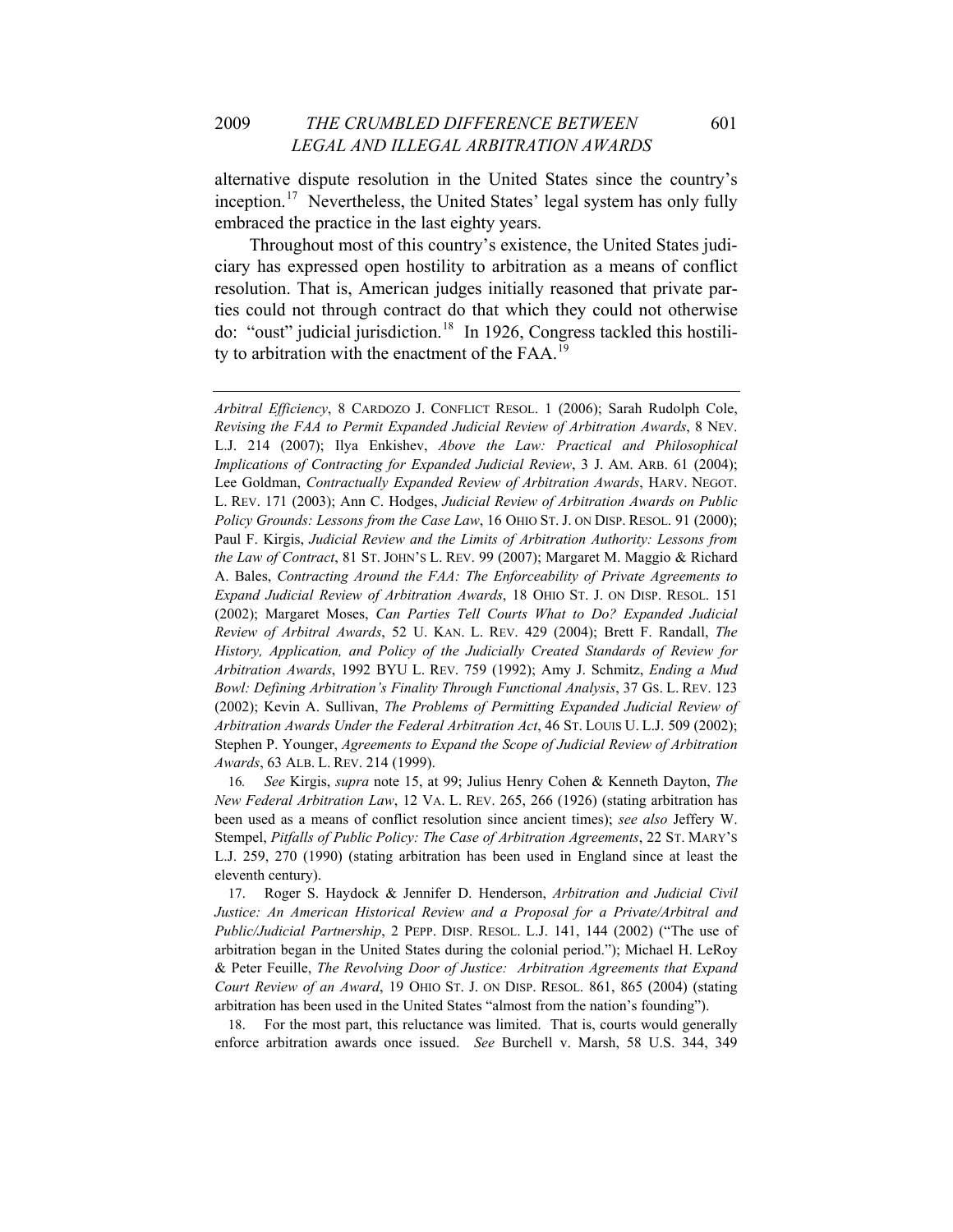alternative dispute resolution in the United States since the country's inception.[17] Nevertheless, the United States' legal system has only fully embraced the practice in the last eighty years.

Throughout most of this country's existence, the United States judiciary has expressed open hostility to arbitration as a means of conflict resolution. That is, American judges initially reasoned that private parties could not through contract do that which they could not otherwise do: "oust" judicial jurisdiction.[18] In 1926, Congress tackled this hostility to arbitration with the enactment of the FAA.[19]

---

*Arbitral Efficiency*, 8 CARDOZO J. CONFLICT RESOL. 1 (2006); Sarah Rudolph Cole, *Revising the FAA to Permit Expanded Judicial Review of Arbitration Awards*, 8 NEV. L.J. 214 (2007); Ilya Enkishev, *Above the Law: Practical and Philosophical Implications of Contracting for Expanded Judicial Review*, 3 J. AM. ARB. 61 (2004); Lee Goldman, *Contractually Expanded Review of Arbitration Awards*, HARV. NEGOT. L. REV. 171 (2003); Ann C. Hodges, *Judicial Review of Arbitration Awards on Public Policy Grounds: Lessons from the Case Law*, 16 OHIO ST. J. ON DISP. RESOL. 91 (2000); Paul F. Kirgis, *Judicial Review and the Limits of Arbitration Authority: Lessons from the Law of Contract*, 81 ST. JOHN'S L. REV. 99 (2007); Margaret M. Maggio & Richard A. Bales, *Contracting Around the FAA: The Enforceability of Private Agreements to Expand Judicial Review of Arbitration Awards*, 18 OHIO ST. J. ON DISP. RESOL. 151 (2002); Margaret Moses, *Can Parties Tell Courts What to Do? Expanded Judicial Review of Arbitral Awards*, 52 U. KAN. L. REV. 429 (2004); Brett F. Randall, *The History, Application, and Policy of the Judicially Created Standards of Review for Arbitration Awards*, 1992 BYU L. REV. 759 (1992); Amy J. Schmitz, *Ending a Mud Bowl: Defining Arbitration's Finality Through Functional Analysis*, 37 GS. L. REV. 123 (2002); Kevin A. Sullivan, *The Problems of Permitting Expanded Judicial Review of Arbitration Awards Under the Federal Arbitration Act*, 46 ST. LOUIS U. L.J. 509 (2002); Stephen P. Younger, *Agreements to Expand the Scope of Judicial Review of Arbitration Awards*, 63 ALB. L. REV. 214 (1999).

16. *See* Kirgis, *supra* note 15, at 99; Julius Henry Cohen & Kenneth Dayton, *The New Federal Arbitration Law*, 12 VA. L. REV. 265, 266 (1926) (stating arbitration has been used as a means of conflict resolution since ancient times); *see also* Jeffery W. Stempel, *Pitfalls of Public Policy: The Case of Arbitration Agreements*, 22 ST. MARY'S L.J. 259, 270 (1990) (stating arbitration has been used in England since at least the eleventh century).

17. Roger S. Haydock & Jennifer D. Henderson, *Arbitration and Judicial Civil Justice: An American Historical Review and a Proposal for a Private/Arbitral and Public/Judicial Partnership*, 2 PEPP. DISP. RESOL. L.J. 141, 144 (2002) ("The use of arbitration began in the United States during the colonial period."); Michael H. LeRoy & Peter Feuille, *The Revolving Door of Justice: Arbitration Agreements that Expand Court Review of an Award*, 19 OHIO ST. J. ON DISP. RESOL. 861, 865 (2004) (stating arbitration has been used in the United States "almost from the nation's founding").

18. For the most part, this reluctance was limited. That is, courts would generally enforce arbitration awards once issued. *See* Burchell v. Marsh, 58 U.S. 344, 349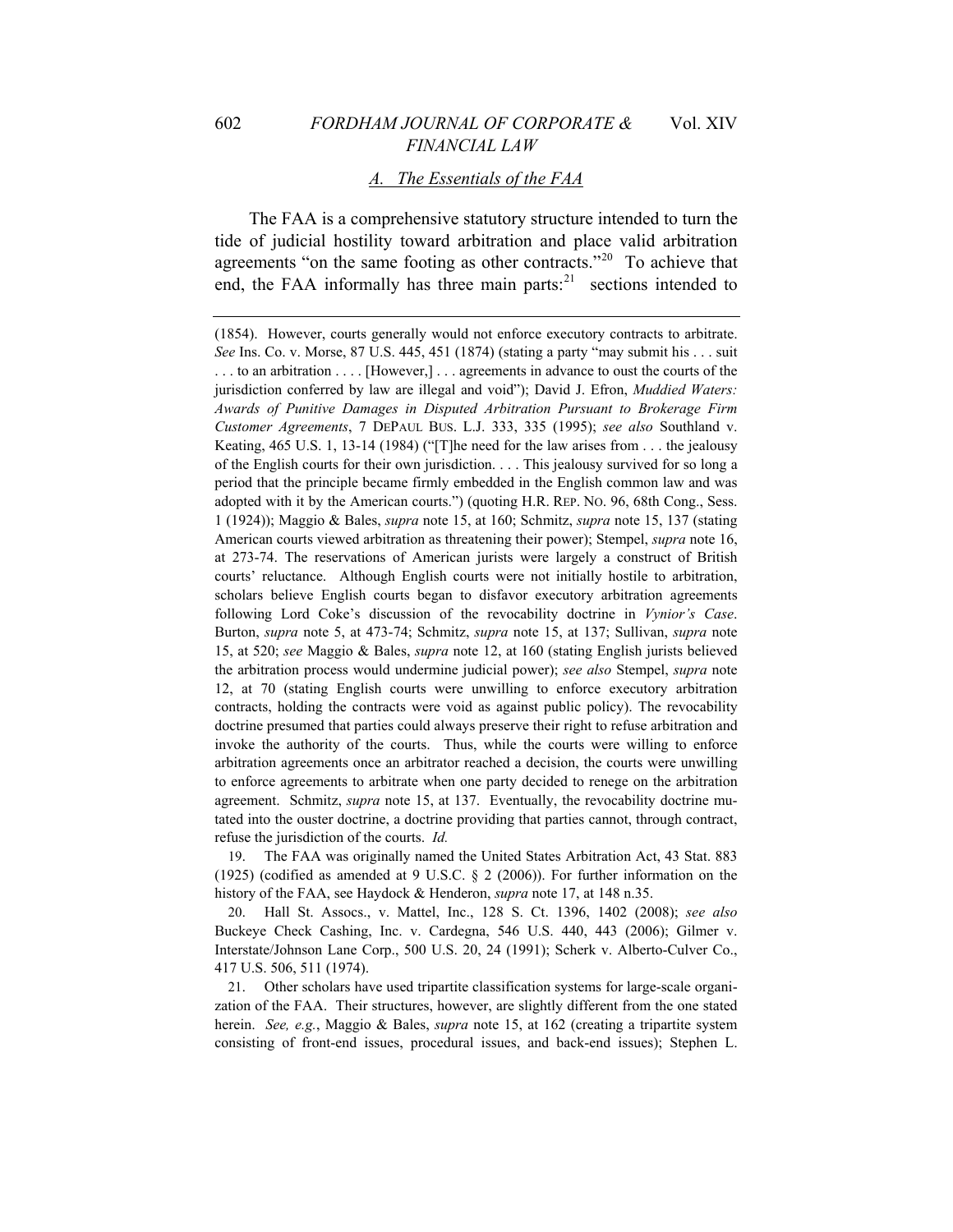### *A. The Essentials of the FAA*

The FAA is a comprehensive statutory structure intended to turn the tide of judicial hostility toward arbitration and place valid arbitration agreements "on the same footing as other contracts."[20] To achieve that end, the FAA informally has three main parts:[21] sections intended to

---

(1854). However, courts generally would not enforce executory contracts to arbitrate. *See* Ins. Co. v. Morse, 87 U.S. 445, 451 (1874) (stating a party "may submit his . . . suit . . . to an arbitration . . . . [However,] . . . agreements in advance to oust the courts of the jurisdiction conferred by law are illegal and void"); David J. Efron, *Muddied Waters: Awards of Punitive Damages in Disputed Arbitration Pursuant to Brokerage Firm Customer Agreements*, 7 DEPAUL BUS. L.J. 333, 335 (1995); *see also* Southland v. Keating, 465 U.S. 1, 13-14 (1984) ("[T]he need for the law arises from . . . the jealousy of the English courts for their own jurisdiction. . . . This jealousy survived for so long a period that the principle became firmly embedded in the English common law and was adopted with it by the American courts.") (quoting H.R. REP. NO. 96, 68th Cong., Sess. 1 (1924)); Maggio & Bales, *supra* note 15, at 160; Schmitz, *supra* note 15, 137 (stating American courts viewed arbitration as threatening their power); Stempel, *supra* note 16, at 273-74. The reservations of American jurists were largely a construct of British courts' reluctance. Although English courts were not initially hostile to arbitration, scholars believe English courts began to disfavor executory arbitration agreements following Lord Coke's discussion of the revocability doctrine in *Vynior's Case*. Burton, *supra* note 5, at 473-74; Schmitz, *supra* note 15, at 137; Sullivan, *supra* note 15, at 520; *see* Maggio & Bales, *supra* note 12, at 160 (stating English jurists believed the arbitration process would undermine judicial power); *see also* Stempel, *supra* note 12, at 70 (stating English courts were unwilling to enforce executory arbitration contracts, holding the contracts were void as against public policy). The revocability doctrine presumed that parties could always preserve their right to refuse arbitration and invoke the authority of the courts. Thus, while the courts were willing to enforce arbitration agreements once an arbitrator reached a decision, the courts were unwilling to enforce agreements to arbitrate when one party decided to renege on the arbitration agreement. Schmitz, *supra* note 15, at 137. Eventually, the revocability doctrine mutated into the ouster doctrine, a doctrine providing that parties cannot, through contract, refuse the jurisdiction of the courts. *Id.*

19. The FAA was originally named the United States Arbitration Act, 43 Stat. 883 (1925) (codified as amended at 9 U.S.C. § 2 (2006)). For further information on the history of the FAA, see Haydock & Henderon, *supra* note 17, at 148 n.35.

20. Hall St. Assocs., v. Mattel, Inc., 128 S. Ct. 1396, 1402 (2008); *see also* Buckeye Check Cashing, Inc. v. Cardegna, 546 U.S. 440, 443 (2006); Gilmer v. Interstate/Johnson Lane Corp., 500 U.S. 20, 24 (1991); Scherk v. Alberto-Culver Co., 417 U.S. 506, 511 (1974).

21. Other scholars have used tripartite classification systems for large-scale organization of the FAA. Their structures, however, are slightly different from the one stated herein. *See, e.g.*, Maggio & Bales, *supra* note 15, at 162 (creating a tripartite system consisting of front-end issues, procedural issues, and back-end issues); Stephen L.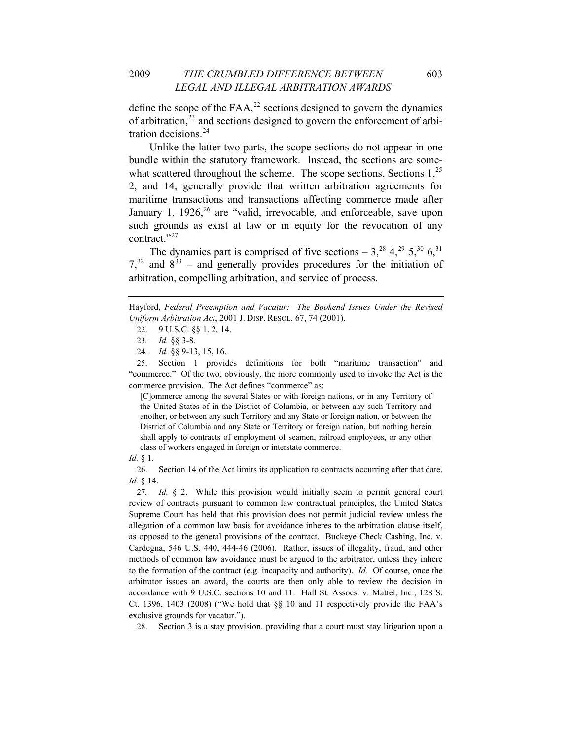define the scope of the FAA,[22] sections designed to govern the dynamics of arbitration,[23] and sections designed to govern the enforcement of arbitration decisions.[24]

Unlike the latter two parts, the scope sections do not appear in one bundle within the statutory framework. Instead, the sections are somewhat scattered throughout the scheme. The scope sections, Sections 1,[25] 2, and 14, generally provide that written arbitration agreements for maritime transactions and transactions affecting commerce made after January 1, 1926,[26] are "valid, irrevocable, and enforceable, save upon such grounds as exist at law or in equity for the revocation of any contract."[27]

The dynamics part is comprised of five sections – 3,[28] 4,[29] 5,[30] 6,[31] 7,[32] and 8[33] – and generally provides procedures for the initiation of arbitration, compelling arbitration, and service of process.

---

Hayford, *Federal Preemption and Vacatur: The Bookend Issues Under the Revised Uniform Arbitration Act*, 2001 J. DISP. RESOL. 67, 74 (2001).

22. 9 U.S.C. §§ 1, 2, 14.

23. *Id.* §§ 3-8.

24. *Id.* §§ 9-13, 15, 16.

25. Section 1 provides definitions for both "maritime transaction" and "commerce." Of the two, obviously, the more commonly used to invoke the Act is the commerce provision. The Act defines "commerce" as:

> [C]ommerce among the several States or with foreign nations, or in any Territory of the United States of in the District of Columbia, or between any such Territory and another, or between any such Territory and any State or foreign nation, or between the District of Columbia and any State or Territory or foreign nation, but nothing herein shall apply to contracts of employment of seamen, railroad employees, or any other class of workers engaged in foreign or interstate commerce.

*Id.* § 1.

26. Section 14 of the Act limits its application to contracts occurring after that date. *Id.* § 14.

27. *Id.* § 2. While this provision would initially seem to permit general court review of contracts pursuant to common law contractual principles, the United States Supreme Court has held that this provision does not permit judicial review unless the allegation of a common law basis for avoidance inheres to the arbitration clause itself, as opposed to the general provisions of the contract. Buckeye Check Cashing, Inc. v. Cardegna, 546 U.S. 440, 444-46 (2006). Rather, issues of illegality, fraud, and other methods of common law avoidance must be argued to the arbitrator, unless they inhere to the formation of the contract (e.g. incapacity and authority). *Id.* Of course, once the arbitrator issues an award, the courts are then only able to review the decision in accordance with 9 U.S.C. sections 10 and 11. Hall St. Assocs. v. Mattel, Inc., 128 S. Ct. 1396, 1403 (2008) ("We hold that §§ 10 and 11 respectively provide the FAA's exclusive grounds for vacatur.").

28. Section 3 is a stay provision, providing that a court must stay litigation upon a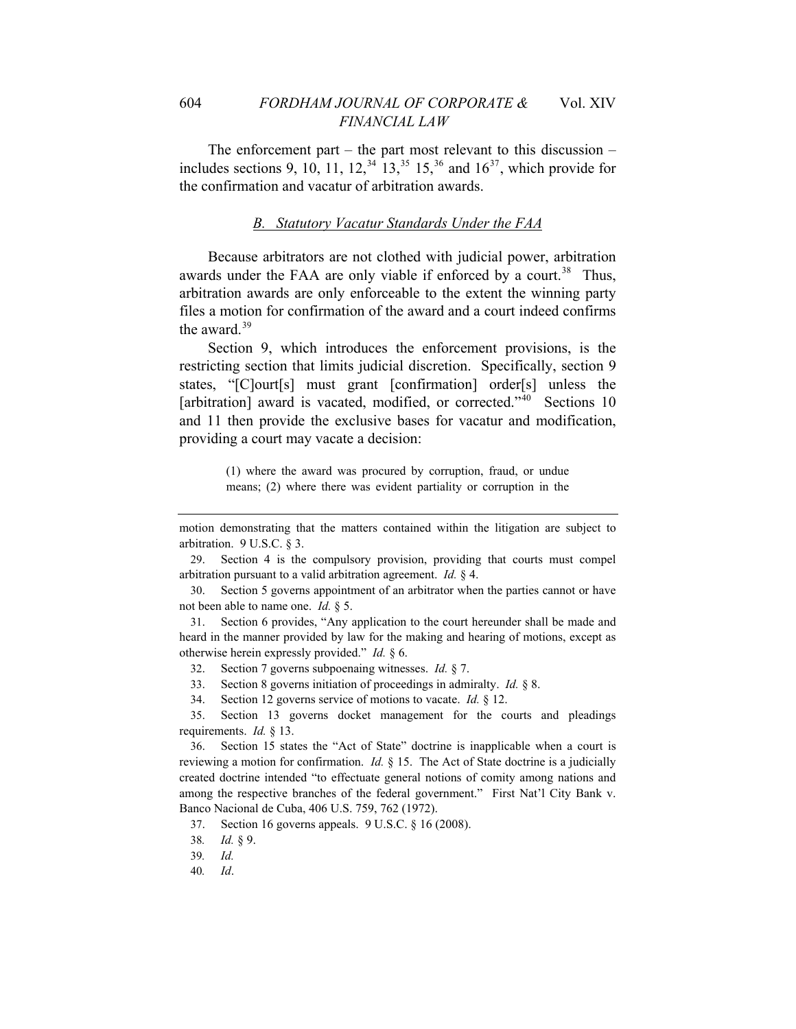The enforcement part – the part most relevant to this discussion – includes sections 9, 10, 11, 12,[34] 13,[35] 15,[36] and 16[37], which provide for the confirmation and vacatur of arbitration awards.

### B. Statutory Vacatur Standards Under the FAA

Because arbitrators are not clothed with judicial power, arbitration awards under the FAA are only viable if enforced by a court.[38] Thus, arbitration awards are only enforceable to the extent the winning party files a motion for confirmation of the award and a court indeed confirms the award.[39]

Section 9, which introduces the enforcement provisions, is the restricting section that limits judicial discretion. Specifically, section 9 states, "[C]ourt[s] must grant [confirmation] order[s] unless the [arbitration] award is vacated, modified, or corrected."[40] Sections 10 and 11 then provide the exclusive bases for vacatur and modification, providing a court may vacate a decision:

> (1) where the award was procured by corruption, fraud, or undue means; (2) where there was evident partiality or corruption in the

---

motion demonstrating that the matters contained within the litigation are subject to arbitration. 9 U.S.C. § 3.

29. Section 4 is the compulsory provision, providing that courts must compel arbitration pursuant to a valid arbitration agreement. *Id.* § 4.

30. Section 5 governs appointment of an arbitrator when the parties cannot or have not been able to name one. *Id.* § 5.

31. Section 6 provides, "Any application to the court hereunder shall be made and heard in the manner provided by law for the making and hearing of motions, except as otherwise herein expressly provided." *Id.* § 6.

32. Section 7 governs subpoenaing witnesses. *Id.* § 7.

33. Section 8 governs initiation of proceedings in admiralty. *Id.* § 8.

34. Section 12 governs service of motions to vacate. *Id.* § 12.

35. Section 13 governs docket management for the courts and pleadings requirements. *Id.* § 13.

36. Section 15 states the "Act of State" doctrine is inapplicable when a court is reviewing a motion for confirmation. *Id.* § 15. The Act of State doctrine is a judicially created doctrine intended "to effectuate general notions of comity among nations and among the respective branches of the federal government." First Nat'l City Bank v. Banco Nacional de Cuba, 406 U.S. 759, 762 (1972).

37. Section 16 governs appeals. 9 U.S.C. § 16 (2008).

38. *Id.* § 9.

39. *Id.*

40. *Id*.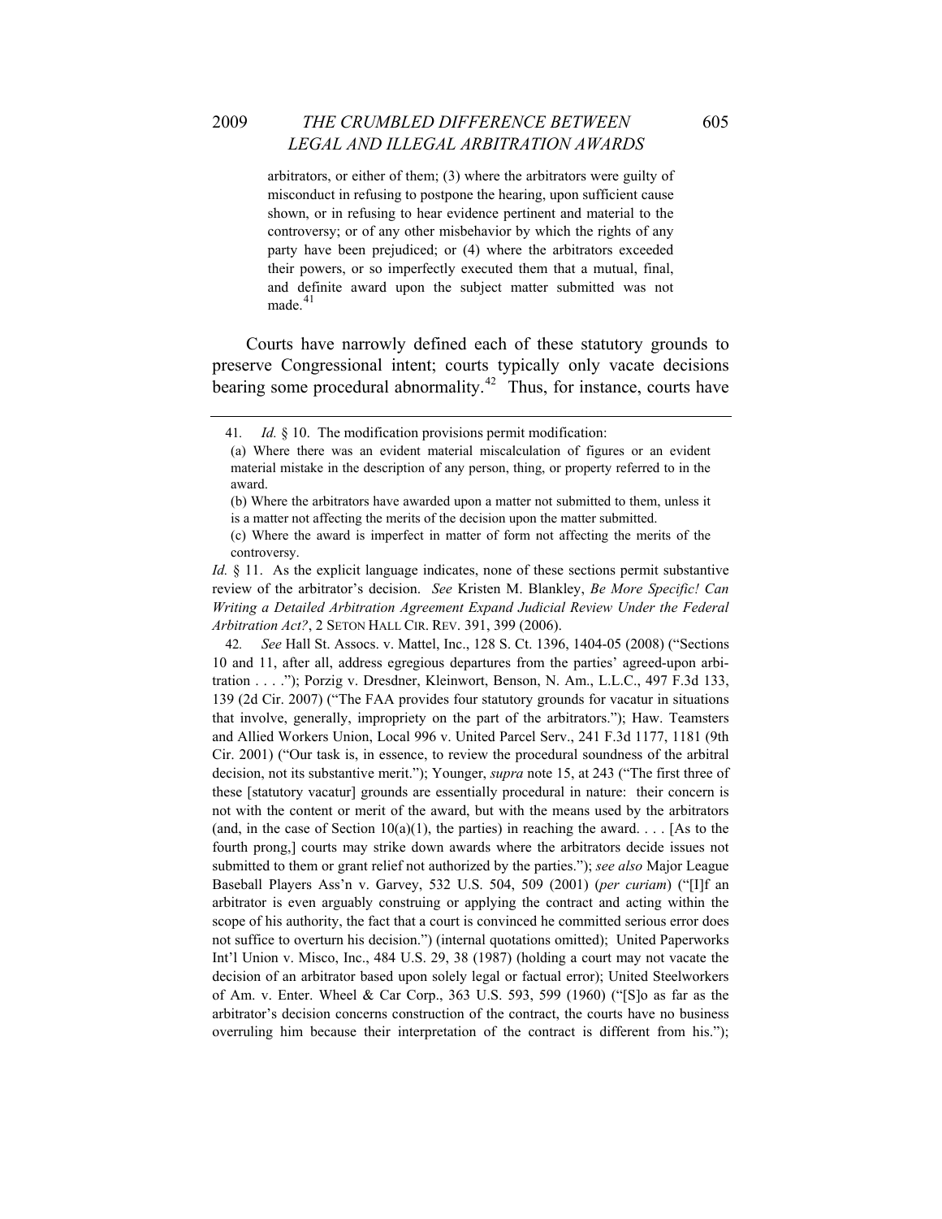> arbitrators, or either of them; (3) where the arbitrators were guilty of misconduct in refusing to postpone the hearing, upon sufficient cause shown, or in refusing to hear evidence pertinent and material to the controversy; or of any other misbehavior by which the rights of any party have been prejudiced; or (4) where the arbitrators exceeded their powers, or so imperfectly executed them that a mutual, final, and definite award upon the subject matter submitted was not made.[41]

Courts have narrowly defined each of these statutory grounds to preserve Congressional intent; courts typically only vacate decisions bearing some procedural abnormality.[42] Thus, for instance, courts have

---

41. *Id.* § 10. The modification provisions permit modification:

> (a) Where there was an evident material miscalculation of figures or an evident material mistake in the description of any person, thing, or property referred to in the award.
>
> (b) Where the arbitrators have awarded upon a matter not submitted to them, unless it is a matter not affecting the merits of the decision upon the matter submitted.
>
> (c) Where the award is imperfect in matter of form not affecting the merits of the controversy.

*Id.* § 11. As the explicit language indicates, none of these sections permit substantive review of the arbitrator's decision. *See* Kristen M. Blankley, *Be More Specific! Can Writing a Detailed Arbitration Agreement Expand Judicial Review Under the Federal Arbitration Act?*, 2 SETON HALL CIR. REV. 391, 399 (2006).

42. *See* Hall St. Assocs. v. Mattel, Inc., 128 S. Ct. 1396, 1404-05 (2008) ("Sections 10 and 11, after all, address egregious departures from the parties' agreed-upon arbitration . . . ."); Porzig v. Dresdner, Kleinwort, Benson, N. Am., L.L.C., 497 F.3d 133, 139 (2d Cir. 2007) ("The FAA provides four statutory grounds for vacatur in situations that involve, generally, impropriety on the part of the arbitrators."); Haw. Teamsters and Allied Workers Union, Local 996 v. United Parcel Serv., 241 F.3d 1177, 1181 (9th Cir. 2001) ("Our task is, in essence, to review the procedural soundness of the arbitral decision, not its substantive merit."); Younger, *supra* note 15, at 243 ("The first three of these [statutory vacatur] grounds are essentially procedural in nature: their concern is not with the content or merit of the award, but with the means used by the arbitrators (and, in the case of Section 10(a)(1), the parties) in reaching the award. . . . [As to the fourth prong,] courts may strike down awards where the arbitrators decide issues not submitted to them or grant relief not authorized by the parties."); *see also* Major League Baseball Players Ass'n v. Garvey, 532 U.S. 504, 509 (2001) (*per curiam*) ("[I]f an arbitrator is even arguably construing or applying the contract and acting within the scope of his authority, the fact that a court is convinced he committed serious error does not suffice to overturn his decision.") (internal quotations omitted); United Paperworks Int'l Union v. Misco, Inc., 484 U.S. 29, 38 (1987) (holding a court may not vacate the decision of an arbitrator based upon solely legal or factual error); United Steelworkers of Am. v. Enter. Wheel & Car Corp., 363 U.S. 593, 599 (1960) ("[S]o as far as the arbitrator's decision concerns construction of the contract, the courts have no business overruling him because their interpretation of the contract is different from his.");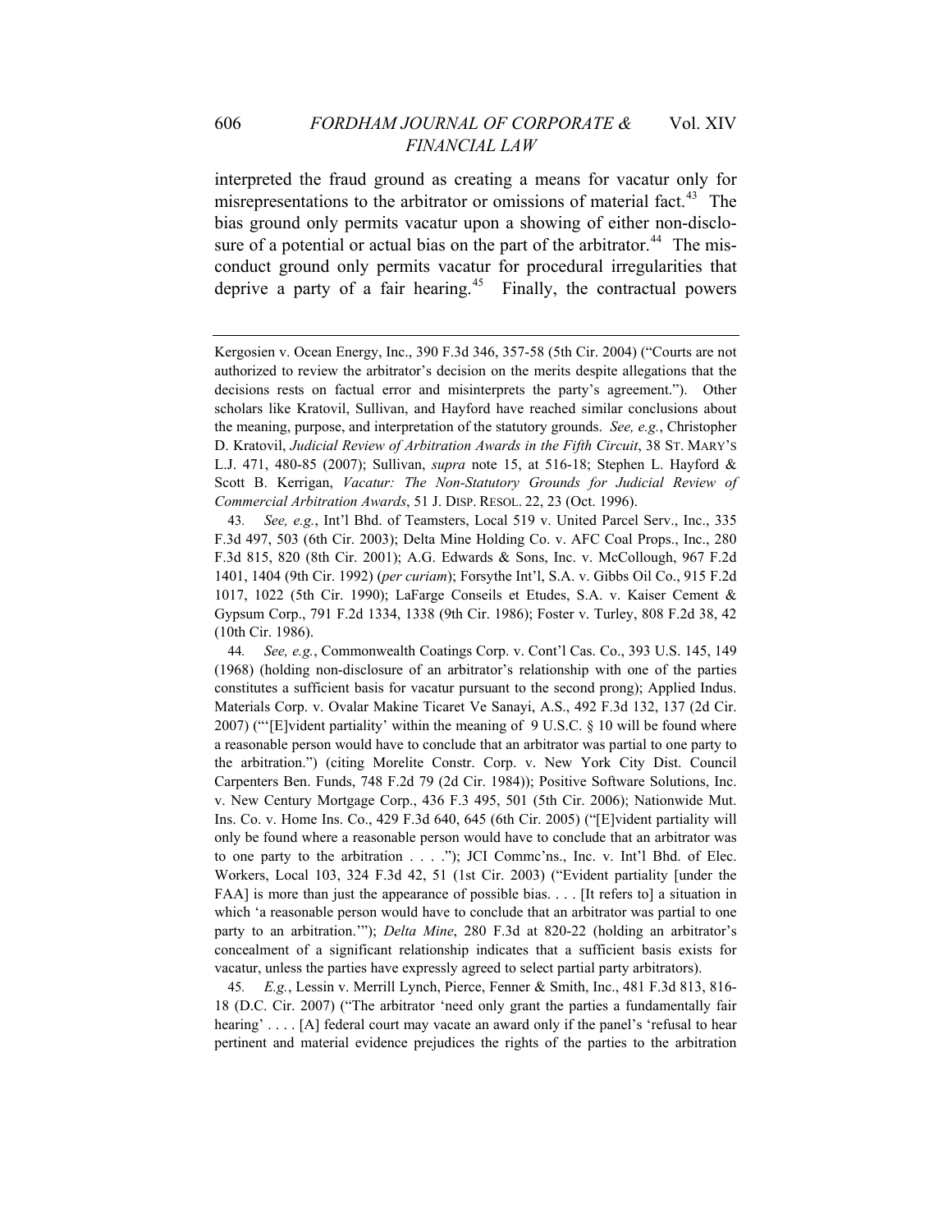interpreted the fraud ground as creating a means for vacatur only for misrepresentations to the arbitrator or omissions of material fact.[43] The bias ground only permits vacatur upon a showing of either non-disclosure of a potential or actual bias on the part of the arbitrator.[44] The misconduct ground only permits vacatur for procedural irregularities that deprive a party of a fair hearing.[45] Finally, the contractual powers

---

Kergosien v. Ocean Energy, Inc., 390 F.3d 346, 357-58 (5th Cir. 2004) ("Courts are not authorized to review the arbitrator's decision on the merits despite allegations that the decisions rests on factual error and misinterprets the party's agreement."). Other scholars like Kratovil, Sullivan, and Hayford have reached similar conclusions about the meaning, purpose, and interpretation of the statutory grounds. *See, e.g.*, Christopher D. Kratovil, *Judicial Review of Arbitration Awards in the Fifth Circuit*, 38 ST. MARY'S L.J. 471, 480-85 (2007); Sullivan, *supra* note 15, at 516-18; Stephen L. Hayford & Scott B. Kerrigan, *Vacatur: The Non-Statutory Grounds for Judicial Review of Commercial Arbitration Awards*, 51 J. DISP. RESOL. 22, 23 (Oct. 1996).

43. *See, e.g.*, Int'l Bhd. of Teamsters, Local 519 v. United Parcel Serv., Inc., 335 F.3d 497, 503 (6th Cir. 2003); Delta Mine Holding Co. v. AFC Coal Props., Inc., 280 F.3d 815, 820 (8th Cir. 2001); A.G. Edwards & Sons, Inc. v. McCollough, 967 F.2d 1401, 1404 (9th Cir. 1992) (*per curiam*); Forsythe Int'l, S.A. v. Gibbs Oil Co., 915 F.2d 1017, 1022 (5th Cir. 1990); LaFarge Conseils et Etudes, S.A. v. Kaiser Cement & Gypsum Corp., 791 F.2d 1334, 1338 (9th Cir. 1986); Foster v. Turley, 808 F.2d 38, 42 (10th Cir. 1986).

44. *See, e.g.*, Commonwealth Coatings Corp. v. Cont'l Cas. Co., 393 U.S. 145, 149 (1968) (holding non-disclosure of an arbitrator's relationship with one of the parties constitutes a sufficient basis for vacatur pursuant to the second prong); Applied Indus. Materials Corp. v. Ovalar Makine Ticaret Ve Sanayi, A.S., 492 F.3d 132, 137 (2d Cir. 2007) ("'[E]vident partiality' within the meaning of 9 U.S.C. § 10 will be found where a reasonable person would have to conclude that an arbitrator was partial to one party to the arbitration.") (citing Morelite Constr. Corp. v. New York City Dist. Council Carpenters Ben. Funds, 748 F.2d 79 (2d Cir. 1984)); Positive Software Solutions, Inc. v. New Century Mortgage Corp., 436 F.3 495, 501 (5th Cir. 2006); Nationwide Mut. Ins. Co. v. Home Ins. Co., 429 F.3d 640, 645 (6th Cir. 2005) ("[E]vident partiality will only be found where a reasonable person would have to conclude that an arbitrator was to one party to the arbitration . . . ."); JCI Commc'ns., Inc. v. Int'l Bhd. of Elec. Workers, Local 103, 324 F.3d 42, 51 (1st Cir. 2003) ("Evident partiality [under the FAA] is more than just the appearance of possible bias. . . . [It refers to] a situation in which 'a reasonable person would have to conclude that an arbitrator was partial to one party to an arbitration.'"); *Delta Mine*, 280 F.3d at 820-22 (holding an arbitrator's concealment of a significant relationship indicates that a sufficient basis exists for vacatur, unless the parties have expressly agreed to select partial party arbitrators).

45. *E.g.*, Lessin v. Merrill Lynch, Pierce, Fenner & Smith, Inc., 481 F.3d 813, 816-18 (D.C. Cir. 2007) ("The arbitrator 'need only grant the parties a fundamentally fair hearing' . . . . [A] federal court may vacate an award only if the panel's 'refusal to hear pertinent and material evidence prejudices the rights of the parties to the arbitration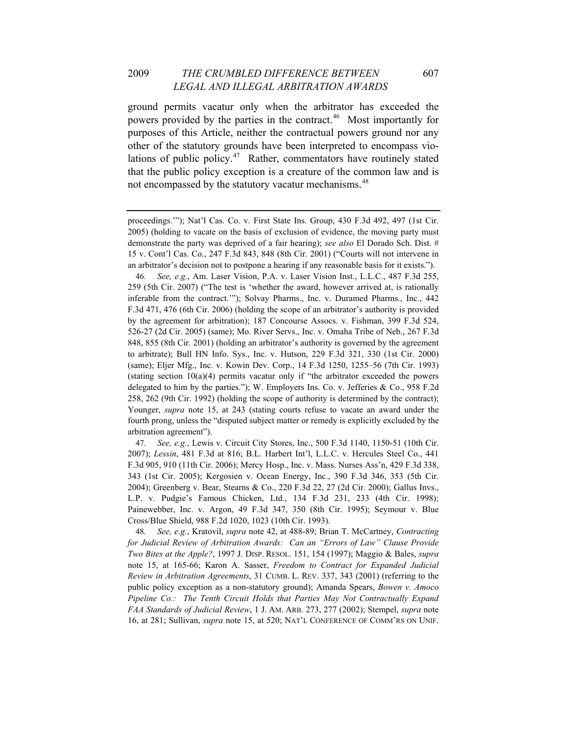ground permits vacatur only when the arbitrator has exceeded the powers provided by the parties in the contract.[46] Most importantly for purposes of this Article, neither the contractual powers ground nor any other of the statutory grounds have been interpreted to encompass violations of public policy.[47] Rather, commentators have routinely stated that the public policy exception is a creature of the common law and is not encompassed by the statutory vacatur mechanisms.[48]

---

proceedings.'"); Nat'l Cas. Co. v. First State Ins. Group, 430 F.3d 492, 497 (1st Cir. 2005) (holding to vacate on the basis of exclusion of evidence, the moving party must demonstrate the party was deprived of a fair hearing); *see also* El Dorado Sch. Dist. # 15 v. Cont'l Cas. Co., 247 F.3d 843, 848 (8th Cir. 2001) ("Courts will not intervene in an arbitrator's decision not to postpone a hearing if any reasonable basis for it exists.").

46. *See, e.g.*, Am. Laser Vision, P.A. v. Laser Vision Inst., L.L.C., 487 F.3d 255, 259 (5th Cir. 2007) ("The test is 'whether the award, however arrived at, is rationally inferable from the contract.'"); Solvay Pharms., Inc. v. Duramed Pharms., Inc., 442 F.3d 471, 476 (6th Cir. 2006) (holding the scope of an arbitrator's authority is provided by the agreement for arbitration); 187 Concourse Assocs. v. Fishman, 399 F.3d 524, 526-27 (2d Cir. 2005) (same); Mo. River Servs., Inc. v. Omaha Tribe of Neb., 267 F.3d 848, 855 (8th Cir. 2001) (holding an arbitrator's authority is governed by the agreement to arbitrate); Bull HN Info. Sys., Inc. v. Hutson, 229 F.3d 321, 330 (1st Cir. 2000) (same); Eljer Mfg., Inc. v. Kowin Dev. Corp., 14 F.3d 1250, 1255–56 (7th Cir. 1993) (stating section 10(a)(4) permits vacatur only if "the arbitrator exceeded the powers delegated to him by the parties."); W. Employers Ins. Co. v. Jefferies & Co., 958 F.2d 258, 262 (9th Cir. 1992) (holding the scope of authority is determined by the contract); Younger, *supra* note 15, at 243 (stating courts refuse to vacate an award under the fourth prong, unless the "disputed subject matter or remedy is explicitly excluded by the arbitration agreement").

47. *See, e.g.*, Lewis v. Circuit City Stores, Inc., 500 F.3d 1140, 1150-51 (10th Cir. 2007); *Lessin*, 481 F.3d at 816; B.L. Harbert Int'l, L.L.C. v. Hercules Steel Co., 441 F.3d 905, 910 (11th Cir. 2006); Mercy Hosp., Inc. v. Mass. Nurses Ass'n, 429 F.3d 338, 343 (1st Cir. 2005); Kergosien v. Ocean Energy, Inc., 390 F.3d 346, 353 (5th Cir. 2004); Greenberg v. Bear, Stearns & Co., 220 F.3d 22, 27 (2d Cir. 2000); Gallus Invs., L.P. v. Pudgie's Famous Chicken, Ltd., 134 F.3d 231, 233 (4th Cir. 1998); Painewebber, Inc. v. Argon, 49 F.3d 347, 350 (8th Cir. 1995); Seymour v. Blue Cross/Blue Shield, 988 F.2d 1020, 1023 (10th Cir. 1993).

48. *See, e.g.*, Kratovil, *supra* note 42, at 488-89; Brian T. McCartney, *Contracting for Judicial Review of Arbitration Awards: Can an "Errors of Law" Clause Provide Two Bites at the Apple?*, 1997 J. DISP. RESOL. 151, 154 (1997); Maggio & Bales, *supra* note 15, at 165-66; Karon A. Sasser, *Freedom to Contract for Expanded Judicial Review in Arbitration Agreements*, 31 CUMB. L. REV. 337, 343 (2001) (referring to the public policy exception as a non-statutory ground); Amanda Spears, *Bowen v. Amoco Pipeline Co.: The Tenth Circuit Holds that Parties May Not Contractually Expand FAA Standards of Judicial Review*, 1 J. AM. ARB. 273, 277 (2002); Stempel, *supra* note 16, at 281; Sullivan, *supra* note 15, at 520; NAT'L CONFERENCE OF COMM'RS ON UNIF.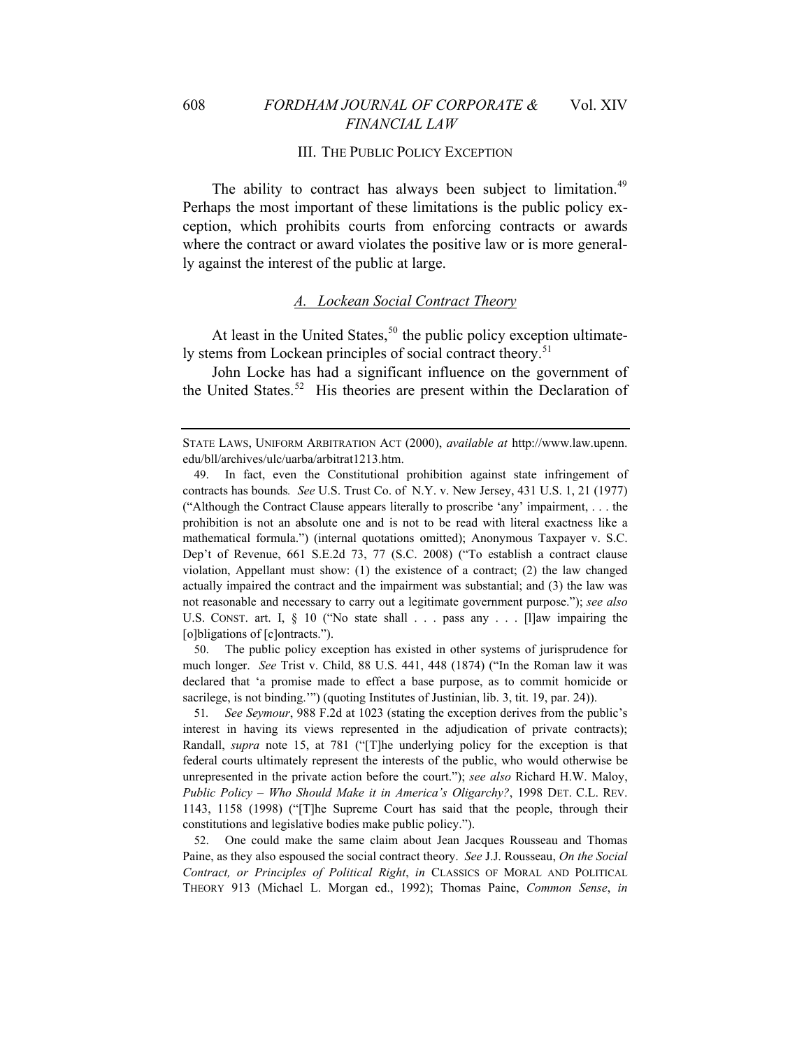## III. THE PUBLIC POLICY EXCEPTION

The ability to contract has always been subject to limitation.[49] Perhaps the most important of these limitations is the public policy exception, which prohibits courts from enforcing contracts or awards where the contract or award violates the positive law or is more generally against the interest of the public at large.

### *A. Lockean Social Contract Theory*

At least in the United States,[50] the public policy exception ultimately stems from Lockean principles of social contract theory.[51]

John Locke has had a significant influence on the government of the United States.[52] His theories are present within the Declaration of

---

STATE LAWS, UNIFORM ARBITRATION ACT (2000), *available at* http://www.law.upenn.edu/bll/archives/ulc/uarba/arbitrat1213.htm.

49. In fact, even the Constitutional prohibition against state infringement of contracts has bounds*. See* U.S. Trust Co. of N.Y. v. New Jersey, 431 U.S. 1, 21 (1977) ("Although the Contract Clause appears literally to proscribe 'any' impairment, . . . the prohibition is not an absolute one and is not to be read with literal exactness like a mathematical formula.") (internal quotations omitted); Anonymous Taxpayer v. S.C. Dep't of Revenue, 661 S.E.2d 73, 77 (S.C. 2008) ("To establish a contract clause violation, Appellant must show: (1) the existence of a contract; (2) the law changed actually impaired the contract and the impairment was substantial; and (3) the law was not reasonable and necessary to carry out a legitimate government purpose."); *see also* U.S. CONST. art. I, § 10 ("No state shall . . . pass any . . . [l]aw impairing the [o]bligations of [c]ontracts.").

50. The public policy exception has existed in other systems of jurisprudence for much longer. *See* Trist v. Child, 88 U.S. 441, 448 (1874) ("In the Roman law it was declared that 'a promise made to effect a base purpose, as to commit homicide or sacrilege, is not binding.'") (quoting Institutes of Justinian, lib. 3, tit. 19, par. 24)).

51. *See Seymour*, 988 F.2d at 1023 (stating the exception derives from the public's interest in having its views represented in the adjudication of private contracts); Randall, *supra* note 15, at 781 ("[T]he underlying policy for the exception is that federal courts ultimately represent the interests of the public, who would otherwise be unrepresented in the private action before the court."); *see also* Richard H.W. Maloy, *Public Policy – Who Should Make it in America's Oligarchy?*, 1998 DET. C.L. REV. 1143, 1158 (1998) ("[T]he Supreme Court has said that the people, through their constitutions and legislative bodies make public policy.").

52. One could make the same claim about Jean Jacques Rousseau and Thomas Paine, as they also espoused the social contract theory. *See* J.J. Rousseau, *On the Social Contract, or Principles of Political Right*, *in* CLASSICS OF MORAL AND POLITICAL THEORY 913 (Michael L. Morgan ed., 1992); Thomas Paine, *Common Sense*, *in*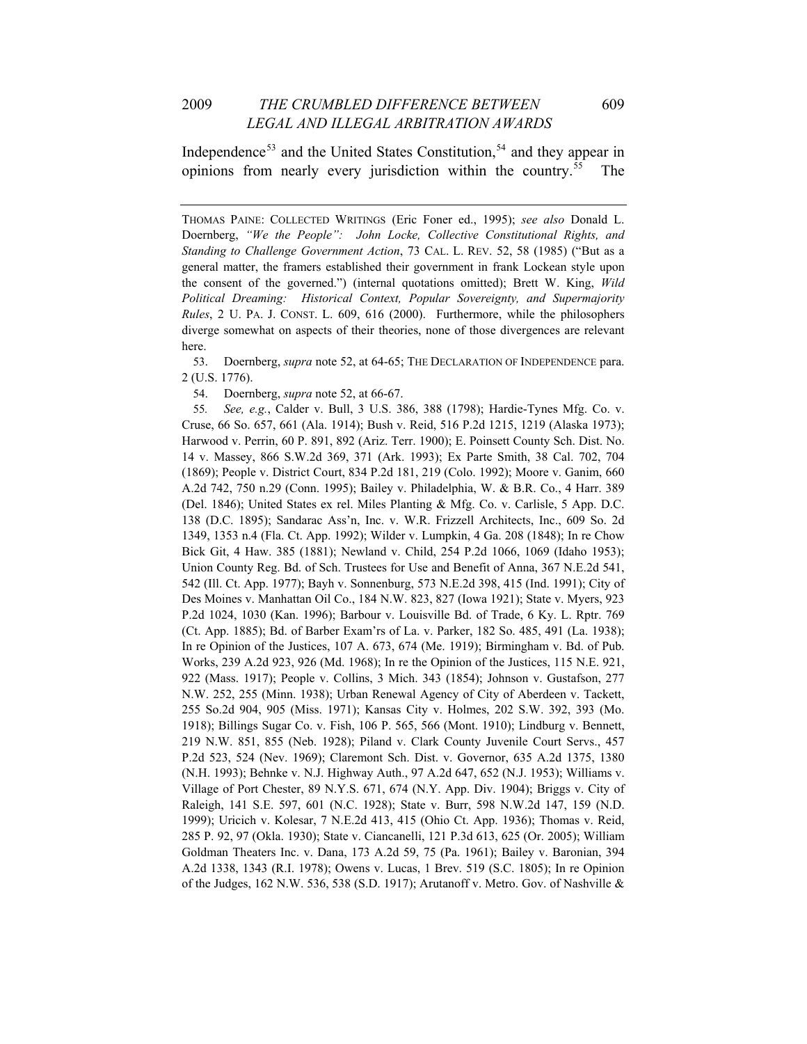Independence[53] and the United States Constitution,[54] and they appear in opinions from nearly every jurisdiction within the country.[55] The

---

THOMAS PAINE: COLLECTED WRITINGS (Eric Foner ed., 1995); *see also* Donald L. Doernberg, *"We the People": John Locke, Collective Constitutional Rights, and Standing to Challenge Government Action*, 73 CAL. L. REV. 52, 58 (1985) ("But as a general matter, the framers established their government in frank Lockean style upon the consent of the governed.") (internal quotations omitted); Brett W. King, *Wild Political Dreaming: Historical Context, Popular Sovereignty, and Supermajority Rules*, 2 U. PA. J. CONST. L. 609, 616 (2000). Furthermore, while the philosophers diverge somewhat on aspects of their theories, none of those divergences are relevant here.

53. Doernberg, *supra* note 52, at 64-65; THE DECLARATION OF INDEPENDENCE para. 2 (U.S. 1776).

54. Doernberg, *supra* note 52, at 66-67.

55. *See, e.g.*, Calder v. Bull, 3 U.S. 386, 388 (1798); Hardie-Tynes Mfg. Co. v. Cruse, 66 So. 657, 661 (Ala. 1914); Bush v. Reid, 516 P.2d 1215, 1219 (Alaska 1973); Harwood v. Perrin, 60 P. 891, 892 (Ariz. Terr. 1900); E. Poinsett County Sch. Dist. No. 14 v. Massey, 866 S.W.2d 369, 371 (Ark. 1993); Ex Parte Smith, 38 Cal. 702, 704 (1869); People v. District Court, 834 P.2d 181, 219 (Colo. 1992); Moore v. Ganim, 660 A.2d 742, 750 n.29 (Conn. 1995); Bailey v. Philadelphia, W. & B.R. Co., 4 Harr. 389 (Del. 1846); United States ex rel. Miles Planting & Mfg. Co. v. Carlisle, 5 App. D.C. 138 (D.C. 1895); Sandarac Ass'n, Inc. v. W.R. Frizzell Architects, Inc., 609 So. 2d 1349, 1353 n.4 (Fla. Ct. App. 1992); Wilder v. Lumpkin, 4 Ga. 208 (1848); In re Chow Bick Git, 4 Haw. 385 (1881); Newland v. Child, 254 P.2d 1066, 1069 (Idaho 1953); Union County Reg. Bd. of Sch. Trustees for Use and Benefit of Anna, 367 N.E.2d 541, 542 (Ill. Ct. App. 1977); Bayh v. Sonnenburg, 573 N.E.2d 398, 415 (Ind. 1991); City of Des Moines v. Manhattan Oil Co., 184 N.W. 823, 827 (Iowa 1921); State v. Myers, 923 P.2d 1024, 1030 (Kan. 1996); Barbour v. Louisville Bd. of Trade, 6 Ky. L. Rptr. 769 (Ct. App. 1885); Bd. of Barber Exam'rs of La. v. Parker, 182 So. 485, 491 (La. 1938); In re Opinion of the Justices, 107 A. 673, 674 (Me. 1919); Birmingham v. Bd. of Pub. Works, 239 A.2d 923, 926 (Md. 1968); In re the Opinion of the Justices, 115 N.E. 921, 922 (Mass. 1917); People v. Collins, 3 Mich. 343 (1854); Johnson v. Gustafson, 277 N.W. 252, 255 (Minn. 1938); Urban Renewal Agency of City of Aberdeen v. Tackett, 255 So.2d 904, 905 (Miss. 1971); Kansas City v. Holmes, 202 S.W. 392, 393 (Mo. 1918); Billings Sugar Co. v. Fish, 106 P. 565, 566 (Mont. 1910); Lindburg v. Bennett, 219 N.W. 851, 855 (Neb. 1928); Piland v. Clark County Juvenile Court Servs., 457 P.2d 523, 524 (Nev. 1969); Claremont Sch. Dist. v. Governor, 635 A.2d 1375, 1380 (N.H. 1993); Behnke v. N.J. Highway Auth., 97 A.2d 647, 652 (N.J. 1953); Williams v. Village of Port Chester, 89 N.Y.S. 671, 674 (N.Y. App. Div. 1904); Briggs v. City of Raleigh, 141 S.E. 597, 601 (N.C. 1928); State v. Burr, 598 N.W.2d 147, 159 (N.D. 1999); Uricich v. Kolesar, 7 N.E.2d 413, 415 (Ohio Ct. App. 1936); Thomas v. Reid, 285 P. 92, 97 (Okla. 1930); State v. Ciancanelli, 121 P.3d 613, 625 (Or. 2005); William Goldman Theaters Inc. v. Dana, 173 A.2d 59, 75 (Pa. 1961); Bailey v. Baronian, 394 A.2d 1338, 1343 (R.I. 1978); Owens v. Lucas, 1 Brev. 519 (S.C. 1805); In re Opinion of the Judges, 162 N.W. 536, 538 (S.D. 1917); Arutanoff v. Metro. Gov. of Nashville &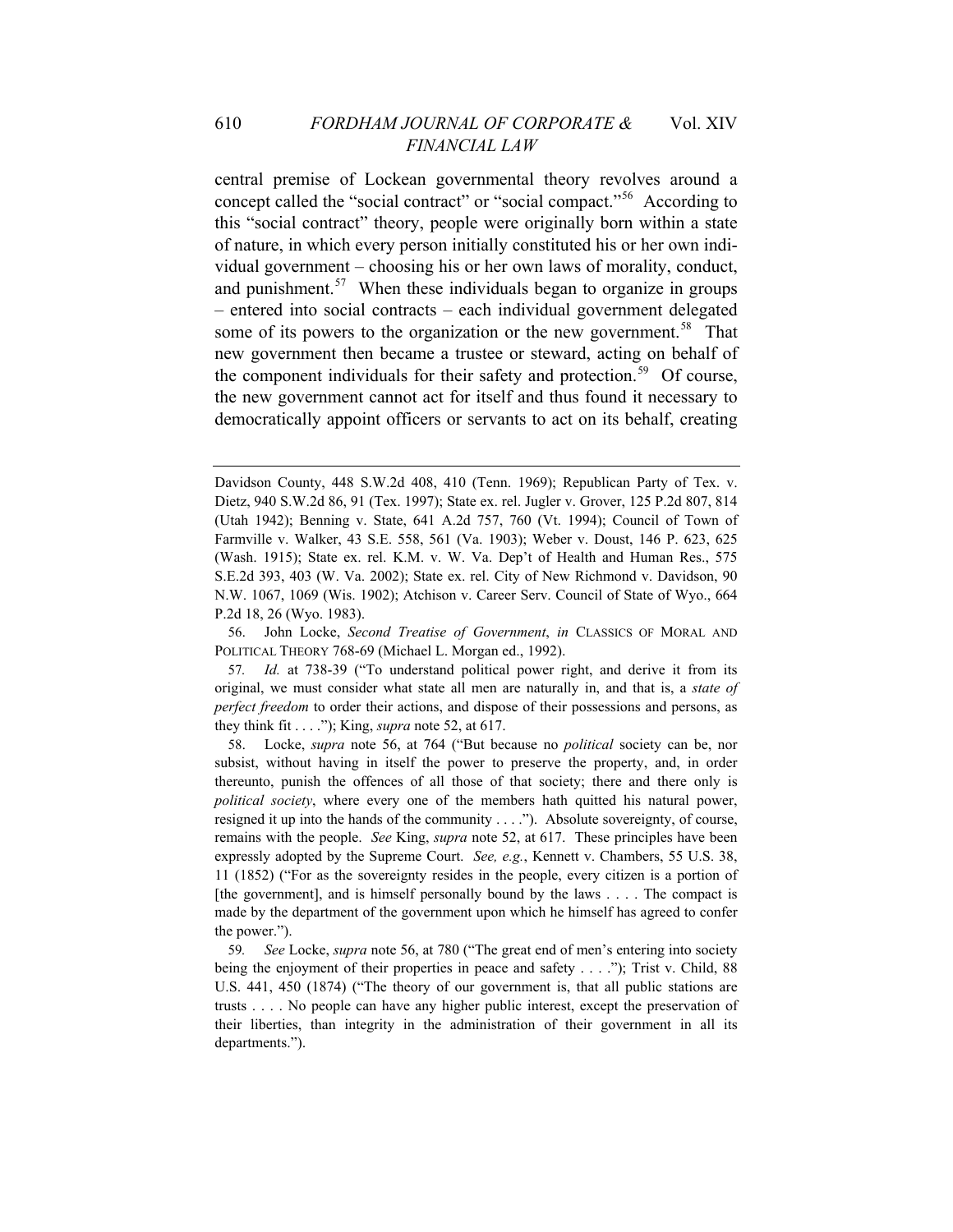central premise of Lockean governmental theory revolves around a concept called the "social contract" or "social compact."[56] According to this "social contract" theory, people were originally born within a state of nature, in which every person initially constituted his or her own individual government – choosing his or her own laws of morality, conduct, and punishment.[57] When these individuals began to organize in groups – entered into social contracts – each individual government delegated some of its powers to the organization or the new government.[58] That new government then became a trustee or steward, acting on behalf of the component individuals for their safety and protection.[59] Of course, the new government cannot act for itself and thus found it necessary to democratically appoint officers or servants to act on its behalf, creating

---

Davidson County, 448 S.W.2d 408, 410 (Tenn. 1969); Republican Party of Tex. v. Dietz, 940 S.W.2d 86, 91 (Tex. 1997); State ex. rel. Jugler v. Grover, 125 P.2d 807, 814 (Utah 1942); Benning v. State, 641 A.2d 757, 760 (Vt. 1994); Council of Town of Farmville v. Walker, 43 S.E. 558, 561 (Va. 1903); Weber v. Doust, 146 P. 623, 625 (Wash. 1915); State ex. rel. K.M. v. W. Va. Dep't of Health and Human Res., 575 S.E.2d 393, 403 (W. Va. 2002); State ex. rel. City of New Richmond v. Davidson, 90 N.W. 1067, 1069 (Wis. 1902); Atchison v. Career Serv. Council of State of Wyo., 664 P.2d 18, 26 (Wyo. 1983).

56. John Locke, *Second Treatise of Government*, *in* CLASSICS OF MORAL AND POLITICAL THEORY 768-69 (Michael L. Morgan ed., 1992).

57. *Id.* at 738-39 ("To understand political power right, and derive it from its original, we must consider what state all men are naturally in, and that is, a *state of perfect freedom* to order their actions, and dispose of their possessions and persons, as they think fit . . . ."); King, *supra* note 52, at 617.

58. Locke, *supra* note 56, at 764 ("But because no *political* society can be, nor subsist, without having in itself the power to preserve the property, and, in order thereunto, punish the offences of all those of that society; there and there only is *political society*, where every one of the members hath quitted his natural power, resigned it up into the hands of the community . . . ."). Absolute sovereignty, of course, remains with the people. *See* King, *supra* note 52, at 617. These principles have been expressly adopted by the Supreme Court. *See, e.g.*, Kennett v. Chambers, 55 U.S. 38, 11 (1852) ("For as the sovereignty resides in the people, every citizen is a portion of [the government], and is himself personally bound by the laws . . . . The compact is made by the department of the government upon which he himself has agreed to confer the power.").

59. *See* Locke, *supra* note 56, at 780 ("The great end of men's entering into society being the enjoyment of their properties in peace and safety . . . ."); Trist v. Child, 88 U.S. 441, 450 (1874) ("The theory of our government is, that all public stations are trusts . . . . No people can have any higher public interest, except the preservation of their liberties, than integrity in the administration of their government in all its departments.").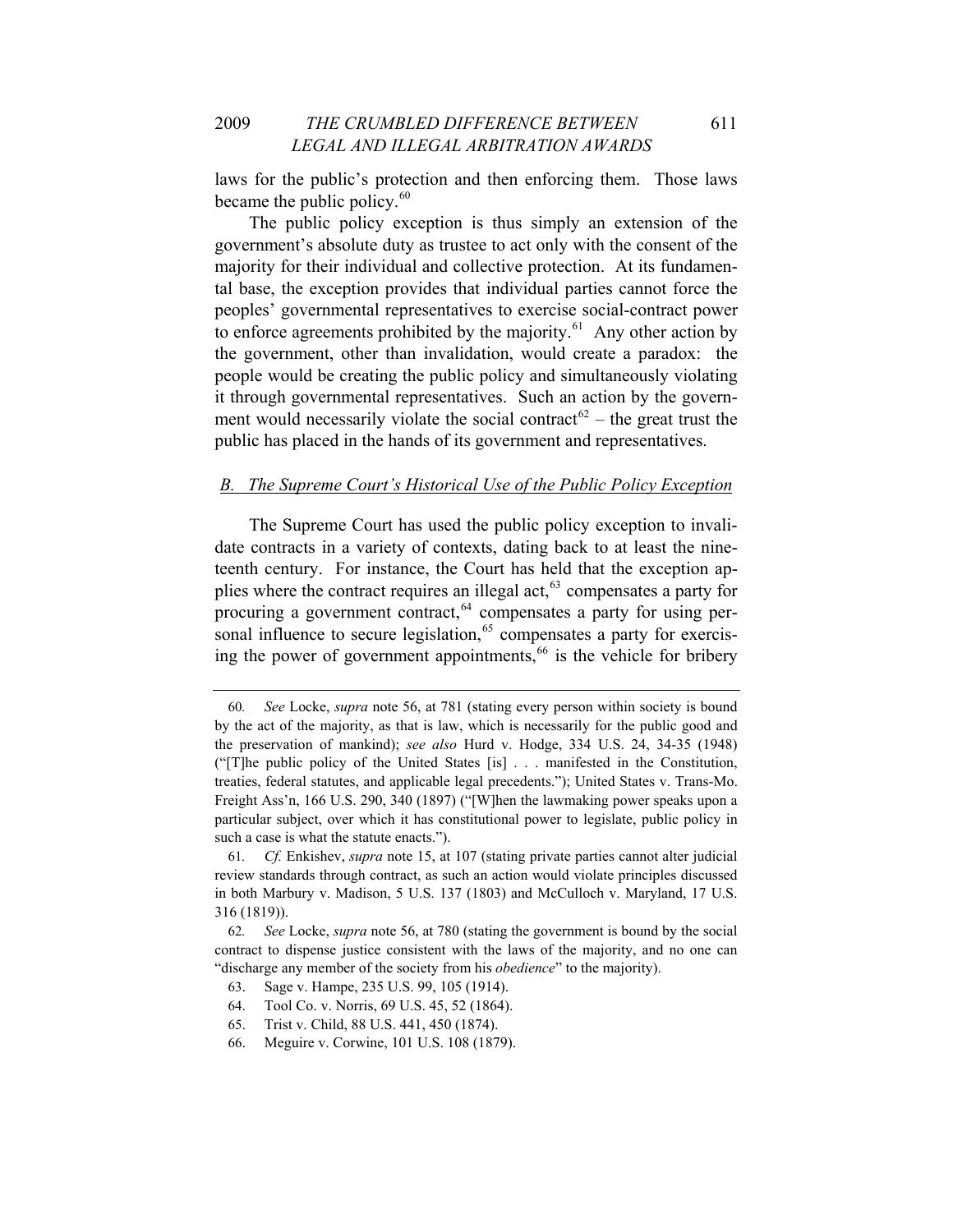laws for the public's protection and then enforcing them. Those laws became the public policy.[60]

The public policy exception is thus simply an extension of the government's absolute duty as trustee to act only with the consent of the majority for their individual and collective protection. At its fundamental base, the exception provides that individual parties cannot force the peoples' governmental representatives to exercise social-contract power to enforce agreements prohibited by the majority.[61] Any other action by the government, other than invalidation, would create a paradox: the people would be creating the public policy and simultaneously violating it through governmental representatives. Such an action by the government would necessarily violate the social contract[62] – the great trust the public has placed in the hands of its government and representatives.

## *B. The Supreme Court's Historical Use of the Public Policy Exception*

The Supreme Court has used the public policy exception to invalidate contracts in a variety of contexts, dating back to at least the nineteenth century. For instance, the Court has held that the exception applies where the contract requires an illegal act,[63] compensates a party for procuring a government contract,[64] compensates a party for using personal influence to secure legislation,[65] compensates a party for exercising the power of government appointments,[66] is the vehicle for bribery

---

60. *See* Locke, *supra* note 56, at 781 (stating every person within society is bound by the act of the majority, as that is law, which is necessarily for the public good and the preservation of mankind); *see also* Hurd v. Hodge, 334 U.S. 24, 34-35 (1948) ("[T]he public policy of the United States [is] . . . manifested in the Constitution, treaties, federal statutes, and applicable legal precedents."); United States v. Trans-Mo. Freight Ass'n, 166 U.S. 290, 340 (1897) ("[W]hen the lawmaking power speaks upon a particular subject, over which it has constitutional power to legislate, public policy in such a case is what the statute enacts.").

61. *Cf.* Enkishev, *supra* note 15, at 107 (stating private parties cannot alter judicial review standards through contract, as such an action would violate principles discussed in both Marbury v. Madison, 5 U.S. 137 (1803) and McCulloch v. Maryland, 17 U.S. 316 (1819)).

62. *See* Locke, *supra* note 56, at 780 (stating the government is bound by the social contract to dispense justice consistent with the laws of the majority, and no one can "discharge any member of the society from his *obedience*" to the majority).

63. Sage v. Hampe, 235 U.S. 99, 105 (1914).

64. Tool Co. v. Norris, 69 U.S. 45, 52 (1864).

65. Trist v. Child, 88 U.S. 441, 450 (1874).

66. Meguire v. Corwine, 101 U.S. 108 (1879).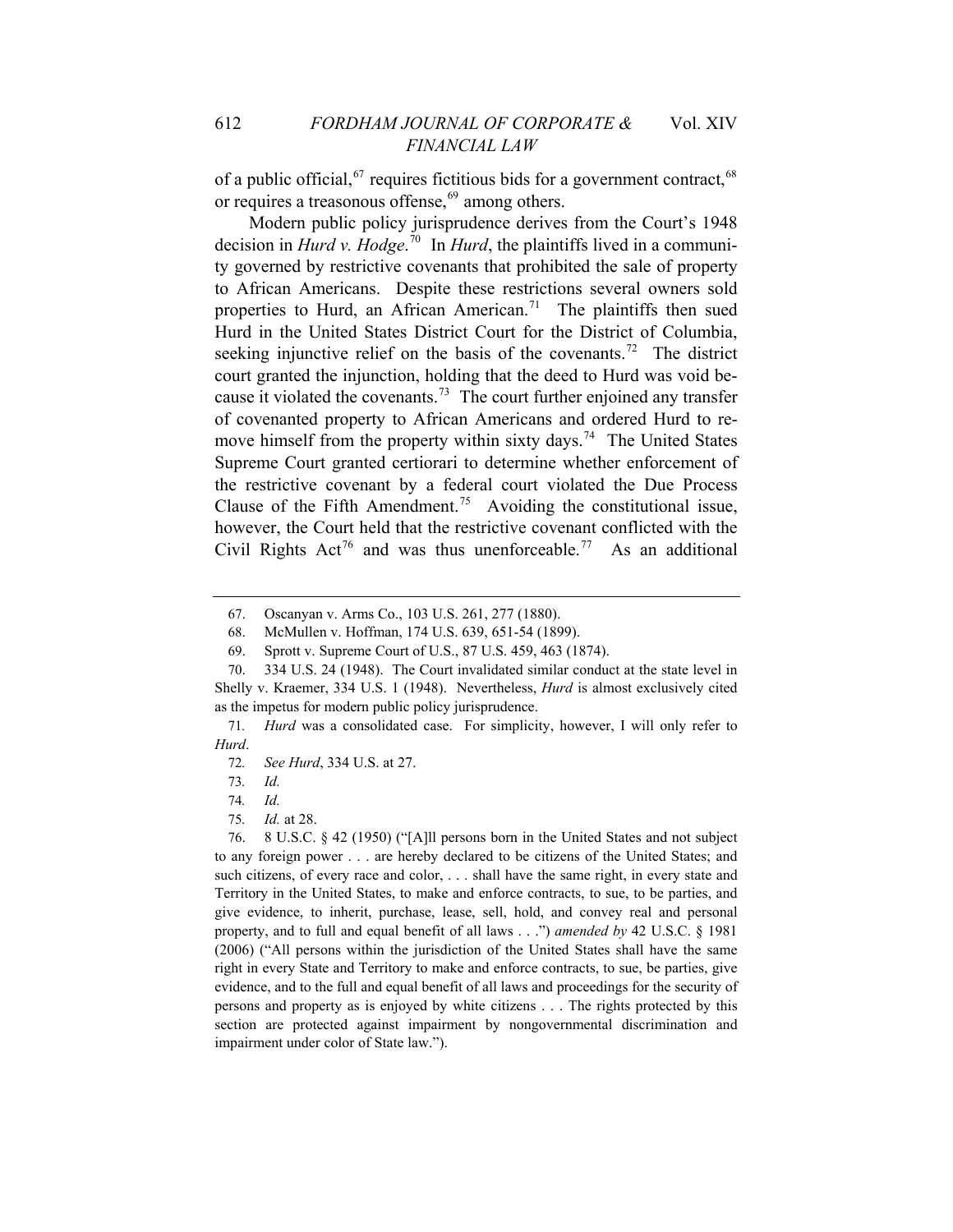of a public official,[67] requires fictitious bids for a government contract,[68] or requires a treasonous offense,[69] among others.

Modern public policy jurisprudence derives from the Court's 1948 decision in *Hurd v. Hodge*.[70] In *Hurd*, the plaintiffs lived in a community governed by restrictive covenants that prohibited the sale of property to African Americans. Despite these restrictions several owners sold properties to Hurd, an African American.[71] The plaintiffs then sued Hurd in the United States District Court for the District of Columbia, seeking injunctive relief on the basis of the covenants.[72] The district court granted the injunction, holding that the deed to Hurd was void because it violated the covenants.[73] The court further enjoined any transfer of covenanted property to African Americans and ordered Hurd to remove himself from the property within sixty days.[74] The United States Supreme Court granted certiorari to determine whether enforcement of the restrictive covenant by a federal court violated the Due Process Clause of the Fifth Amendment.[75] Avoiding the constitutional issue, however, the Court held that the restrictive covenant conflicted with the Civil Rights Act[76] and was thus unenforceable.[77] As an additional

---

67. Oscanyan v. Arms Co., 103 U.S. 261, 277 (1880).

68. McMullen v. Hoffman, 174 U.S. 639, 651-54 (1899).

69. Sprott v. Supreme Court of U.S., 87 U.S. 459, 463 (1874).

70. 334 U.S. 24 (1948). The Court invalidated similar conduct at the state level in Shelly v. Kraemer, 334 U.S. 1 (1948). Nevertheless, *Hurd* is almost exclusively cited as the impetus for modern public policy jurisprudence.

71. *Hurd* was a consolidated case. For simplicity, however, I will only refer to *Hurd*.

72. *See Hurd*, 334 U.S. at 27.

73. *Id.*

74. *Id.*

75. *Id.* at 28.

76. 8 U.S.C. § 42 (1950) ("[A]ll persons born in the United States and not subject to any foreign power . . . are hereby declared to be citizens of the United States; and such citizens, of every race and color, . . . shall have the same right, in every state and Territory in the United States, to make and enforce contracts, to sue, to be parties, and give evidence, to inherit, purchase, lease, sell, hold, and convey real and personal property, and to full and equal benefit of all laws . . .") *amended by* 42 U.S.C. § 1981 (2006) ("All persons within the jurisdiction of the United States shall have the same right in every State and Territory to make and enforce contracts, to sue, be parties, give evidence, and to the full and equal benefit of all laws and proceedings for the security of persons and property as is enjoyed by white citizens . . . The rights protected by this section are protected against impairment by nongovernmental discrimination and impairment under color of State law.").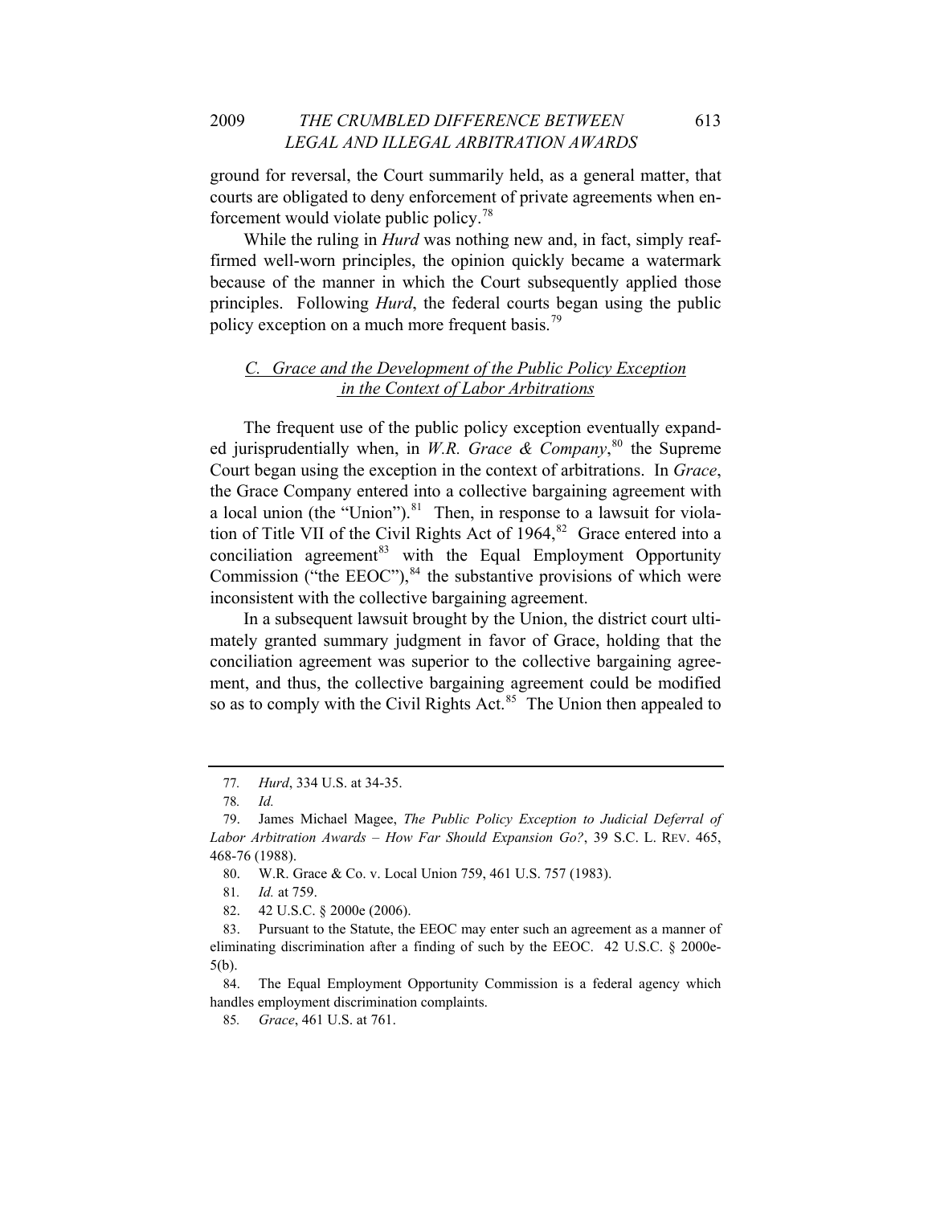ground for reversal, the Court summarily held, as a general matter, that courts are obligated to deny enforcement of private agreements when enforcement would violate public policy.[78]

While the ruling in *Hurd* was nothing new and, in fact, simply reaffirmed well-worn principles, the opinion quickly became a watermark because of the manner in which the Court subsequently applied those principles. Following *Hurd*, the federal courts began using the public policy exception on a much more frequent basis.[79]

### C. *Grace and the Development of the Public Policy Exception in the Context of Labor Arbitrations*

The frequent use of the public policy exception eventually expanded jurisprudentially when, in *W.R. Grace & Company*,[80] the Supreme Court began using the exception in the context of arbitrations. In *Grace*, the Grace Company entered into a collective bargaining agreement with a local union (the "Union").[81] Then, in response to a lawsuit for violation of Title VII of the Civil Rights Act of 1964,[82] Grace entered into a conciliation agreement[83] with the Equal Employment Opportunity Commission ("the EEOC"),[84] the substantive provisions of which were inconsistent with the collective bargaining agreement.

In a subsequent lawsuit brought by the Union, the district court ultimately granted summary judgment in favor of Grace, holding that the conciliation agreement was superior to the collective bargaining agreement, and thus, the collective bargaining agreement could be modified so as to comply with the Civil Rights Act.[85] The Union then appealed to

---

77. *Hurd*, 334 U.S. at 34-35.

78. *Id.*

79. James Michael Magee, *The Public Policy Exception to Judicial Deferral of Labor Arbitration Awards – How Far Should Expansion Go?*, 39 S.C. L. REV. 465, 468-76 (1988).

80. W.R. Grace & Co. v. Local Union 759, 461 U.S. 757 (1983).

81. *Id.* at 759.

82. 42 U.S.C. § 2000e (2006).

83. Pursuant to the Statute, the EEOC may enter such an agreement as a manner of eliminating discrimination after a finding of such by the EEOC. 42 U.S.C. § 2000e-5(b).

84. The Equal Employment Opportunity Commission is a federal agency which handles employment discrimination complaints.

85. *Grace*, 461 U.S. at 761.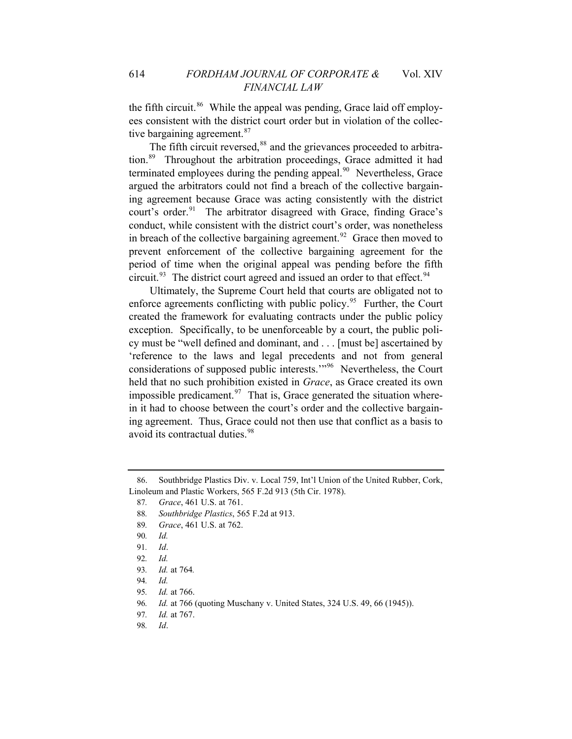the fifth circuit.[86] While the appeal was pending, Grace laid off employees consistent with the district court order but in violation of the collective bargaining agreement.[87]

The fifth circuit reversed,[88] and the grievances proceeded to arbitration.[89] Throughout the arbitration proceedings, Grace admitted it had terminated employees during the pending appeal.[90] Nevertheless, Grace argued the arbitrators could not find a breach of the collective bargaining agreement because Grace was acting consistently with the district court's order.[91] The arbitrator disagreed with Grace, finding Grace's conduct, while consistent with the district court's order, was nonetheless in breach of the collective bargaining agreement.[92] Grace then moved to prevent enforcement of the collective bargaining agreement for the period of time when the original appeal was pending before the fifth circuit.[93] The district court agreed and issued an order to that effect.[94]

Ultimately, the Supreme Court held that courts are obligated not to enforce agreements conflicting with public policy.[95] Further, the Court created the framework for evaluating contracts under the public policy exception. Specifically, to be unenforceable by a court, the public policy must be "well defined and dominant, and . . . [must be] ascertained by 'reference to the laws and legal precedents and not from general considerations of supposed public interests.'"[96] Nevertheless, the Court held that no such prohibition existed in *Grace*, as Grace created its own impossible predicament.[97] That is, Grace generated the situation wherein it had to choose between the court's order and the collective bargaining agreement. Thus, Grace could not then use that conflict as a basis to avoid its contractual duties.[98]

---

86. Southbridge Plastics Div. v. Local 759, Int'l Union of the United Rubber, Cork, Linoleum and Plastic Workers, 565 F.2d 913 (5th Cir. 1978).

87. *Grace*, 461 U.S. at 761.

88. *Southbridge Plastics*, 565 F.2d at 913.

89. *Grace*, 461 U.S. at 762.

90. *Id.*

91. *Id*.

92. *Id.*

93. *Id.* at 764.

94. *Id.*

95. *Id.* at 766.

96. *Id.* at 766 (quoting Muschany v. United States, 324 U.S. 49, 66 (1945)).

97. *Id.* at 767.

98. *Id*.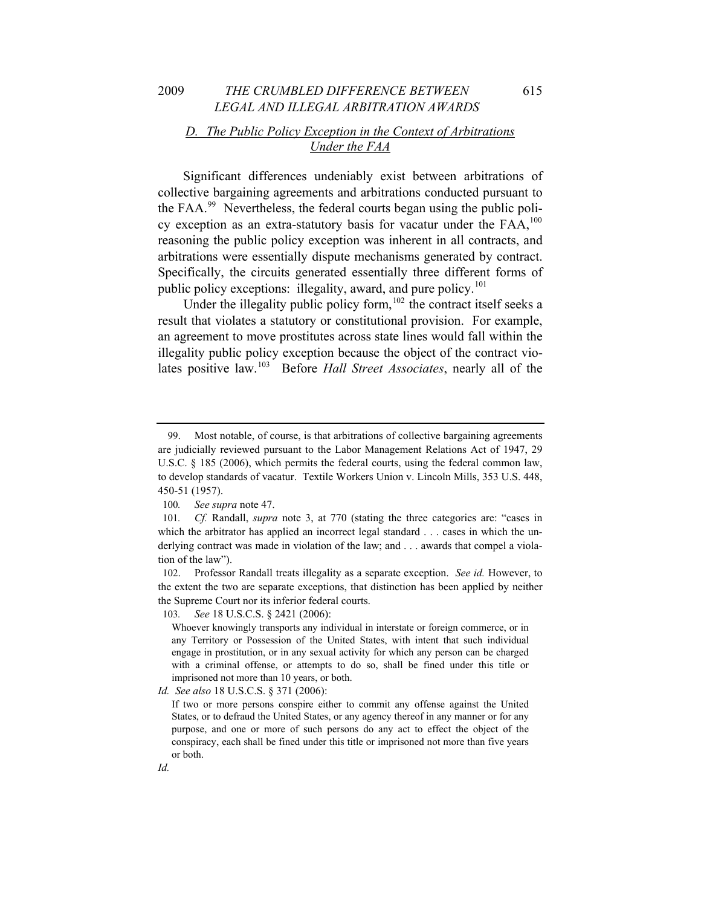### *D. The Public Policy Exception in the Context of Arbitrations Under the FAA*

Significant differences undeniably exist between arbitrations of collective bargaining agreements and arbitrations conducted pursuant to the FAA.[99] Nevertheless, the federal courts began using the public policy exception as an extra-statutory basis for vacatur under the FAA,[100] reasoning the public policy exception was inherent in all contracts, and arbitrations were essentially dispute mechanisms generated by contract. Specifically, the circuits generated essentially three different forms of public policy exceptions: illegality, award, and pure policy.[101]

Under the illegality public policy form,[102] the contract itself seeks a result that violates a statutory or constitutional provision. For example, an agreement to move prostitutes across state lines would fall within the illegality public policy exception because the object of the contract violates positive law.[103] Before *Hall Street Associates*, nearly all of the

---

99. Most notable, of course, is that arbitrations of collective bargaining agreements are judicially reviewed pursuant to the Labor Management Relations Act of 1947, 29 U.S.C. § 185 (2006), which permits the federal courts, using the federal common law, to develop standards of vacatur. Textile Workers Union v. Lincoln Mills, 353 U.S. 448, 450-51 (1957).

100. *See supra* note 47.

101. *Cf.* Randall, *supra* note 3, at 770 (stating the three categories are: "cases in which the arbitrator has applied an incorrect legal standard . . . cases in which the underlying contract was made in violation of the law; and . . . awards that compel a violation of the law").

102. Professor Randall treats illegality as a separate exception. *See id.* However, to the extent the two are separate exceptions, that distinction has been applied by neither the Supreme Court nor its inferior federal courts.

103. *See* 18 U.S.C.S. § 2421 (2006):

> Whoever knowingly transports any individual in interstate or foreign commerce, or in any Territory or Possession of the United States, with intent that such individual engage in prostitution, or in any sexual activity for which any person can be charged with a criminal offense, or attempts to do so, shall be fined under this title or imprisoned not more than 10 years, or both.

*Id. See also* 18 U.S.C.S. § 371 (2006):

> If two or more persons conspire either to commit any offense against the United States, or to defraud the United States, or any agency thereof in any manner or for any purpose, and one or more of such persons do any act to effect the object of the conspiracy, each shall be fined under this title or imprisoned not more than five years or both.

*Id.*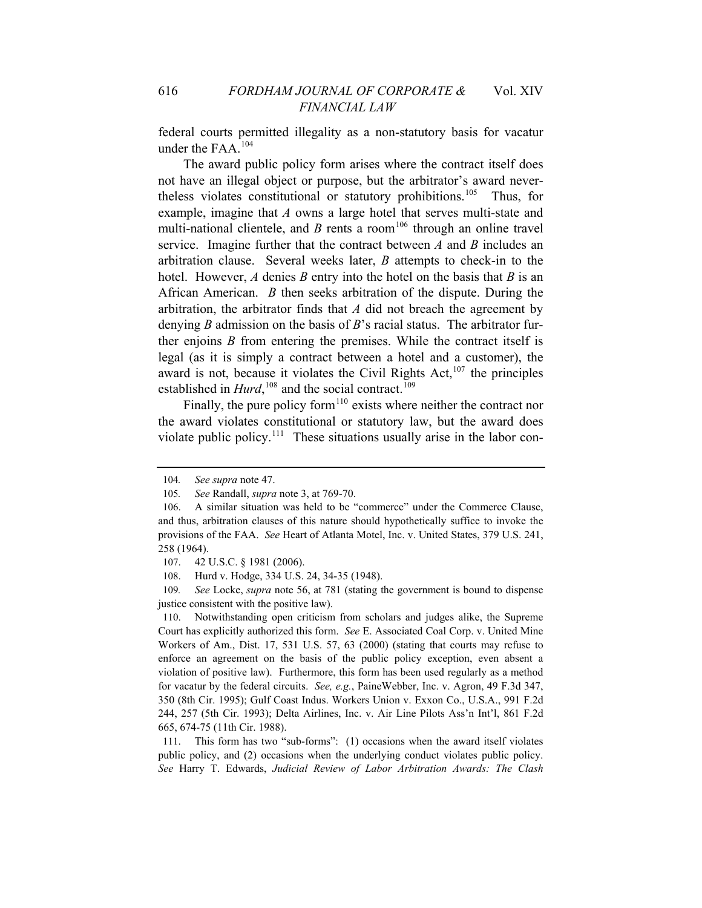federal courts permitted illegality as a non-statutory basis for vacatur under the FAA.[104]

The award public policy form arises where the contract itself does not have an illegal object or purpose, but the arbitrator's award nevertheless violates constitutional or statutory prohibitions.[105] Thus, for example, imagine that *A* owns a large hotel that serves multi-state and multi-national clientele, and *B* rents a room[106] through an online travel service. Imagine further that the contract between *A* and *B* includes an arbitration clause. Several weeks later, *B* attempts to check-in to the hotel. However, *A* denies *B* entry into the hotel on the basis that *B* is an African American. *B* then seeks arbitration of the dispute. During the arbitration, the arbitrator finds that *A* did not breach the agreement by denying *B* admission on the basis of *B*'s racial status. The arbitrator further enjoins *B* from entering the premises. While the contract itself is legal (as it is simply a contract between a hotel and a customer), the award is not, because it violates the Civil Rights Act,[107] the principles established in *Hurd*,[108] and the social contract.[109]

Finally, the pure policy form[110] exists where neither the contract nor the award violates constitutional or statutory law, but the award does violate public policy.[111] These situations usually arise in the labor con-

---

104. *See supra* note 47.

105. *See* Randall, *supra* note 3, at 769-70.

106. A similar situation was held to be "commerce" under the Commerce Clause, and thus, arbitration clauses of this nature should hypothetically suffice to invoke the provisions of the FAA. *See* Heart of Atlanta Motel, Inc. v. United States, 379 U.S. 241, 258 (1964).

107. 42 U.S.C. § 1981 (2006).

108. Hurd v. Hodge, 334 U.S. 24, 34-35 (1948).

109. *See* Locke, *supra* note 56, at 781 (stating the government is bound to dispense justice consistent with the positive law).

110. Notwithstanding open criticism from scholars and judges alike, the Supreme Court has explicitly authorized this form. *See* E. Associated Coal Corp. v. United Mine Workers of Am., Dist. 17, 531 U.S. 57, 63 (2000) (stating that courts may refuse to enforce an agreement on the basis of the public policy exception, even absent a violation of positive law). Furthermore, this form has been used regularly as a method for vacatur by the federal circuits. *See, e.g.*, PaineWebber, Inc. v. Agron, 49 F.3d 347, 350 (8th Cir. 1995); Gulf Coast Indus. Workers Union v. Exxon Co., U.S.A., 991 F.2d 244, 257 (5th Cir. 1993); Delta Airlines, Inc. v. Air Line Pilots Ass'n Int'l, 861 F.2d 665, 674-75 (11th Cir. 1988).

111. This form has two "sub-forms": (1) occasions when the award itself violates public policy, and (2) occasions when the underlying conduct violates public policy. *See* Harry T. Edwards, *Judicial Review of Labor Arbitration Awards: The Clash*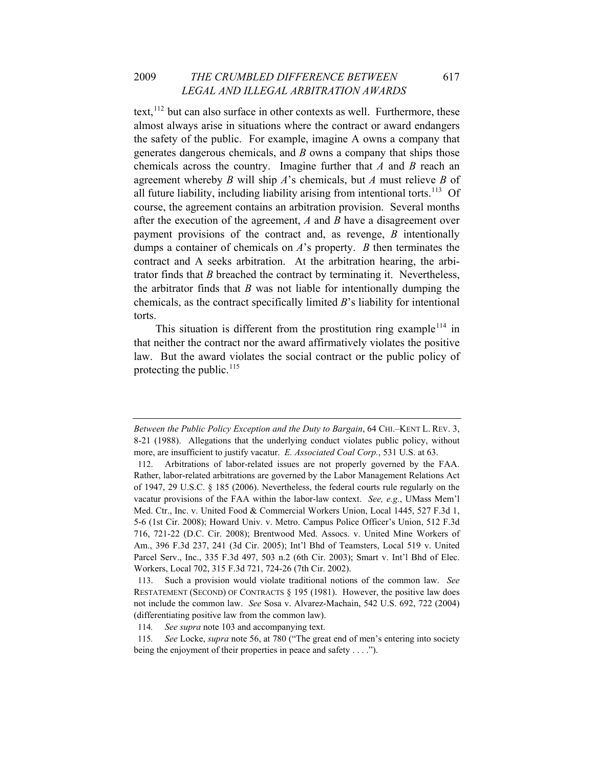text,[112] but can also surface in other contexts as well. Furthermore, these almost always arise in situations where the contract or award endangers the safety of the public. For example, imagine A owns a company that generates dangerous chemicals, and *B* owns a company that ships those chemicals across the country. Imagine further that *A* and *B* reach an agreement whereby *B* will ship *A*'s chemicals, but *A* must relieve *B* of all future liability, including liability arising from intentional torts.[113] Of course, the agreement contains an arbitration provision. Several months after the execution of the agreement, *A* and *B* have a disagreement over payment provisions of the contract and, as revenge, *B* intentionally dumps a container of chemicals on *A*'s property. *B* then terminates the contract and A seeks arbitration. At the arbitration hearing, the arbitrator finds that *B* breached the contract by terminating it. Nevertheless, the arbitrator finds that *B* was not liable for intentionally dumping the chemicals, as the contract specifically limited *B*'s liability for intentional torts.

This situation is different from the prostitution ring example[114] in that neither the contract nor the award affirmatively violates the positive law. But the award violates the social contract or the public policy of protecting the public.[115]

---

*Between the Public Policy Exception and the Duty to Bargain*, 64 CHI.–KENT L. REV. 3, 8-21 (1988). Allegations that the underlying conduct violates public policy, without more, are insufficient to justify vacatur. *E. Associated Coal Corp.*, 531 U.S. at 63.

112. Arbitrations of labor-related issues are not properly governed by the FAA. Rather, labor-related arbitrations are governed by the Labor Management Relations Act of 1947, 29 U.S.C. § 185 (2006). Nevertheless, the federal courts rule regularly on the vacatur provisions of the FAA within the labor-law context. *See, e.g.*, UMass Mem'l Med. Ctr., Inc. v. United Food & Commercial Workers Union, Local 1445, 527 F.3d 1, 5-6 (1st Cir. 2008); Howard Univ. v. Metro. Campus Police Officer's Union, 512 F.3d 716, 721-22 (D.C. Cir. 2008); Brentwood Med. Assocs. v. United Mine Workers of Am., 396 F.3d 237, 241 (3d Cir. 2005); Int'l Bhd of Teamsters, Local 519 v. United Parcel Serv., Inc., 335 F.3d 497, 503 n.2 (6th Cir. 2003); Smart v. Int'l Bhd of Elec. Workers, Local 702, 315 F.3d 721, 724-26 (7th Cir. 2002).

113. Such a provision would violate traditional notions of the common law. *See* RESTATEMENT (SECOND) OF CONTRACTS § 195 (1981). However, the positive law does not include the common law. *See* Sosa v. Alvarez-Machain, 542 U.S. 692, 722 (2004) (differentiating positive law from the common law).

114. *See supra* note 103 and accompanying text.

115. *See* Locke, *supra* note 56, at 780 ("The great end of men's entering into society being the enjoyment of their properties in peace and safety . . . .").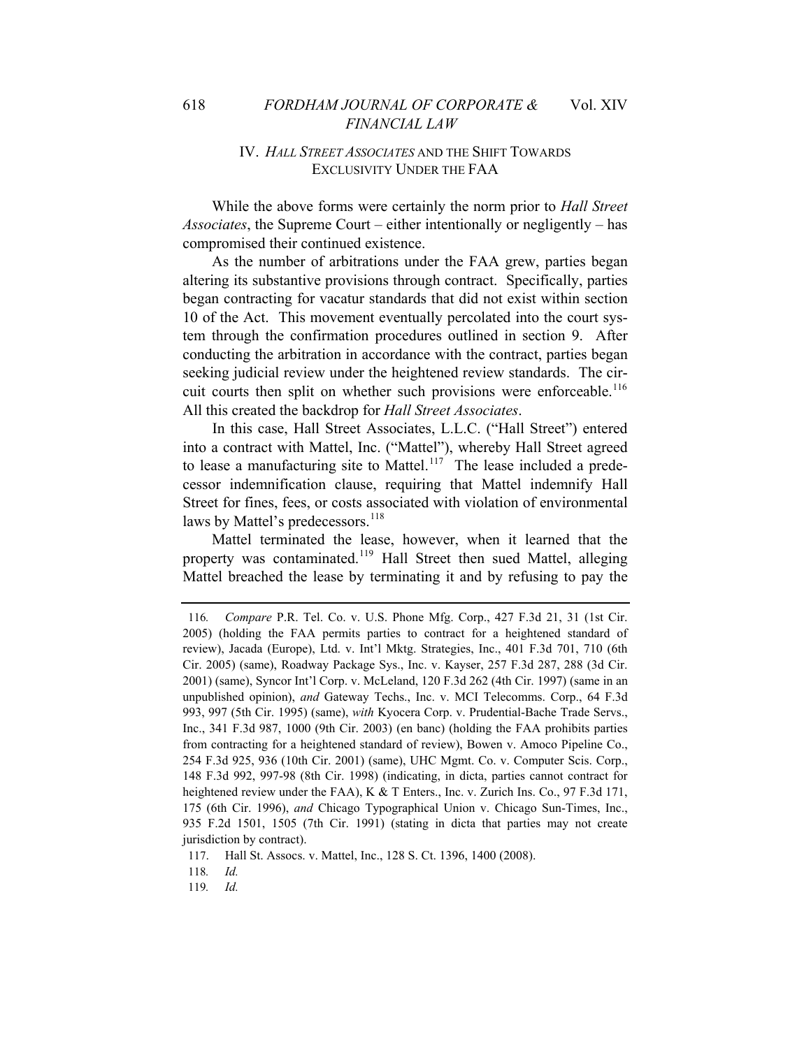## IV. *HALL STREET ASSOCIATES* AND THE SHIFT TOWARDS EXCLUSIVITY UNDER THE FAA

While the above forms were certainly the norm prior to *Hall Street Associates*, the Supreme Court – either intentionally or negligently – has compromised their continued existence.

As the number of arbitrations under the FAA grew, parties began altering its substantive provisions through contract. Specifically, parties began contracting for vacatur standards that did not exist within section 10 of the Act. This movement eventually percolated into the court system through the confirmation procedures outlined in section 9. After conducting the arbitration in accordance with the contract, parties began seeking judicial review under the heightened review standards. The circuit courts then split on whether such provisions were enforceable.[116] All this created the backdrop for *Hall Street Associates*.

In this case, Hall Street Associates, L.L.C. ("Hall Street") entered into a contract with Mattel, Inc. ("Mattel"), whereby Hall Street agreed to lease a manufacturing site to Mattel.[117] The lease included a predecessor indemnification clause, requiring that Mattel indemnify Hall Street for fines, fees, or costs associated with violation of environmental laws by Mattel's predecessors.[118]

Mattel terminated the lease, however, when it learned that the property was contaminated.[119] Hall Street then sued Mattel, alleging Mattel breached the lease by terminating it and by refusing to pay the

---

116. *Compare* P.R. Tel. Co. v. U.S. Phone Mfg. Corp., 427 F.3d 21, 31 (1st Cir. 2005) (holding the FAA permits parties to contract for a heightened standard of review), Jacada (Europe), Ltd. v. Int'l Mktg. Strategies, Inc., 401 F.3d 701, 710 (6th Cir. 2005) (same), Roadway Package Sys., Inc. v. Kayser, 257 F.3d 287, 288 (3d Cir. 2001) (same), Syncor Int'l Corp. v. McLeland, 120 F.3d 262 (4th Cir. 1997) (same in an unpublished opinion), *and* Gateway Techs., Inc. v. MCI Telecomms. Corp., 64 F.3d 993, 997 (5th Cir. 1995) (same), *with* Kyocera Corp. v. Prudential-Bache Trade Servs., Inc., 341 F.3d 987, 1000 (9th Cir. 2003) (en banc) (holding the FAA prohibits parties from contracting for a heightened standard of review), Bowen v. Amoco Pipeline Co., 254 F.3d 925, 936 (10th Cir. 2001) (same), UHC Mgmt. Co. v. Computer Scis. Corp., 148 F.3d 992, 997-98 (8th Cir. 1998) (indicating, in dicta, parties cannot contract for heightened review under the FAA), K & T Enters., Inc. v. Zurich Ins. Co., 97 F.3d 171, 175 (6th Cir. 1996), *and* Chicago Typographical Union v. Chicago Sun-Times, Inc., 935 F.2d 1501, 1505 (7th Cir. 1991) (stating in dicta that parties may not create jurisdiction by contract).

117. Hall St. Assocs. v. Mattel, Inc., 128 S. Ct. 1396, 1400 (2008).

118. *Id.*

119. *Id.*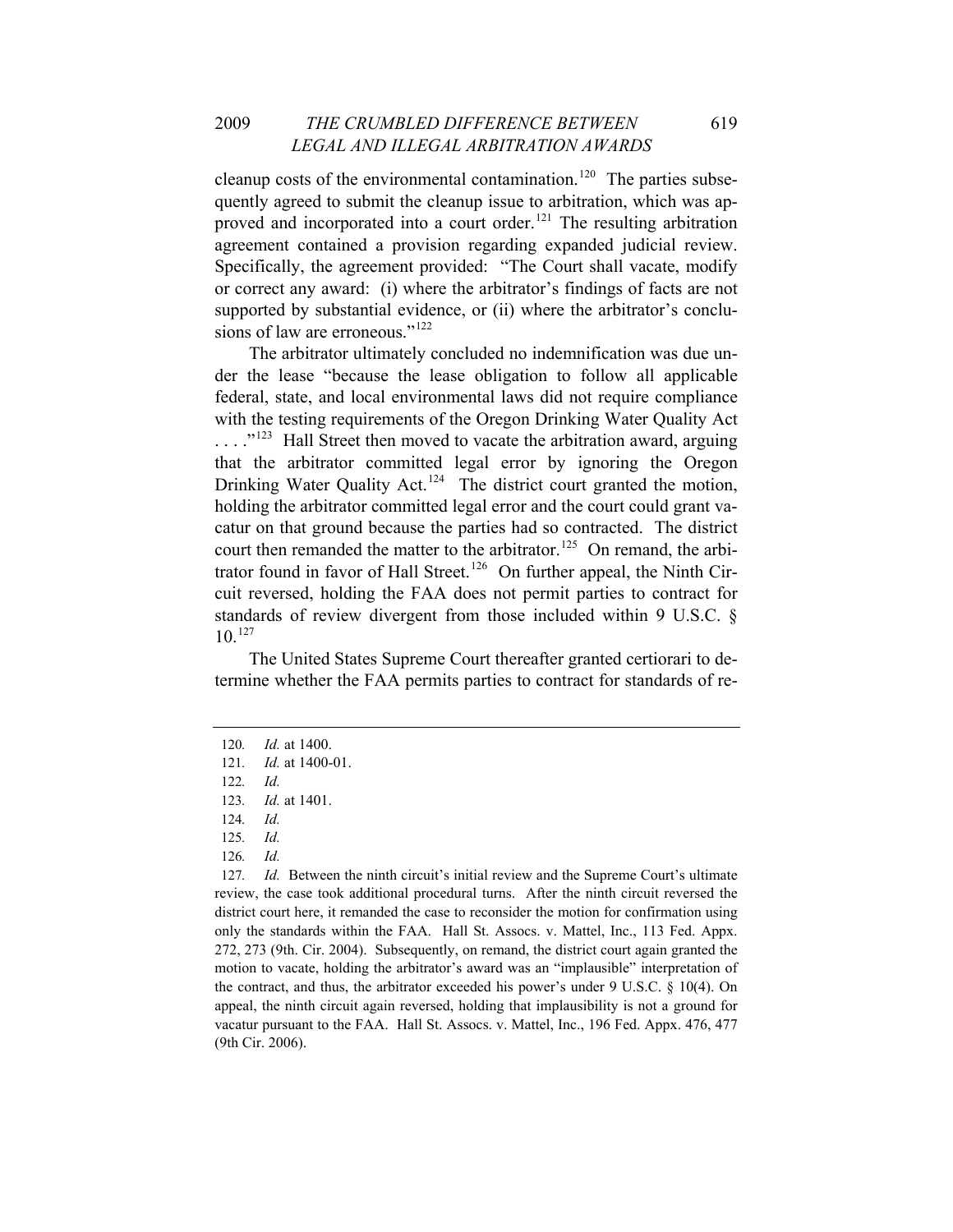cleanup costs of the environmental contamination.[120] The parties subsequently agreed to submit the cleanup issue to arbitration, which was approved and incorporated into a court order.[121] The resulting arbitration agreement contained a provision regarding expanded judicial review. Specifically, the agreement provided: "The Court shall vacate, modify or correct any award: (i) where the arbitrator's findings of facts are not supported by substantial evidence, or (ii) where the arbitrator's conclusions of law are erroneous."[122]

The arbitrator ultimately concluded no indemnification was due under the lease "because the lease obligation to follow all applicable federal, state, and local environmental laws did not require compliance with the testing requirements of the Oregon Drinking Water Quality Act . . . ."[123] Hall Street then moved to vacate the arbitration award, arguing that the arbitrator committed legal error by ignoring the Oregon Drinking Water Quality Act.[124] The district court granted the motion, holding the arbitrator committed legal error and the court could grant vacatur on that ground because the parties had so contracted. The district court then remanded the matter to the arbitrator.[125] On remand, the arbitrator found in favor of Hall Street.[126] On further appeal, the Ninth Circuit reversed, holding the FAA does not permit parties to contract for standards of review divergent from those included within 9 U.S.C. § 10.[127]

The United States Supreme Court thereafter granted certiorari to determine whether the FAA permits parties to contract for standards of re-

---

120. *Id.* at 1400.

121. *Id.* at 1400-01.

122. *Id.*

123. *Id.* at 1401.

124. *Id.*

125. *Id.*

126. *Id.*

127. *Id.* Between the ninth circuit's initial review and the Supreme Court's ultimate review, the case took additional procedural turns. After the ninth circuit reversed the district court here, it remanded the case to reconsider the motion for confirmation using only the standards within the FAA. Hall St. Assocs. v. Mattel, Inc., 113 Fed. Appx. 272, 273 (9th. Cir. 2004). Subsequently, on remand, the district court again granted the motion to vacate, holding the arbitrator's award was an "implausible" interpretation of the contract, and thus, the arbitrator exceeded his power's under 9 U.S.C. § 10(4). On appeal, the ninth circuit again reversed, holding that implausibility is not a ground for vacatur pursuant to the FAA. Hall St. Assocs. v. Mattel, Inc., 196 Fed. Appx. 476, 477 (9th Cir. 2006).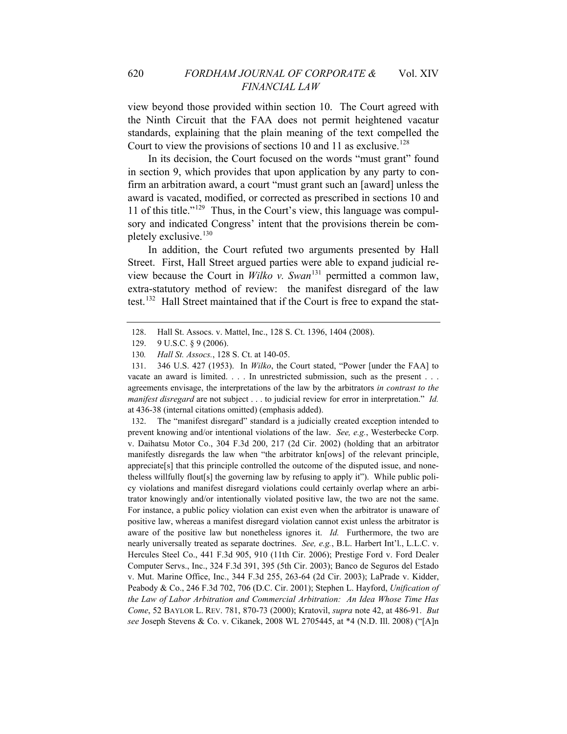view beyond those provided within section 10. The Court agreed with the Ninth Circuit that the FAA does not permit heightened vacatur standards, explaining that the plain meaning of the text compelled the Court to view the provisions of sections 10 and 11 as exclusive.[128]

In its decision, the Court focused on the words "must grant" found in section 9, which provides that upon application by any party to confirm an arbitration award, a court "must grant such an [award] unless the award is vacated, modified, or corrected as prescribed in sections 10 and 11 of this title."[129] Thus, in the Court's view, this language was compulsory and indicated Congress' intent that the provisions therein be completely exclusive.[130]

In addition, the Court refuted two arguments presented by Hall Street. First, Hall Street argued parties were able to expand judicial review because the Court in *Wilko v. Swan*[131] permitted a common law, extra-statutory method of review: the manifest disregard of the law test.[132] Hall Street maintained that if the Court is free to expand the stat-

---

128. Hall St. Assocs. v. Mattel, Inc., 128 S. Ct. 1396, 1404 (2008).

129. 9 U.S.C. § 9 (2006).

130. *Hall St. Assocs.*, 128 S. Ct. at 140-05.

131. 346 U.S. 427 (1953). In *Wilko*, the Court stated, "Power [under the FAA] to vacate an award is limited. . . . In unrestricted submission, such as the present . . . agreements envisage, the interpretations of the law by the arbitrators *in contrast to the manifest disregard* are not subject . . . to judicial review for error in interpretation." *Id.* at 436-38 (internal citations omitted) (emphasis added).

132. The "manifest disregard" standard is a judicially created exception intended to prevent knowing and/or intentional violations of the law. *See, e.g.*, Westerbecke Corp. v. Daihatsu Motor Co., 304 F.3d 200, 217 (2d Cir. 2002) (holding that an arbitrator manifestly disregards the law when "the arbitrator kn[ows] of the relevant principle, appreciate[s] that this principle controlled the outcome of the disputed issue, and nonetheless willfully flout[s] the governing law by refusing to apply it"). While public policy violations and manifest disregard violations could certainly overlap where an arbitrator knowingly and/or intentionally violated positive law, the two are not the same. For instance, a public policy violation can exist even when the arbitrator is unaware of positive law, whereas a manifest disregard violation cannot exist unless the arbitrator is aware of the positive law but nonetheless ignores it. *Id.* Furthermore, the two are nearly universally treated as separate doctrines. *See, e.g.*, B.L. Harbert Int'l., L.L.C. v. Hercules Steel Co., 441 F.3d 905, 910 (11th Cir. 2006); Prestige Ford v. Ford Dealer Computer Servs., Inc., 324 F.3d 391, 395 (5th Cir. 2003); Banco de Seguros del Estado v. Mut. Marine Office, Inc., 344 F.3d 255, 263-64 (2d Cir. 2003); LaPrade v. Kidder, Peabody & Co., 246 F.3d 702, 706 (D.C. Cir. 2001); Stephen L. Hayford, *Unification of the Law of Labor Arbitration and Commercial Arbitration: An Idea Whose Time Has Come*, 52 BAYLOR L. REV. 781, 870-73 (2000); Kratovil, *supra* note 42, at 486-91. *But see* Joseph Stevens & Co. v. Cikanek, 2008 WL 2705445, at *4 (N.D. Ill. 2008) ("[A]n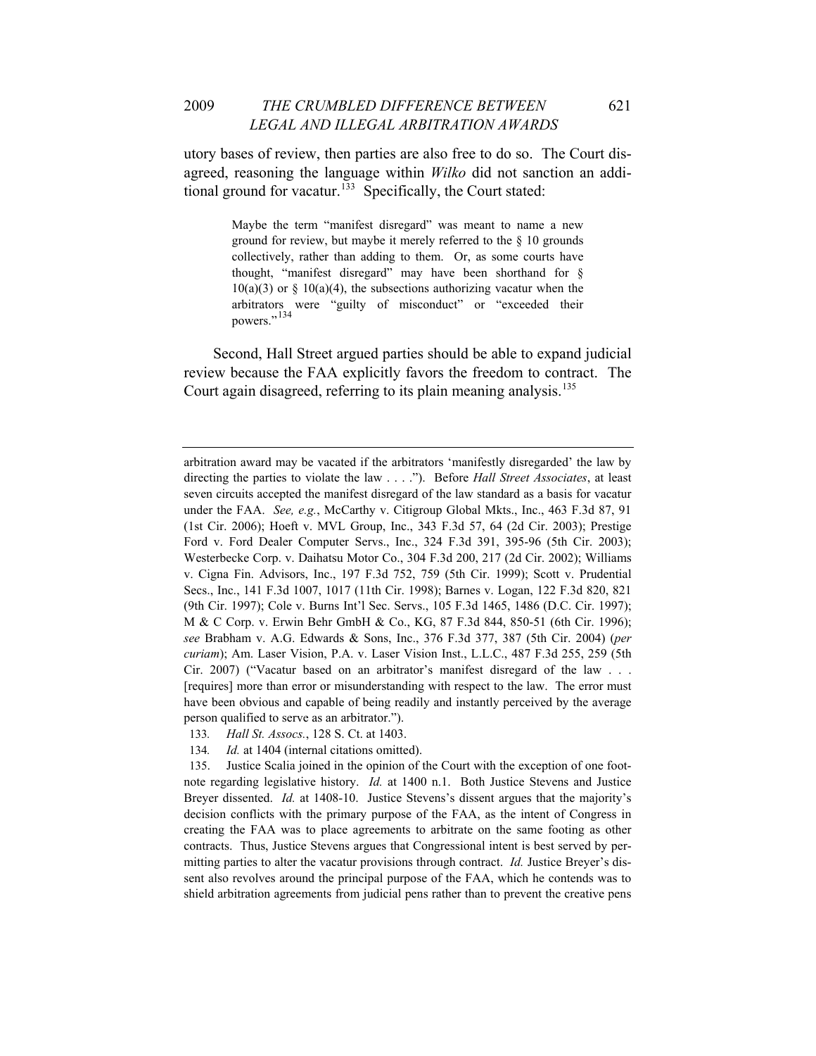utory bases of review, then parties are also free to do so. The Court disagreed, reasoning the language within *Wilko* did not sanction an additional ground for vacatur.[133] Specifically, the Court stated:

> Maybe the term "manifest disregard" was meant to name a new ground for review, but maybe it merely referred to the § 10 grounds collectively, rather than adding to them. Or, as some courts have thought, "manifest disregard" may have been shorthand for § 10(a)(3) or § 10(a)(4), the subsections authorizing vacatur when the arbitrators were "guilty of misconduct" or "exceeded their powers."[134]

Second, Hall Street argued parties should be able to expand judicial review because the FAA explicitly favors the freedom to contract. The Court again disagreed, referring to its plain meaning analysis.[135]

---

arbitration award may be vacated if the arbitrators 'manifestly disregarded' the law by directing the parties to violate the law . . . ."). Before *Hall Street Associates*, at least seven circuits accepted the manifest disregard of the law standard as a basis for vacatur under the FAA. *See, e.g.*, McCarthy v. Citigroup Global Mkts., Inc., 463 F.3d 87, 91 (1st Cir. 2006); Hoeft v. MVL Group, Inc., 343 F.3d 57, 64 (2d Cir. 2003); Prestige Ford v. Ford Dealer Computer Servs., Inc., 324 F.3d 391, 395-96 (5th Cir. 2003); Westerbecke Corp. v. Daihatsu Motor Co., 304 F.3d 200, 217 (2d Cir. 2002); Williams v. Cigna Fin. Advisors, Inc., 197 F.3d 752, 759 (5th Cir. 1999); Scott v. Prudential Secs., Inc., 141 F.3d 1007, 1017 (11th Cir. 1998); Barnes v. Logan, 122 F.3d 820, 821 (9th Cir. 1997); Cole v. Burns Int'l Sec. Servs., 105 F.3d 1465, 1486 (D.C. Cir. 1997); M & C Corp. v. Erwin Behr GmbH & Co., KG, 87 F.3d 844, 850-51 (6th Cir. 1996); *see* Brabham v. A.G. Edwards & Sons, Inc., 376 F.3d 377, 387 (5th Cir. 2004) (*per curiam*); Am. Laser Vision, P.A. v. Laser Vision Inst., L.L.C., 487 F.3d 255, 259 (5th Cir. 2007) ("Vacatur based on an arbitrator's manifest disregard of the law . . . [requires] more than error or misunderstanding with respect to the law. The error must have been obvious and capable of being readily and instantly perceived by the average person qualified to serve as an arbitrator.").

133. *Hall St. Assocs.*, 128 S. Ct. at 1403.

134. *Id.* at 1404 (internal citations omitted).

135. Justice Scalia joined in the opinion of the Court with the exception of one footnote regarding legislative history. *Id.* at 1400 n.1. Both Justice Stevens and Justice Breyer dissented. *Id.* at 1408-10. Justice Stevens's dissent argues that the majority's decision conflicts with the primary purpose of the FAA, as the intent of Congress in creating the FAA was to place agreements to arbitrate on the same footing as other contracts. Thus, Justice Stevens argues that Congressional intent is best served by permitting parties to alter the vacatur provisions through contract. *Id.* Justice Breyer's dissent also revolves around the principal purpose of the FAA, which he contends was to shield arbitration agreements from judicial pens rather than to prevent the creative pens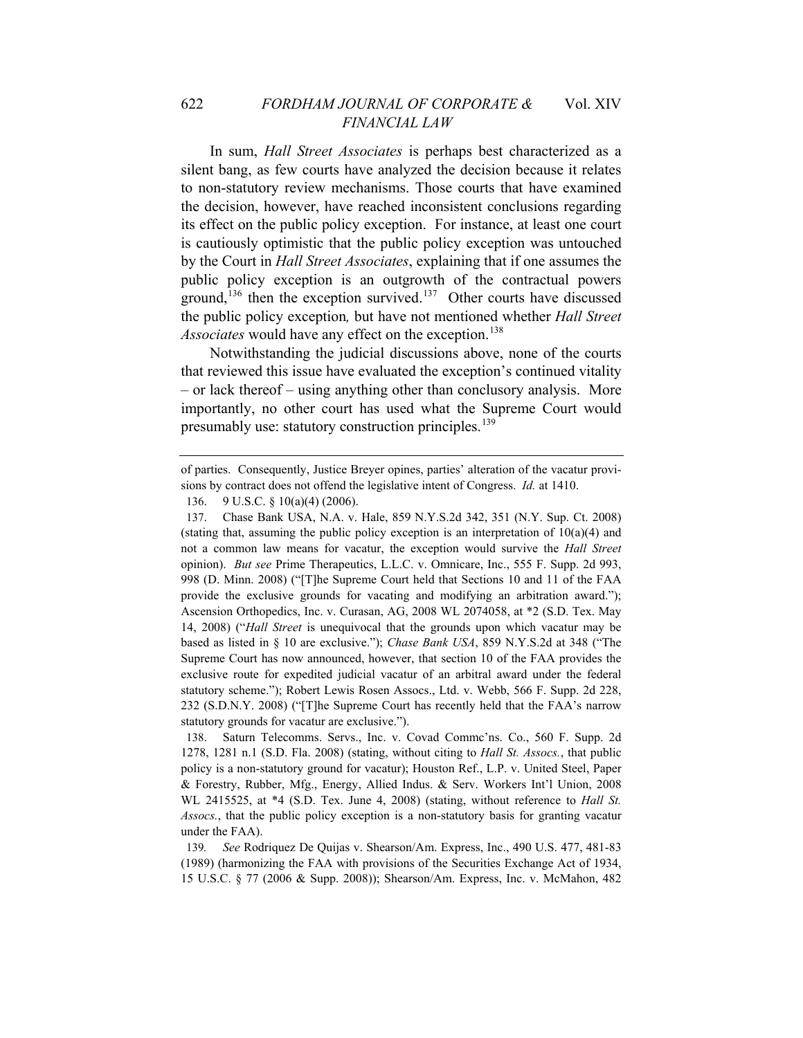In sum, *Hall Street Associates* is perhaps best characterized as a silent bang, as few courts have analyzed the decision because it relates to non-statutory review mechanisms. Those courts that have examined the decision, however, have reached inconsistent conclusions regarding its effect on the public policy exception. For instance, at least one court is cautiously optimistic that the public policy exception was untouched by the Court in *Hall Street Associates*, explaining that if one assumes the public policy exception is an outgrowth of the contractual powers ground,[136] then the exception survived.[137] Other courts have discussed the public policy exception*,* but have not mentioned whether *Hall Street Associates* would have any effect on the exception.[138]

Notwithstanding the judicial discussions above, none of the courts that reviewed this issue have evaluated the exception's continued vitality – or lack thereof – using anything other than conclusory analysis. More importantly, no other court has used what the Supreme Court would presumably use: statutory construction principles.[139]

---

of parties. Consequently, Justice Breyer opines, parties' alteration of the vacatur provisions by contract does not offend the legislative intent of Congress. *Id.* at 1410.

136. 9 U.S.C. § 10(a)(4) (2006).

137. Chase Bank USA, N.A. v. Hale, 859 N.Y.S.2d 342, 351 (N.Y. Sup. Ct. 2008) (stating that, assuming the public policy exception is an interpretation of 10(a)(4) and not a common law means for vacatur, the exception would survive the *Hall Street* opinion). *But see* Prime Therapeutics, L.L.C. v. Omnicare, Inc., 555 F. Supp. 2d 993, 998 (D. Minn. 2008) ("[T]he Supreme Court held that Sections 10 and 11 of the FAA provide the exclusive grounds for vacating and modifying an arbitration award."); Ascension Orthopedics, Inc. v. Curasan, AG, 2008 WL 2074058, at *2 (S.D. Tex. May 14, 2008) ("*Hall Street* is unequivocal that the grounds upon which vacatur may be based as listed in § 10 are exclusive."); *Chase Bank USA*, 859 N.Y.S.2d at 348 ("The Supreme Court has now announced, however, that section 10 of the FAA provides the exclusive route for expedited judicial vacatur of an arbitral award under the federal statutory scheme."); Robert Lewis Rosen Assocs., Ltd. v. Webb, 566 F. Supp. 2d 228, 232 (S.D.N.Y. 2008) ("[T]he Supreme Court has recently held that the FAA's narrow statutory grounds for vacatur are exclusive.").

138. Saturn Telecomms. Servs., Inc. v. Covad Commc'ns. Co., 560 F. Supp. 2d 1278, 1281 n.1 (S.D. Fla. 2008) (stating, without citing to *Hall St. Assocs.*, that public policy is a non-statutory ground for vacatur); Houston Ref., L.P. v. United Steel, Paper & Forestry, Rubber, Mfg., Energy, Allied Indus. & Serv. Workers Int'l Union, 2008 WL 2415525, at *4 (S.D. Tex. June 4, 2008) (stating, without reference to *Hall St. Assocs.*, that the public policy exception is a non-statutory basis for granting vacatur under the FAA).

139. *See* Rodriquez De Quijas v. Shearson/Am. Express, Inc., 490 U.S. 477, 481-83 (1989) (harmonizing the FAA with provisions of the Securities Exchange Act of 1934, 15 U.S.C. § 77 (2006 & Supp. 2008)); Shearson/Am. Express, Inc. v. McMahon, 482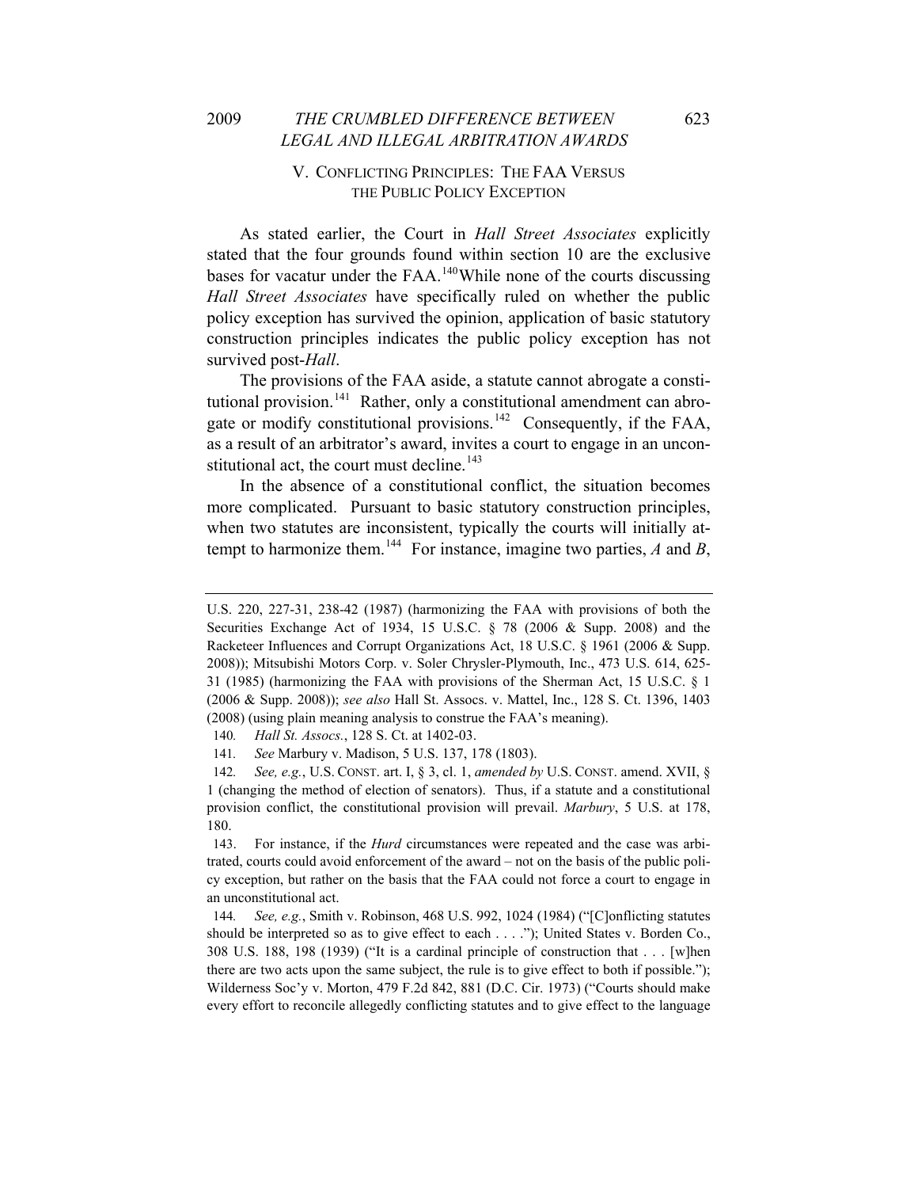## V. CONFLICTING PRINCIPLES: THE FAA VERSUS THE PUBLIC POLICY EXCEPTION

As stated earlier, the Court in *Hall Street Associates* explicitly stated that the four grounds found within section 10 are the exclusive bases for vacatur under the FAA.[140] While none of the courts discussing *Hall Street Associates* have specifically ruled on whether the public policy exception has survived the opinion, application of basic statutory construction principles indicates the public policy exception has not survived post-*Hall*.

The provisions of the FAA aside, a statute cannot abrogate a constitutional provision.[141] Rather, only a constitutional amendment can abrogate or modify constitutional provisions.[142] Consequently, if the FAA, as a result of an arbitrator's award, invites a court to engage in an unconstitutional act, the court must decline.[143]

In the absence of a constitutional conflict, the situation becomes more complicated. Pursuant to basic statutory construction principles, when two statutes are inconsistent, typically the courts will initially attempt to harmonize them.[144] For instance, imagine two parties, *A* and *B*,

---

U.S. 220, 227-31, 238-42 (1987) (harmonizing the FAA with provisions of both the Securities Exchange Act of 1934, 15 U.S.C. § 78 (2006 & Supp. 2008) and the Racketeer Influences and Corrupt Organizations Act, 18 U.S.C. § 1961 (2006 & Supp. 2008)); Mitsubishi Motors Corp. v. Soler Chrysler-Plymouth, Inc., 473 U.S. 614, 625-31 (1985) (harmonizing the FAA with provisions of the Sherman Act, 15 U.S.C. § 1 (2006 & Supp. 2008)); *see also* Hall St. Assocs. v. Mattel, Inc., 128 S. Ct. 1396, 1403 (2008) (using plain meaning analysis to construe the FAA's meaning).

140. *Hall St. Assocs.*, 128 S. Ct. at 1402-03.

141. *See* Marbury v. Madison, 5 U.S. 137, 178 (1803).

142. *See, e.g.*, U.S. CONST. art. I, § 3, cl. 1, *amended by* U.S. CONST. amend. XVII, § 1 (changing the method of election of senators). Thus, if a statute and a constitutional provision conflict, the constitutional provision will prevail. *Marbury*, 5 U.S. at 178, 180.

143. For instance, if the *Hurd* circumstances were repeated and the case was arbitrated, courts could avoid enforcement of the award – not on the basis of the public policy exception, but rather on the basis that the FAA could not force a court to engage in an unconstitutional act.

144. *See, e.g.*, Smith v. Robinson, 468 U.S. 992, 1024 (1984) ("[C]onflicting statutes should be interpreted so as to give effect to each . . . ."); United States v. Borden Co., 308 U.S. 188, 198 (1939) ("It is a cardinal principle of construction that . . . [w]hen there are two acts upon the same subject, the rule is to give effect to both if possible."); Wilderness Soc'y v. Morton, 479 F.2d 842, 881 (D.C. Cir. 1973) ("Courts should make every effort to reconcile allegedly conflicting statutes and to give effect to the language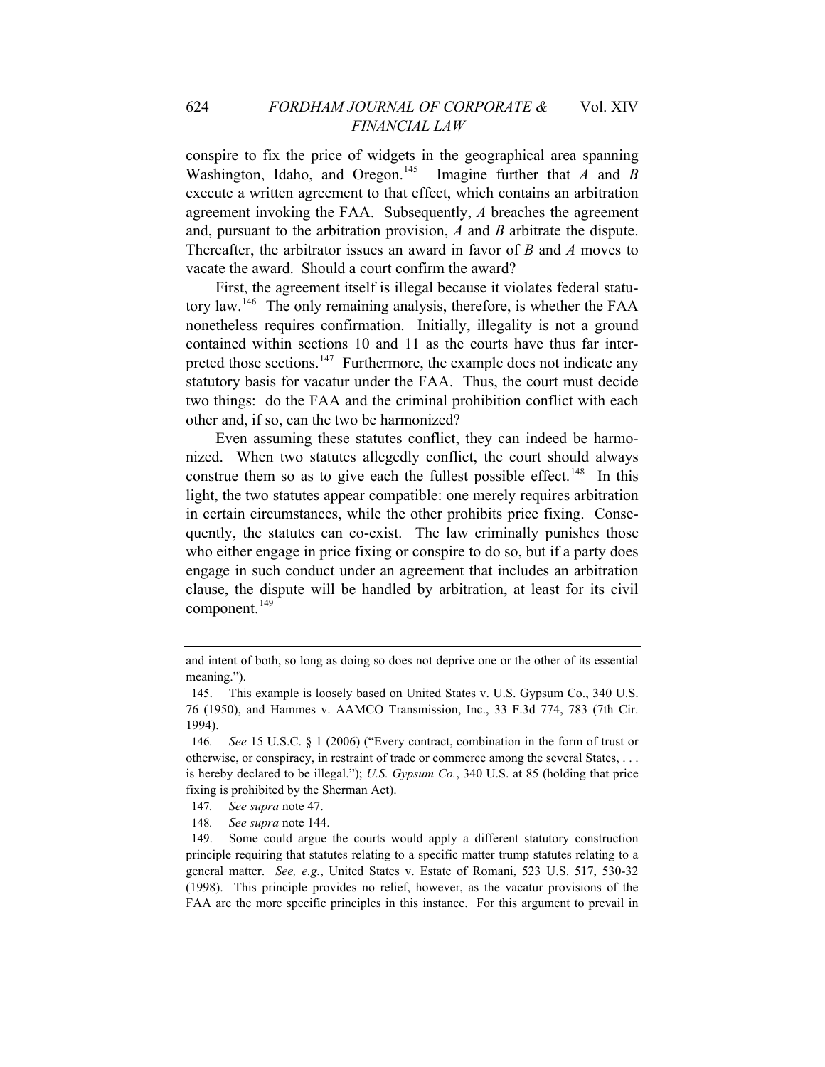conspire to fix the price of widgets in the geographical area spanning Washington, Idaho, and Oregon.[145] Imagine further that *A* and *B* execute a written agreement to that effect, which contains an arbitration agreement invoking the FAA. Subsequently, *A* breaches the agreement and, pursuant to the arbitration provision, *A* and *B* arbitrate the dispute. Thereafter, the arbitrator issues an award in favor of *B* and *A* moves to vacate the award. Should a court confirm the award?

First, the agreement itself is illegal because it violates federal statutory law.[146] The only remaining analysis, therefore, is whether the FAA nonetheless requires confirmation. Initially, illegality is not a ground contained within sections 10 and 11 as the courts have thus far interpreted those sections.[147] Furthermore, the example does not indicate any statutory basis for vacatur under the FAA. Thus, the court must decide two things: do the FAA and the criminal prohibition conflict with each other and, if so, can the two be harmonized?

Even assuming these statutes conflict, they can indeed be harmonized. When two statutes allegedly conflict, the court should always construe them so as to give each the fullest possible effect.[148] In this light, the two statutes appear compatible: one merely requires arbitration in certain circumstances, while the other prohibits price fixing. Consequently, the statutes can co-exist. The law criminally punishes those who either engage in price fixing or conspire to do so, but if a party does engage in such conduct under an agreement that includes an arbitration clause, the dispute will be handled by arbitration, at least for its civil component.[149]

---

and intent of both, so long as doing so does not deprive one or the other of its essential meaning.").

145. This example is loosely based on United States v. U.S. Gypsum Co., 340 U.S. 76 (1950), and Hammes v. AAMCO Transmission, Inc., 33 F.3d 774, 783 (7th Cir. 1994).

146. *See* 15 U.S.C. § 1 (2006) ("Every contract, combination in the form of trust or otherwise, or conspiracy, in restraint of trade or commerce among the several States, . . . is hereby declared to be illegal."); *U.S. Gypsum Co.*, 340 U.S. at 85 (holding that price fixing is prohibited by the Sherman Act).

147. *See supra* note 47.

148. *See supra* note 144.

149. Some could argue the courts would apply a different statutory construction principle requiring that statutes relating to a specific matter trump statutes relating to a general matter. *See, e.g.*, United States v. Estate of Romani, 523 U.S. 517, 530-32 (1998). This principle provides no relief, however, as the vacatur provisions of the FAA are the more specific principles in this instance. For this argument to prevail in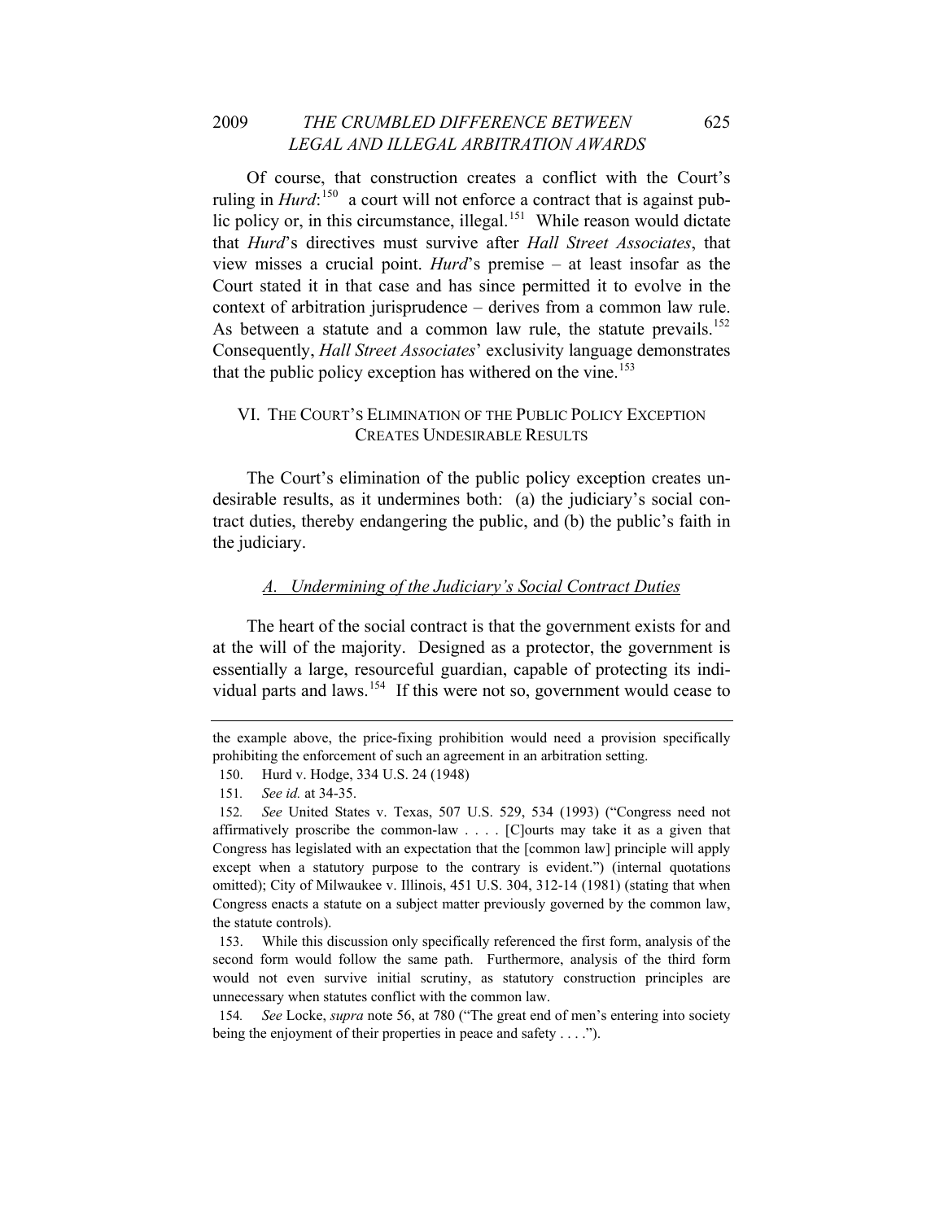Of course, that construction creates a conflict with the Court's ruling in *Hurd*:[150] a court will not enforce a contract that is against public policy or, in this circumstance, illegal.[151] While reason would dictate that *Hurd*'s directives must survive after *Hall Street Associates*, that view misses a crucial point. *Hurd*'s premise – at least insofar as the Court stated it in that case and has since permitted it to evolve in the context of arbitration jurisprudence – derives from a common law rule. As between a statute and a common law rule, the statute prevails.[152] Consequently, *Hall Street Associates*' exclusivity language demonstrates that the public policy exception has withered on the vine.[153]

## VI. THE COURT'S ELIMINATION OF THE PUBLIC POLICY EXCEPTION CREATES UNDESIRABLE RESULTS

The Court's elimination of the public policy exception creates undesirable results, as it undermines both: (a) the judiciary's social contract duties, thereby endangering the public, and (b) the public's faith in the judiciary.

### *A. Undermining of the Judiciary's Social Contract Duties*

The heart of the social contract is that the government exists for and at the will of the majority. Designed as a protector, the government is essentially a large, resourceful guardian, capable of protecting its individual parts and laws.[154] If this were not so, government would cease to

---

the example above, the price-fixing prohibition would need a provision specifically prohibiting the enforcement of such an agreement in an arbitration setting.

150. Hurd v. Hodge, 334 U.S. 24 (1948)

151. *See id.* at 34-35.

152. *See* United States v. Texas, 507 U.S. 529, 534 (1993) ("Congress need not affirmatively proscribe the common-law . . . . [C]ourts may take it as a given that Congress has legislated with an expectation that the [common law] principle will apply except when a statutory purpose to the contrary is evident.") (internal quotations omitted); City of Milwaukee v. Illinois, 451 U.S. 304, 312-14 (1981) (stating that when Congress enacts a statute on a subject matter previously governed by the common law, the statute controls).

153. While this discussion only specifically referenced the first form, analysis of the second form would follow the same path. Furthermore, analysis of the third form would not even survive initial scrutiny, as statutory construction principles are unnecessary when statutes conflict with the common law.

154. *See* Locke, *supra* note 56, at 780 ("The great end of men's entering into society being the enjoyment of their properties in peace and safety . . . .").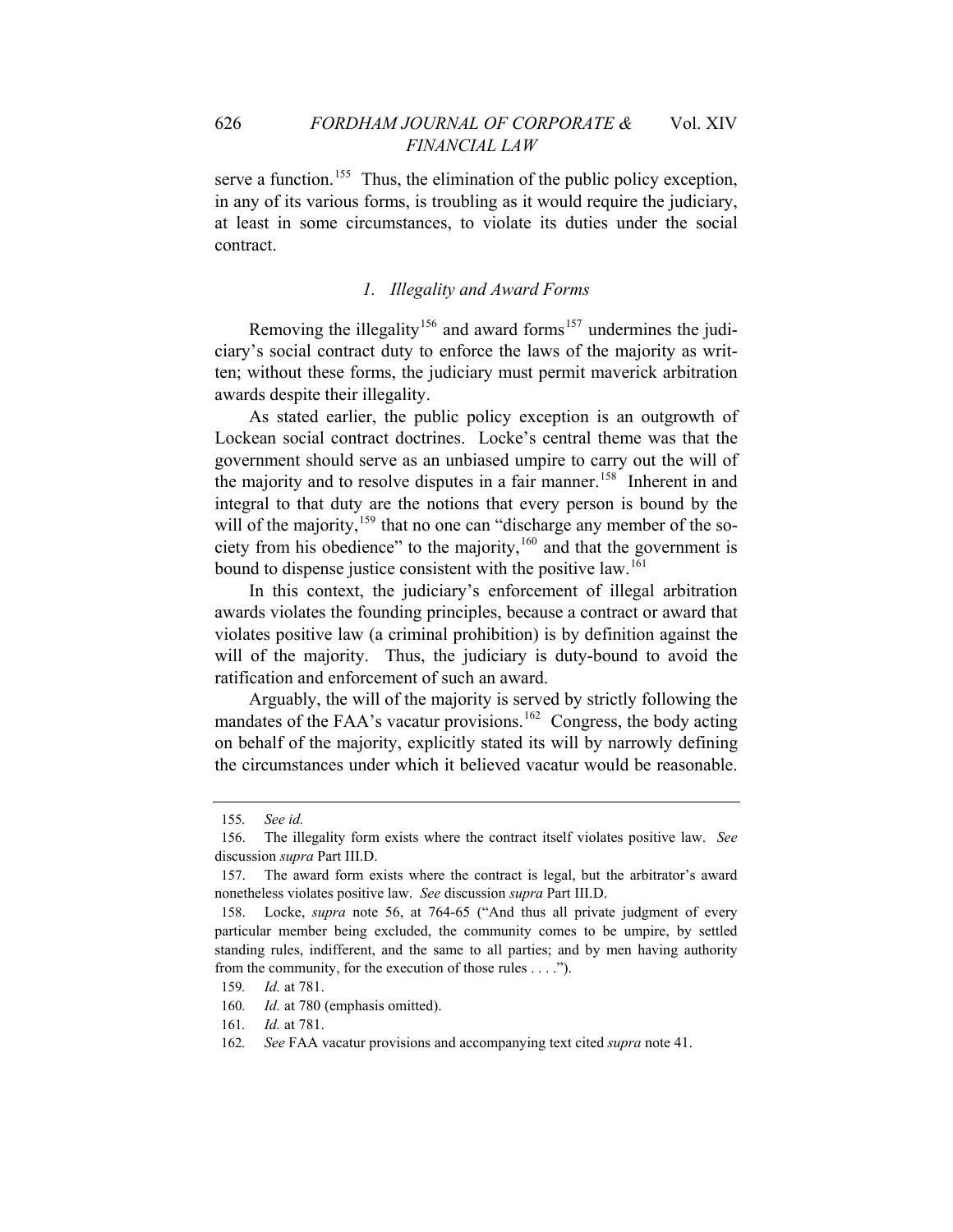serve a function.[155] Thus, the elimination of the public policy exception, in any of its various forms, is troubling as it would require the judiciary, at least in some circumstances, to violate its duties under the social contract.

### *1. Illegality and Award Forms*

Removing the illegality[156] and award forms[157] undermines the judiciary's social contract duty to enforce the laws of the majority as written; without these forms, the judiciary must permit maverick arbitration awards despite their illegality.

As stated earlier, the public policy exception is an outgrowth of Lockean social contract doctrines. Locke's central theme was that the government should serve as an unbiased umpire to carry out the will of the majority and to resolve disputes in a fair manner.[158] Inherent in and integral to that duty are the notions that every person is bound by the will of the majority,[159] that no one can "discharge any member of the society from his obedience" to the majority,[160] and that the government is bound to dispense justice consistent with the positive law.[161]

In this context, the judiciary's enforcement of illegal arbitration awards violates the founding principles, because a contract or award that violates positive law (a criminal prohibition) is by definition against the will of the majority. Thus, the judiciary is duty-bound to avoid the ratification and enforcement of such an award.

Arguably, the will of the majority is served by strictly following the mandates of the FAA's vacatur provisions.[162] Congress, the body acting on behalf of the majority, explicitly stated its will by narrowly defining the circumstances under which it believed vacatur would be reasonable.

---

155. *See id.*

156. The illegality form exists where the contract itself violates positive law. *See* discussion *supra* Part III.D.

157. The award form exists where the contract is legal, but the arbitrator's award nonetheless violates positive law. *See* discussion *supra* Part III.D.

158. Locke, *supra* note 56, at 764-65 ("And thus all private judgment of every particular member being excluded, the community comes to be umpire, by settled standing rules, indifferent, and the same to all parties; and by men having authority from the community, for the execution of those rules . . . .").

159. *Id.* at 781.

160. *Id.* at 780 (emphasis omitted).

161. *Id.* at 781.

162. *See* FAA vacatur provisions and accompanying text cited *supra* note 41.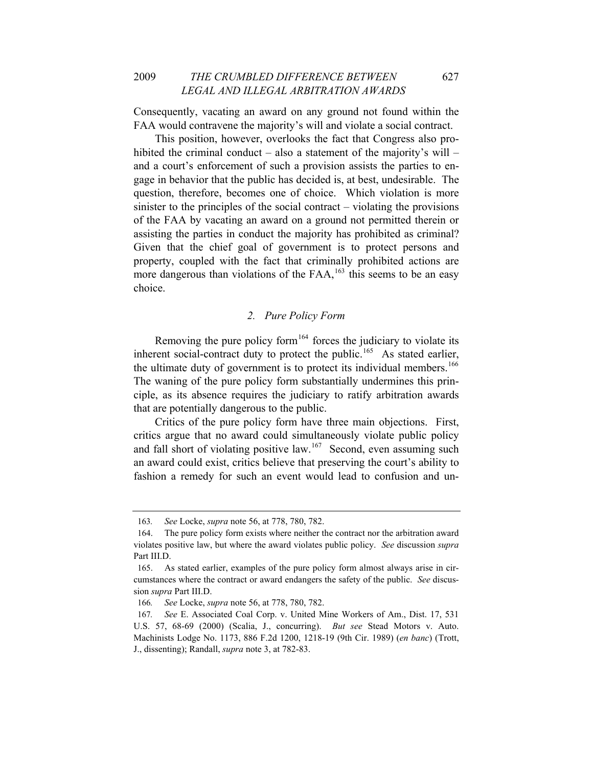Consequently, vacating an award on any ground not found within the FAA would contravene the majority's will and violate a social contract.

This position, however, overlooks the fact that Congress also prohibited the criminal conduct – also a statement of the majority's will – and a court's enforcement of such a provision assists the parties to engage in behavior that the public has decided is, at best, undesirable. The question, therefore, becomes one of choice. Which violation is more sinister to the principles of the social contract – violating the provisions of the FAA by vacating an award on a ground not permitted therein or assisting the parties in conduct the majority has prohibited as criminal? Given that the chief goal of government is to protect persons and property, coupled with the fact that criminally prohibited actions are more dangerous than violations of the FAA,[163] this seems to be an easy choice.

### *2. Pure Policy Form*

Removing the pure policy form[164] forces the judiciary to violate its inherent social-contract duty to protect the public.[165] As stated earlier, the ultimate duty of government is to protect its individual members.[166] The waning of the pure policy form substantially undermines this principle, as its absence requires the judiciary to ratify arbitration awards that are potentially dangerous to the public.

Critics of the pure policy form have three main objections. First, critics argue that no award could simultaneously violate public policy and fall short of violating positive law.[167] Second, even assuming such an award could exist, critics believe that preserving the court's ability to fashion a remedy for such an event would lead to confusion and un-

---

163. *See* Locke, *supra* note 56, at 778, 780, 782.

164. The pure policy form exists where neither the contract nor the arbitration award violates positive law, but where the award violates public policy. *See* discussion *supra* Part III.D.

165. As stated earlier, examples of the pure policy form almost always arise in circumstances where the contract or award endangers the safety of the public. *See* discussion *supra* Part III.D.

166. *See* Locke, *supra* note 56, at 778, 780, 782.

167. *See* E. Associated Coal Corp. v. United Mine Workers of Am., Dist. 17, 531 U.S. 57, 68-69 (2000) (Scalia, J., concurring). *But see* Stead Motors v. Auto. Machinists Lodge No. 1173, 886 F.2d 1200, 1218-19 (9th Cir. 1989) (*en banc*) (Trott, J., dissenting); Randall, *supra* note 3, at 782-83.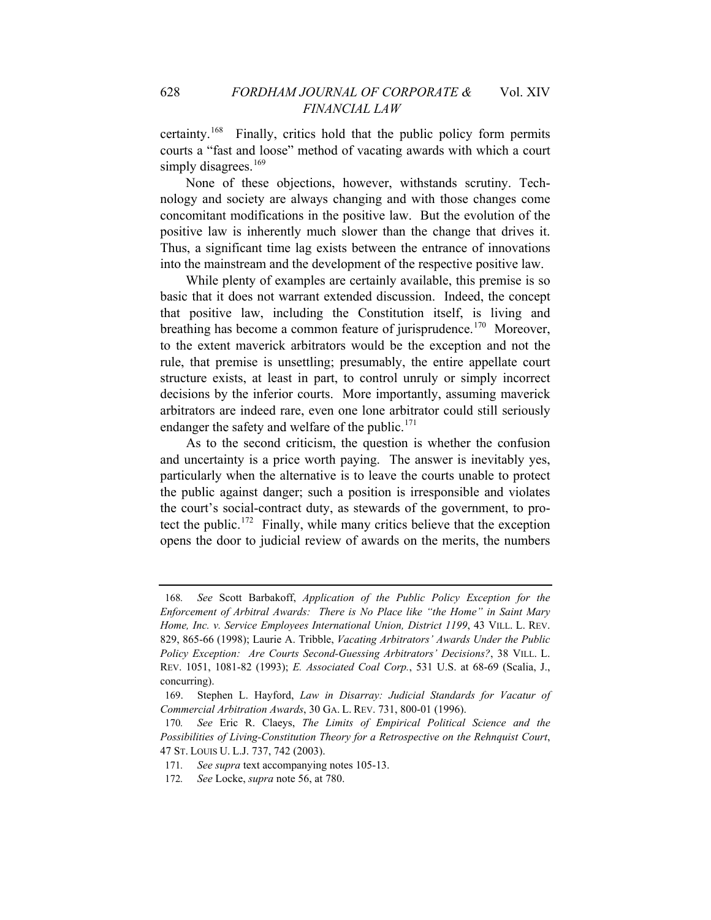certainty.[168] Finally, critics hold that the public policy form permits courts a "fast and loose" method of vacating awards with which a court simply disagrees.[169]

None of these objections, however, withstands scrutiny. Technology and society are always changing and with those changes come concomitant modifications in the positive law. But the evolution of the positive law is inherently much slower than the change that drives it. Thus, a significant time lag exists between the entrance of innovations into the mainstream and the development of the respective positive law.

While plenty of examples are certainly available, this premise is so basic that it does not warrant extended discussion. Indeed, the concept that positive law, including the Constitution itself, is living and breathing has become a common feature of jurisprudence.[170] Moreover, to the extent maverick arbitrators would be the exception and not the rule, that premise is unsettling; presumably, the entire appellate court structure exists, at least in part, to control unruly or simply incorrect decisions by the inferior courts. More importantly, assuming maverick arbitrators are indeed rare, even one lone arbitrator could still seriously endanger the safety and welfare of the public.[171]

As to the second criticism, the question is whether the confusion and uncertainty is a price worth paying. The answer is inevitably yes, particularly when the alternative is to leave the courts unable to protect the public against danger; such a position is irresponsible and violates the court's social-contract duty, as stewards of the government, to protect the public.[172] Finally, while many critics believe that the exception opens the door to judicial review of awards on the merits, the numbers

---

168. *See* Scott Barbakoff, *Application of the Public Policy Exception for the Enforcement of Arbitral Awards: There is No Place like "the Home" in Saint Mary Home, Inc. v. Service Employees International Union, District 1199*, 43 VILL. L. REV. 829, 865-66 (1998); Laurie A. Tribble, *Vacating Arbitrators' Awards Under the Public Policy Exception: Are Courts Second-Guessing Arbitrators' Decisions?*, 38 VILL. L. REV. 1051, 1081-82 (1993); *E. Associated Coal Corp.*, 531 U.S. at 68-69 (Scalia, J., concurring).

169. Stephen L. Hayford, *Law in Disarray: Judicial Standards for Vacatur of Commercial Arbitration Awards*, 30 GA. L. REV. 731, 800-01 (1996).

170. *See* Eric R. Claeys, *The Limits of Empirical Political Science and the Possibilities of Living-Constitution Theory for a Retrospective on the Rehnquist Court*, 47 ST. LOUIS U. L.J. 737, 742 (2003).

171. *See supra* text accompanying notes 105-13.

172. *See* Locke, *supra* note 56, at 780.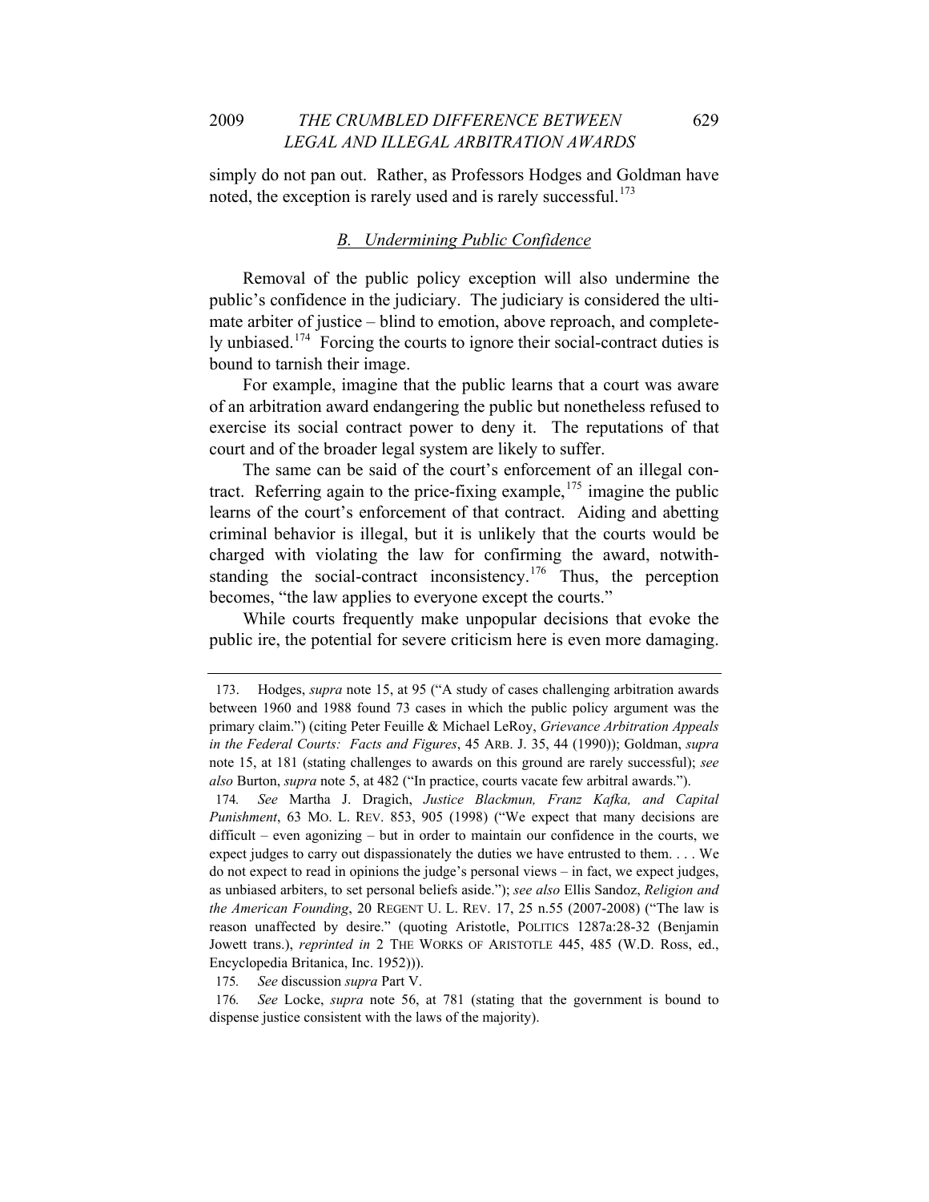simply do not pan out. Rather, as Professors Hodges and Goldman have noted, the exception is rarely used and is rarely successful.[173]

### *B. Undermining Public Confidence*

Removal of the public policy exception will also undermine the public's confidence in the judiciary. The judiciary is considered the ultimate arbiter of justice – blind to emotion, above reproach, and completely unbiased.[174] Forcing the courts to ignore their social-contract duties is bound to tarnish their image.

For example, imagine that the public learns that a court was aware of an arbitration award endangering the public but nonetheless refused to exercise its social contract power to deny it. The reputations of that court and of the broader legal system are likely to suffer.

The same can be said of the court's enforcement of an illegal contract. Referring again to the price-fixing example,[175] imagine the public learns of the court's enforcement of that contract. Aiding and abetting criminal behavior is illegal, but it is unlikely that the courts would be charged with violating the law for confirming the award, notwithstanding the social-contract inconsistency.[176] Thus, the perception becomes, "the law applies to everyone except the courts."

While courts frequently make unpopular decisions that evoke the public ire, the potential for severe criticism here is even more damaging.

---

173. Hodges, *supra* note 15, at 95 ("A study of cases challenging arbitration awards between 1960 and 1988 found 73 cases in which the public policy argument was the primary claim.") (citing Peter Feuille & Michael LeRoy, *Grievance Arbitration Appeals in the Federal Courts: Facts and Figures*, 45 ARB. J. 35, 44 (1990)); Goldman, *supra* note 15, at 181 (stating challenges to awards on this ground are rarely successful); *see also* Burton, *supra* note 5, at 482 ("In practice, courts vacate few arbitral awards.").

174. *See* Martha J. Dragich, *Justice Blackmun, Franz Kafka, and Capital Punishment*, 63 MO. L. REV. 853, 905 (1998) ("We expect that many decisions are difficult – even agonizing – but in order to maintain our confidence in the courts, we expect judges to carry out dispassionately the duties we have entrusted to them. . . . We do not expect to read in opinions the judge's personal views – in fact, we expect judges, as unbiased arbiters, to set personal beliefs aside."); *see also* Ellis Sandoz, *Religion and the American Founding*, 20 REGENT U. L. REV. 17, 25 n.55 (2007-2008) ("The law is reason unaffected by desire." (quoting Aristotle, POLITICS 1287a:28-32 (Benjamin Jowett trans.), *reprinted in* 2 THE WORKS OF ARISTOTLE 445, 485 (W.D. Ross, ed., Encyclopedia Britanica, Inc. 1952))).

175. *See* discussion *supra* Part V.

176. *See* Locke, *supra* note 56, at 781 (stating that the government is bound to dispense justice consistent with the laws of the majority).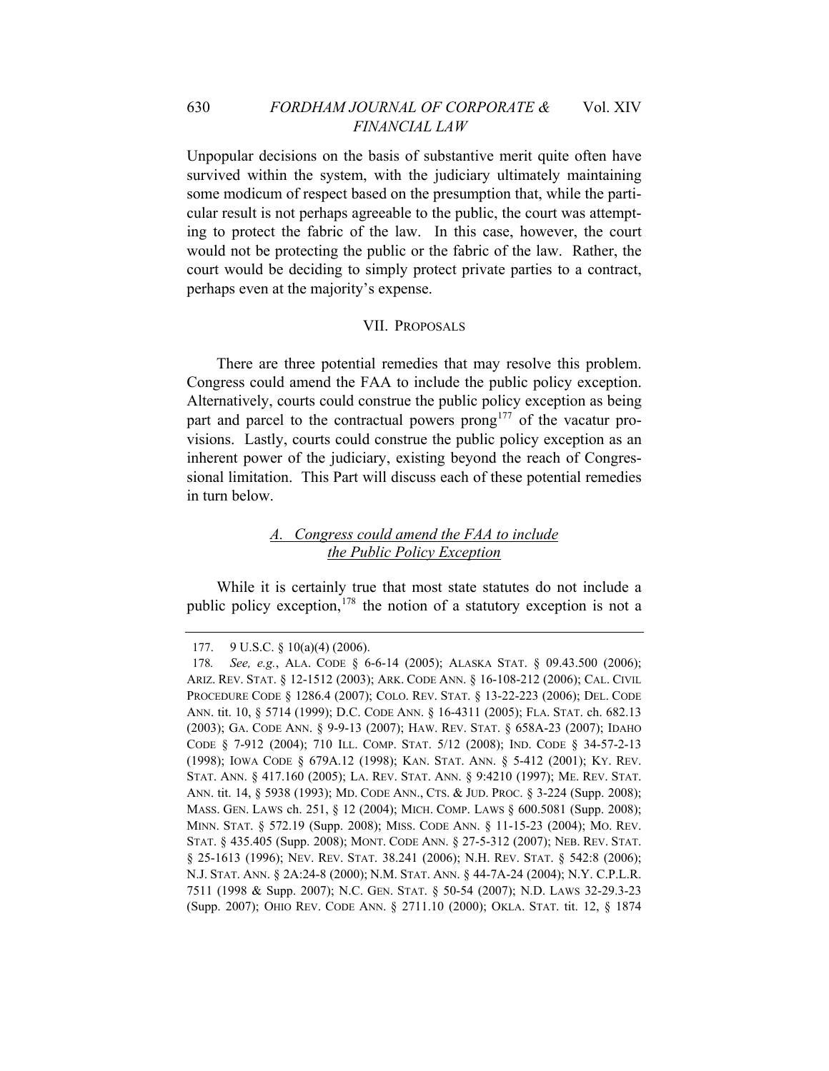Unpopular decisions on the basis of substantive merit quite often have survived within the system, with the judiciary ultimately maintaining some modicum of respect based on the presumption that, while the particular result is not perhaps agreeable to the public, the court was attempting to protect the fabric of the law. In this case, however, the court would not be protecting the public or the fabric of the law. Rather, the court would be deciding to simply protect private parties to a contract, perhaps even at the majority's expense.

## VII. PROPOSALS

There are three potential remedies that may resolve this problem. Congress could amend the FAA to include the public policy exception. Alternatively, courts could construe the public policy exception as being part and parcel to the contractual powers prong[177] of the vacatur provisions. Lastly, courts could construe the public policy exception as an inherent power of the judiciary, existing beyond the reach of Congressional limitation. This Part will discuss each of these potential remedies in turn below.

### A. Congress could amend the FAA to include the Public Policy Exception

While it is certainly true that most state statutes do not include a public policy exception,[178] the notion of a statutory exception is not a

---

177. 9 U.S.C. § 10(a)(4) (2006).

178. *See, e.g.*, ALA. CODE § 6-6-14 (2005); ALASKA STAT. § 09.43.500 (2006); ARIZ. REV. STAT. § 12-1512 (2003); ARK. CODE ANN. § 16-108-212 (2006); CAL. CIVIL PROCEDURE CODE § 1286.4 (2007); COLO. REV. STAT. § 13-22-223 (2006); DEL. CODE ANN. tit. 10, § 5714 (1999); D.C. CODE ANN. § 16-4311 (2005); FLA. STAT. ch. 682.13 (2003); GA. CODE ANN. § 9-9-13 (2007); HAW. REV. STAT. § 658A-23 (2007); IDAHO CODE § 7-912 (2004); 710 ILL. COMP. STAT. 5/12 (2008); IND. CODE § 34-57-2-13 (1998); IOWA CODE § 679A.12 (1998); KAN. STAT. ANN. § 5-412 (2001); KY. REV. STAT. ANN. § 417.160 (2005); LA. REV. STAT. ANN. § 9:4210 (1997); ME. REV. STAT. ANN. tit. 14, § 5938 (1993); MD. CODE ANN., CTS. & JUD. PROC. § 3-224 (Supp. 2008); MASS. GEN. LAWS ch. 251, § 12 (2004); MICH. COMP. LAWS § 600.5081 (Supp. 2008); MINN. STAT. § 572.19 (Supp. 2008); MISS. CODE ANN. § 11-15-23 (2004); MO. REV. STAT. § 435.405 (Supp. 2008); MONT. CODE ANN. § 27-5-312 (2007); NEB. REV. STAT. § 25-1613 (1996); NEV. REV. STAT. 38.241 (2006); N.H. REV. STAT. § 542:8 (2006); N.J. STAT. ANN. § 2A:24-8 (2000); N.M. STAT. ANN. § 44-7A-24 (2004); N.Y. C.P.L.R. 7511 (1998 & Supp. 2007); N.C. GEN. STAT. § 50-54 (2007); N.D. LAWS 32-29.3-23 (Supp. 2007); OHIO REV. CODE ANN. § 2711.10 (2000); OKLA. STAT. tit. 12, § 1874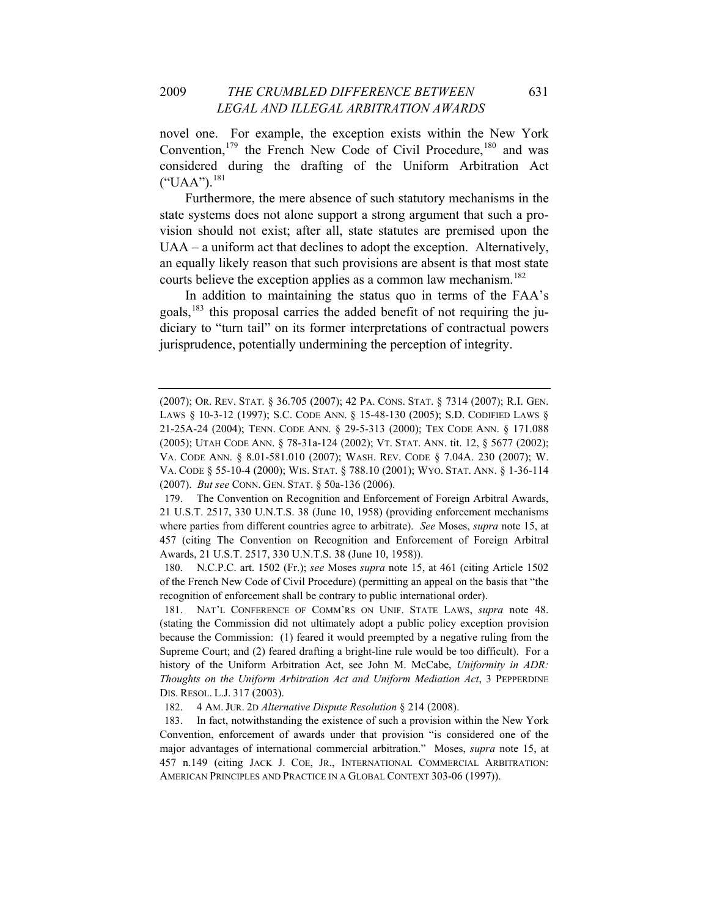novel one. For example, the exception exists within the New York Convention,[179] the French New Code of Civil Procedure,[180] and was considered during the drafting of the Uniform Arbitration Act ("UAA").[181]

Furthermore, the mere absence of such statutory mechanisms in the state systems does not alone support a strong argument that such a provision should not exist; after all, state statutes are premised upon the UAA – a uniform act that declines to adopt the exception. Alternatively, an equally likely reason that such provisions are absent is that most state courts believe the exception applies as a common law mechanism.[182]

In addition to maintaining the status quo in terms of the FAA's goals,[183] this proposal carries the added benefit of not requiring the judiciary to "turn tail" on its former interpretations of contractual powers jurisprudence, potentially undermining the perception of integrity.

---

(2007); OR. REV. STAT. § 36.705 (2007); 42 PA. CONS. STAT. § 7314 (2007); R.I. GEN. LAWS § 10-3-12 (1997); S.C. CODE ANN. § 15-48-130 (2005); S.D. CODIFIED LAWS § 21-25A-24 (2004); TENN. CODE ANN. § 29-5-313 (2000); TEX CODE ANN. § 171.088 (2005); UTAH CODE ANN. § 78-31a-124 (2002); VT. STAT. ANN. tit. 12, § 5677 (2002); VA. CODE ANN. § 8.01-581.010 (2007); WASH. REV. CODE § 7.04A. 230 (2007); W. VA. CODE § 55-10-4 (2000); WIS. STAT. § 788.10 (2001); WYO. STAT. ANN. § 1-36-114 (2007). *But see* CONN. GEN. STAT. § 50a-136 (2006).

179. The Convention on Recognition and Enforcement of Foreign Arbitral Awards, 21 U.S.T. 2517, 330 U.N.T.S. 38 (June 10, 1958) (providing enforcement mechanisms where parties from different countries agree to arbitrate). *See* Moses, *supra* note 15, at 457 (citing The Convention on Recognition and Enforcement of Foreign Arbitral Awards, 21 U.S.T. 2517, 330 U.N.T.S. 38 (June 10, 1958)).

180. N.C.P.C. art. 1502 (Fr.); *see* Moses *supra* note 15, at 461 (citing Article 1502 of the French New Code of Civil Procedure) (permitting an appeal on the basis that "the recognition of enforcement shall be contrary to public international order).

181. NAT'L CONFERENCE OF COMM'RS ON UNIF. STATE LAWS, *supra* note 48. (stating the Commission did not ultimately adopt a public policy exception provision because the Commission: (1) feared it would preempted by a negative ruling from the Supreme Court; and (2) feared drafting a bright-line rule would be too difficult). For a history of the Uniform Arbitration Act, see John M. McCabe, *Uniformity in ADR: Thoughts on the Uniform Arbitration Act and Uniform Mediation Act*, 3 PEPPERDINE DIS. RESOL. L.J. 317 (2003).

182. 4 AM. JUR. 2D *Alternative Dispute Resolution* § 214 (2008).

183. In fact, notwithstanding the existence of such a provision within the New York Convention, enforcement of awards under that provision "is considered one of the major advantages of international commercial arbitration." Moses, *supra* note 15, at 457 n.149 (citing JACK J. COE, JR., INTERNATIONAL COMMERCIAL ARBITRATION: AMERICAN PRINCIPLES AND PRACTICE IN A GLOBAL CONTEXT 303-06 (1997)).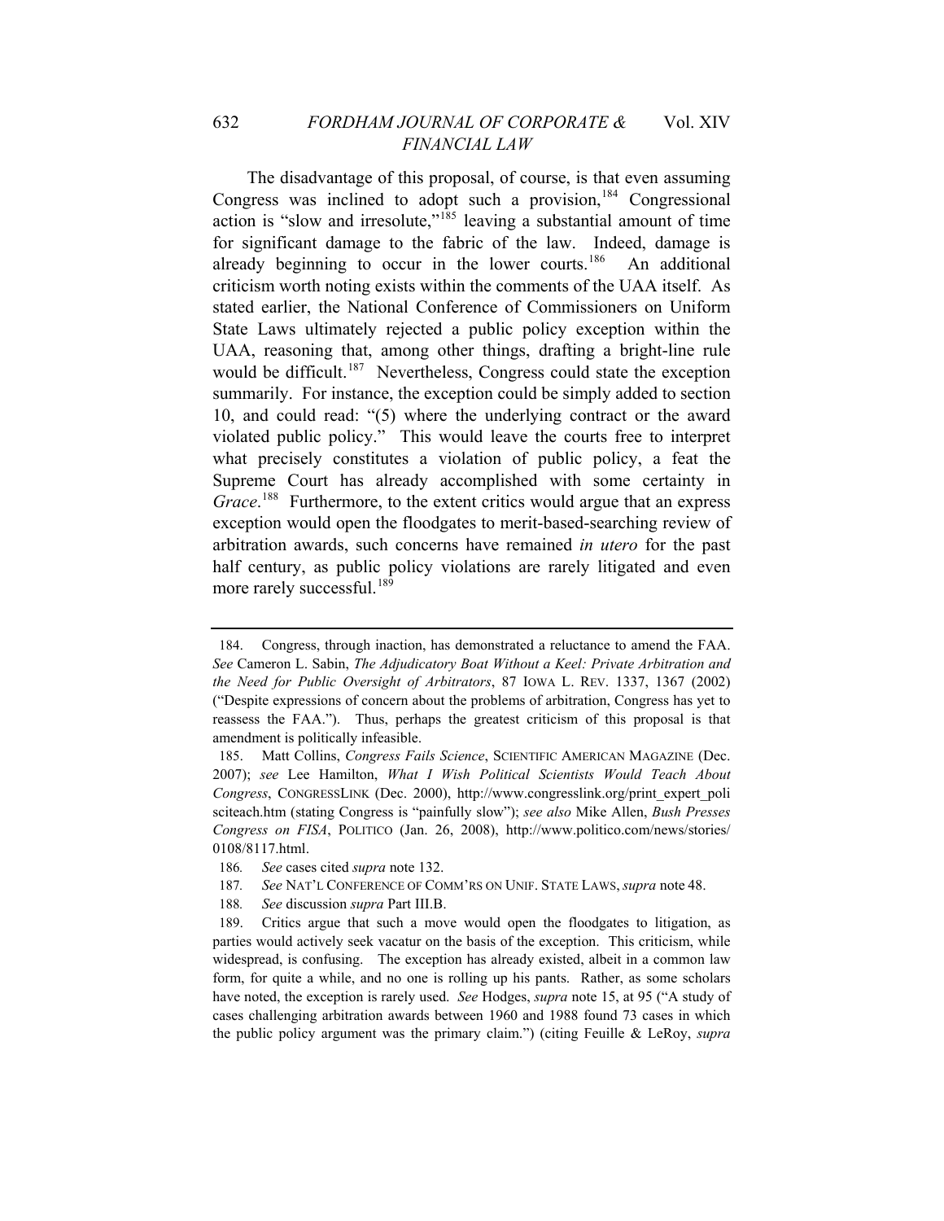The disadvantage of this proposal, of course, is that even assuming Congress was inclined to adopt such a provision,[184] Congressional action is "slow and irresolute,"[185] leaving a substantial amount of time for significant damage to the fabric of the law. Indeed, damage is already beginning to occur in the lower courts.[186] An additional criticism worth noting exists within the comments of the UAA itself. As stated earlier, the National Conference of Commissioners on Uniform State Laws ultimately rejected a public policy exception within the UAA, reasoning that, among other things, drafting a bright-line rule would be difficult.[187] Nevertheless, Congress could state the exception summarily. For instance, the exception could be simply added to section 10, and could read: "(5) where the underlying contract or the award violated public policy." This would leave the courts free to interpret what precisely constitutes a violation of public policy, a feat the Supreme Court has already accomplished with some certainty in *Grace*.[188] Furthermore, to the extent critics would argue that an express exception would open the floodgates to merit-based-searching review of arbitration awards, such concerns have remained *in utero* for the past half century, as public policy violations are rarely litigated and even more rarely successful.[189]

---

184. Congress, through inaction, has demonstrated a reluctance to amend the FAA. *See* Cameron L. Sabin, *The Adjudicatory Boat Without a Keel: Private Arbitration and the Need for Public Oversight of Arbitrators*, 87 IOWA L. REV. 1337, 1367 (2002) ("Despite expressions of concern about the problems of arbitration, Congress has yet to reassess the FAA."). Thus, perhaps the greatest criticism of this proposal is that amendment is politically infeasible.

185. Matt Collins, *Congress Fails Science*, SCIENTIFIC AMERICAN MAGAZINE (Dec. 2007); *see* Lee Hamilton, *What I Wish Political Scientists Would Teach About Congress*, CONGRESSLINK (Dec. 2000), http://www.congresslink.org/print_expert_poli sciteach.htm (stating Congress is "painfully slow"); *see also* Mike Allen, *Bush Presses Congress on FISA*, POLITICO (Jan. 26, 2008), http://www.politico.com/news/stories/ 0108/8117.html.

186. *See* cases cited *supra* note 132.

187. *See* NAT'L CONFERENCE OF COMM'RS ON UNIF. STATE LAWS, *supra* note 48.

188. *See* discussion *supra* Part III.B.

189. Critics argue that such a move would open the floodgates to litigation, as parties would actively seek vacatur on the basis of the exception. This criticism, while widespread, is confusing. The exception has already existed, albeit in a common law form, for quite a while, and no one is rolling up his pants. Rather, as some scholars have noted, the exception is rarely used. *See* Hodges, *supra* note 15, at 95 ("A study of cases challenging arbitration awards between 1960 and 1988 found 73 cases in which the public policy argument was the primary claim.") (citing Feuille & LeRoy, *supra*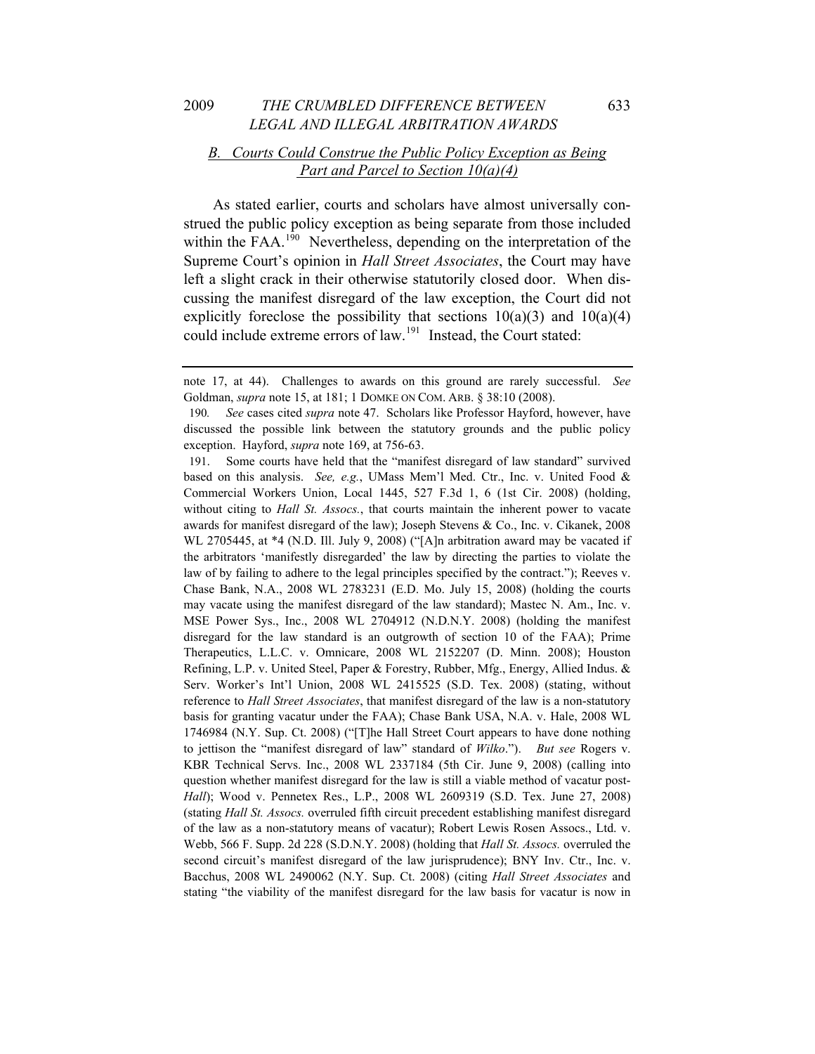### *B. Courts Could Construe the Public Policy Exception as Being Part and Parcel to Section 10(a)(4)*

As stated earlier, courts and scholars have almost universally construed the public policy exception as being separate from those included within the FAA.[190] Nevertheless, depending on the interpretation of the Supreme Court's opinion in *Hall Street Associates*, the Court may have left a slight crack in their otherwise statutorily closed door. When discussing the manifest disregard of the law exception, the Court did not explicitly foreclose the possibility that sections 10(a)(3) and 10(a)(4) could include extreme errors of law.[191] Instead, the Court stated:

---

note 17, at 44). Challenges to awards on this ground are rarely successful. *See* Goldman, *supra* note 15, at 181; 1 DOMKE ON COM. ARB. § 38:10 (2008).

190. *See* cases cited *supra* note 47. Scholars like Professor Hayford, however, have discussed the possible link between the statutory grounds and the public policy exception. Hayford, *supra* note 169, at 756-63.

191. Some courts have held that the "manifest disregard of law standard" survived based on this analysis. *See, e.g.*, UMass Mem'l Med. Ctr., Inc. v. United Food & Commercial Workers Union, Local 1445, 527 F.3d 1, 6 (1st Cir. 2008) (holding, without citing to *Hall St. Assocs.*, that courts maintain the inherent power to vacate awards for manifest disregard of the law); Joseph Stevens & Co., Inc. v. Cikanek, 2008 WL 2705445, at *4 (N.D. Ill. July 9, 2008) ("[A]n arbitration award may be vacated if the arbitrators 'manifestly disregarded' the law by directing the parties to violate the law of by failing to adhere to the legal principles specified by the contract."); Reeves v. Chase Bank, N.A., 2008 WL 2783231 (E.D. Mo. July 15, 2008) (holding the courts may vacate using the manifest disregard of the law standard); Mastec N. Am., Inc. v. MSE Power Sys., Inc., 2008 WL 2704912 (N.D.N.Y. 2008) (holding the manifest disregard for the law standard is an outgrowth of section 10 of the FAA); Prime Therapeutics, L.L.C. v. Omnicare, 2008 WL 2152207 (D. Minn. 2008); Houston Refining, L.P. v. United Steel, Paper & Forestry, Rubber, Mfg., Energy, Allied Indus. & Serv. Worker's Int'l Union, 2008 WL 2415525 (S.D. Tex. 2008) (stating, without reference to *Hall Street Associates*, that manifest disregard of the law is a non-statutory basis for granting vacatur under the FAA); Chase Bank USA, N.A. v. Hale, 2008 WL 1746984 (N.Y. Sup. Ct. 2008) ("[T]he Hall Street Court appears to have done nothing to jettison the "manifest disregard of law" standard of *Wilko*."). *But see* Rogers v. KBR Technical Servs. Inc., 2008 WL 2337184 (5th Cir. June 9, 2008) (calling into question whether manifest disregard for the law is still a viable method of vacatur post-*Hall*); Wood v. Pennetex Res., L.P., 2008 WL 2609319 (S.D. Tex. June 27, 2008) (stating *Hall St. Assocs.* overruled fifth circuit precedent establishing manifest disregard of the law as a non-statutory means of vacatur); Robert Lewis Rosen Assocs., Ltd. v. Webb, 566 F. Supp. 2d 228 (S.D.N.Y. 2008) (holding that *Hall St. Assocs.* overruled the second circuit's manifest disregard of the law jurisprudence); BNY Inv. Ctr., Inc. v. Bacchus, 2008 WL 2490062 (N.Y. Sup. Ct. 2008) (citing *Hall Street Associates* and stating "the viability of the manifest disregard for the law basis for vacatur is now in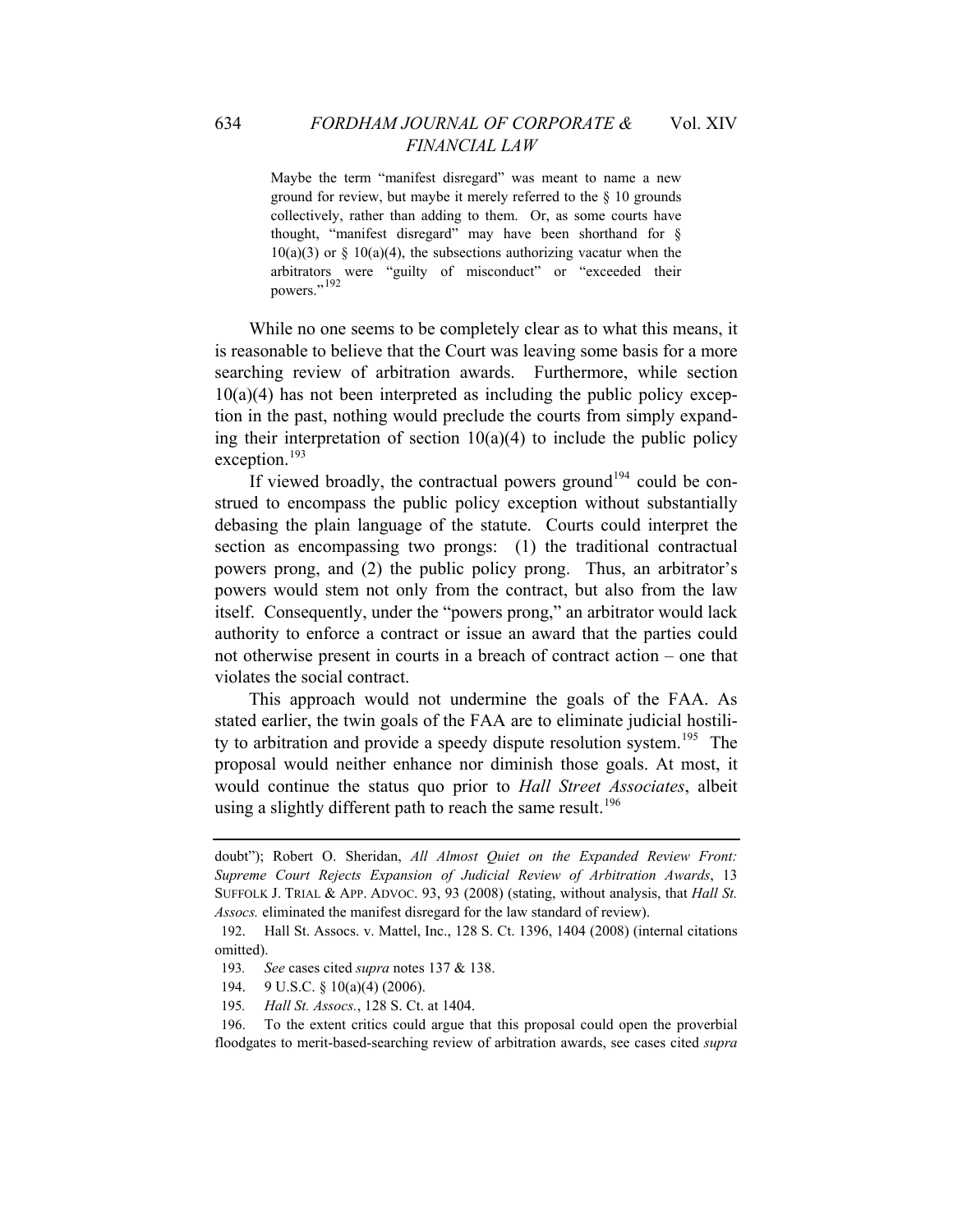> Maybe the term "manifest disregard" was meant to name a new ground for review, but maybe it merely referred to the § 10 grounds collectively, rather than adding to them. Or, as some courts have thought, "manifest disregard" may have been shorthand for § 10(a)(3) or § 10(a)(4), the subsections authorizing vacatur when the arbitrators were "guilty of misconduct" or "exceeded their powers."[192]

While no one seems to be completely clear as to what this means, it is reasonable to believe that the Court was leaving some basis for a more searching review of arbitration awards. Furthermore, while section 10(a)(4) has not been interpreted as including the public policy exception in the past, nothing would preclude the courts from simply expanding their interpretation of section 10(a)(4) to include the public policy exception.[193]

If viewed broadly, the contractual powers ground[194] could be construed to encompass the public policy exception without substantially debasing the plain language of the statute. Courts could interpret the section as encompassing two prongs: (1) the traditional contractual powers prong, and (2) the public policy prong. Thus, an arbitrator's powers would stem not only from the contract, but also from the law itself. Consequently, under the "powers prong," an arbitrator would lack authority to enforce a contract or issue an award that the parties could not otherwise present in courts in a breach of contract action – one that violates the social contract.

This approach would not undermine the goals of the FAA. As stated earlier, the twin goals of the FAA are to eliminate judicial hostility to arbitration and provide a speedy dispute resolution system.[195] The proposal would neither enhance nor diminish those goals. At most, it would continue the status quo prior to *Hall Street Associates*, albeit using a slightly different path to reach the same result.[196]

---

doubt"); Robert O. Sheridan, *All Almost Quiet on the Expanded Review Front: Supreme Court Rejects Expansion of Judicial Review of Arbitration Awards*, 13 SUFFOLK J. TRIAL & APP. ADVOC. 93, 93 (2008) (stating, without analysis, that *Hall St. Assocs.* eliminated the manifest disregard for the law standard of review).

192. Hall St. Assocs. v. Mattel, Inc., 128 S. Ct. 1396, 1404 (2008) (internal citations omitted).

193. *See* cases cited *supra* notes 137 & 138.

194. 9 U.S.C. § 10(a)(4) (2006).

195. *Hall St. Assocs.*, 128 S. Ct. at 1404.

196. To the extent critics could argue that this proposal could open the proverbial floodgates to merit-based-searching review of arbitration awards, see cases cited *supra*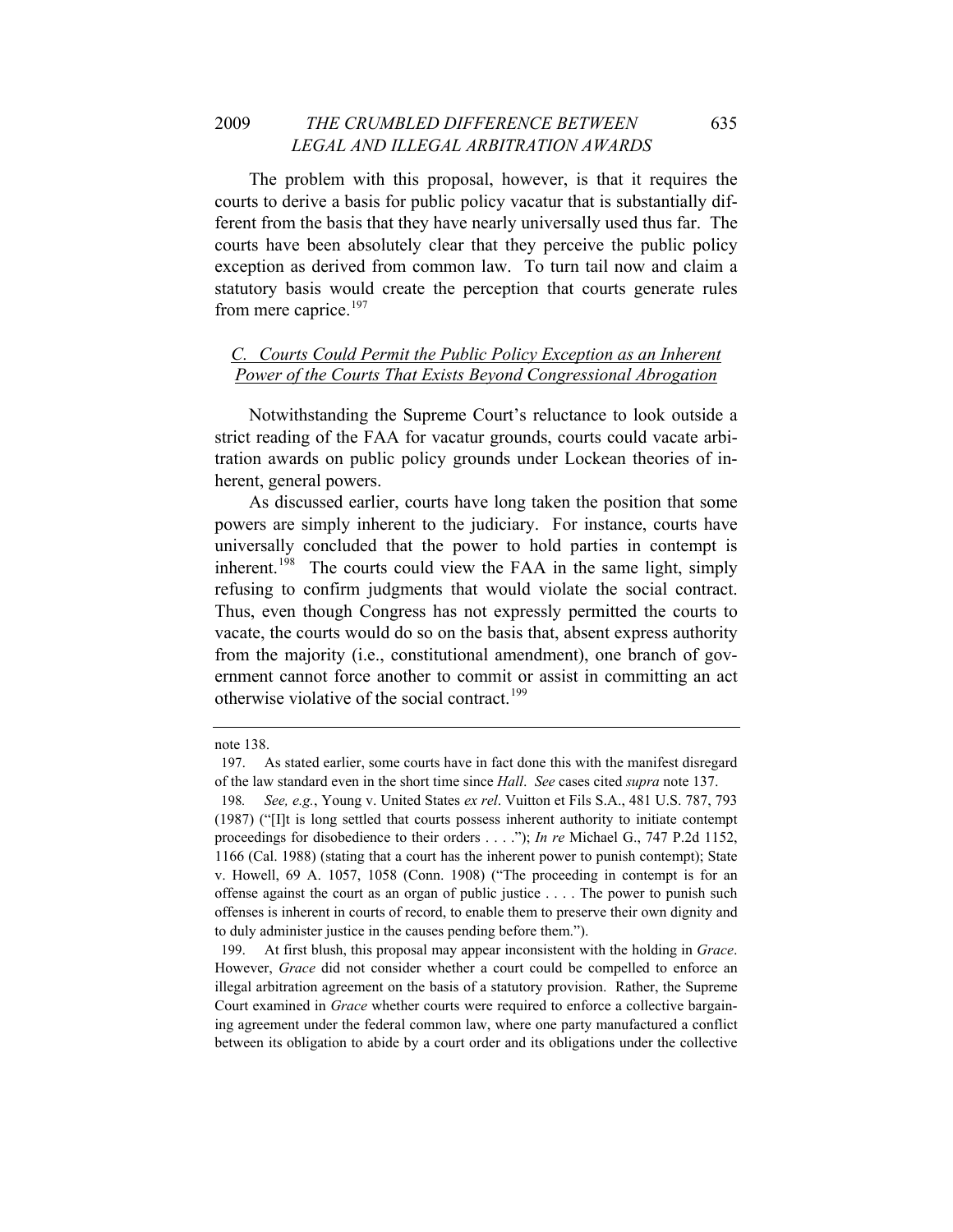The problem with this proposal, however, is that it requires the courts to derive a basis for public policy vacatur that is substantially different from the basis that they have nearly universally used thus far. The courts have been absolutely clear that they perceive the public policy exception as derived from common law. To turn tail now and claim a statutory basis would create the perception that courts generate rules from mere caprice.[197]

### *C. Courts Could Permit the Public Policy Exception as an Inherent Power of the Courts That Exists Beyond Congressional Abrogation*

Notwithstanding the Supreme Court's reluctance to look outside a strict reading of the FAA for vacatur grounds, courts could vacate arbitration awards on public policy grounds under Lockean theories of inherent, general powers.

As discussed earlier, courts have long taken the position that some powers are simply inherent to the judiciary. For instance, courts have universally concluded that the power to hold parties in contempt is inherent.[198] The courts could view the FAA in the same light, simply refusing to confirm judgments that would violate the social contract. Thus, even though Congress has not expressly permitted the courts to vacate, the courts would do so on the basis that, absent express authority from the majority (i.e., constitutional amendment), one branch of government cannot force another to commit or assist in committing an act otherwise violative of the social contract.[199]

---

note 138.

197. As stated earlier, some courts have in fact done this with the manifest disregard of the law standard even in the short time since *Hall*. *See* cases cited *supra* note 137.

198. *See, e.g.*, Young v. United States *ex rel*. Vuitton et Fils S.A., 481 U.S. 787, 793 (1987) ("[I]t is long settled that courts possess inherent authority to initiate contempt proceedings for disobedience to their orders . . . ."); *In re* Michael G., 747 P.2d 1152, 1166 (Cal. 1988) (stating that a court has the inherent power to punish contempt); State v. Howell, 69 A. 1057, 1058 (Conn. 1908) ("The proceeding in contempt is for an offense against the court as an organ of public justice . . . . The power to punish such offenses is inherent in courts of record, to enable them to preserve their own dignity and to duly administer justice in the causes pending before them.").

199. At first blush, this proposal may appear inconsistent with the holding in *Grace*. However, *Grace* did not consider whether a court could be compelled to enforce an illegal arbitration agreement on the basis of a statutory provision. Rather, the Supreme Court examined in *Grace* whether courts were required to enforce a collective bargaining agreement under the federal common law, where one party manufactured a conflict between its obligation to abide by a court order and its obligations under the collective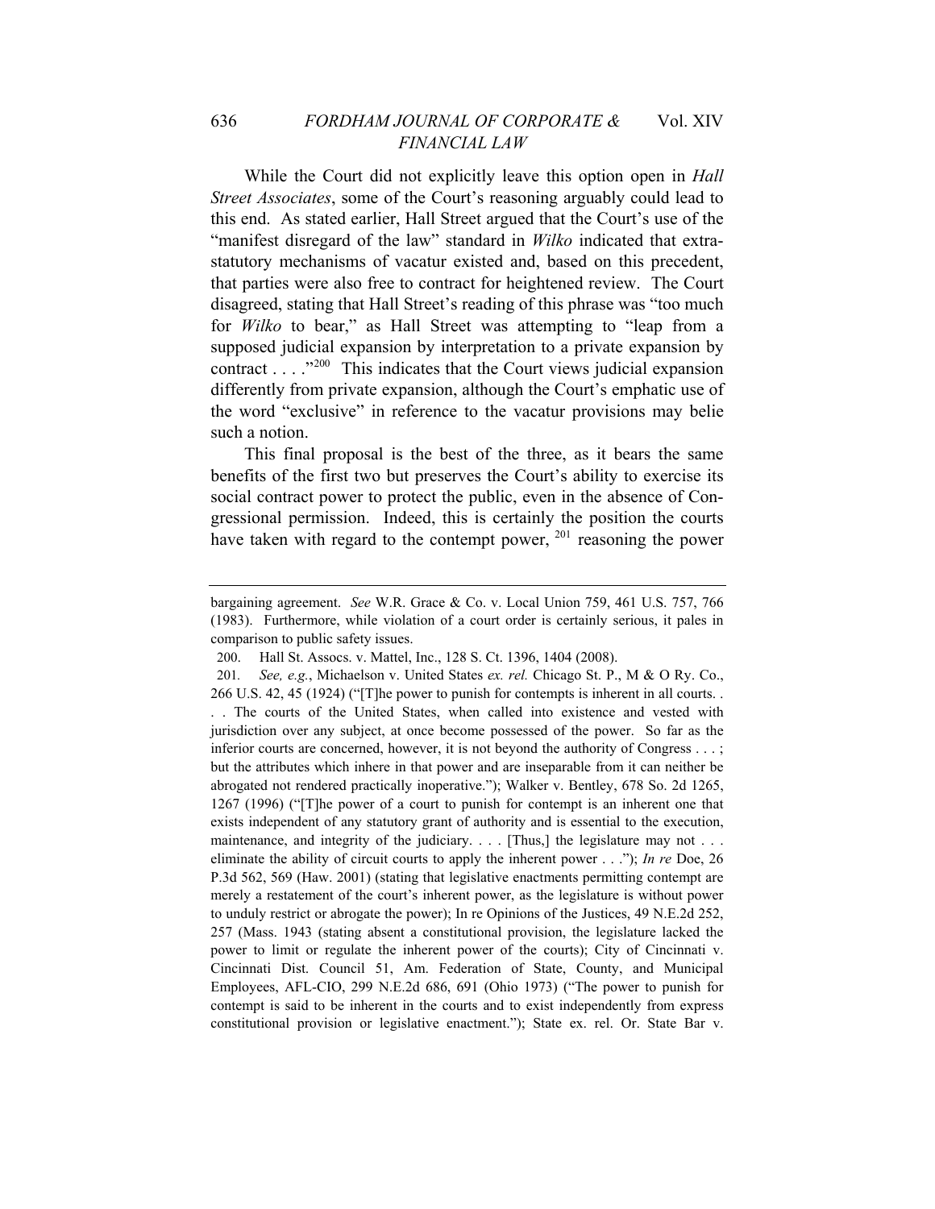While the Court did not explicitly leave this option open in *Hall Street Associates*, some of the Court's reasoning arguably could lead to this end. As stated earlier, Hall Street argued that the Court's use of the "manifest disregard of the law" standard in *Wilko* indicated that extra-statutory mechanisms of vacatur existed and, based on this precedent, that parties were also free to contract for heightened review. The Court disagreed, stating that Hall Street's reading of this phrase was "too much for *Wilko* to bear," as Hall Street was attempting to "leap from a supposed judicial expansion by interpretation to a private expansion by contract . . . ."[200] This indicates that the Court views judicial expansion differently from private expansion, although the Court's emphatic use of the word "exclusive" in reference to the vacatur provisions may belie such a notion.

This final proposal is the best of the three, as it bears the same benefits of the first two but preserves the Court's ability to exercise its social contract power to protect the public, even in the absence of Congressional permission. Indeed, this is certainly the position the courts have taken with regard to the contempt power, [201] reasoning the power

---

bargaining agreement. *See* W.R. Grace & Co. v. Local Union 759, 461 U.S. 757, 766 (1983). Furthermore, while violation of a court order is certainly serious, it pales in comparison to public safety issues.

200. Hall St. Assocs. v. Mattel, Inc., 128 S. Ct. 1396, 1404 (2008).

201. *See, e.g.*, Michaelson v. United States *ex. rel.* Chicago St. P., M & O Ry. Co., 266 U.S. 42, 45 (1924) ("[T]he power to punish for contempts is inherent in all courts. . . . The courts of the United States, when called into existence and vested with jurisdiction over any subject, at once become possessed of the power. So far as the inferior courts are concerned, however, it is not beyond the authority of Congress . . . ; but the attributes which inhere in that power and are inseparable from it can neither be abrogated not rendered practically inoperative."); Walker v. Bentley, 678 So. 2d 1265, 1267 (1996) ("[T]he power of a court to punish for contempt is an inherent one that exists independent of any statutory grant of authority and is essential to the execution, maintenance, and integrity of the judiciary. . . . [Thus,] the legislature may not . . . eliminate the ability of circuit courts to apply the inherent power . . ."); *In re* Doe, 26 P.3d 562, 569 (Haw. 2001) (stating that legislative enactments permitting contempt are merely a restatement of the court's inherent power, as the legislature is without power to unduly restrict or abrogate the power); In re Opinions of the Justices, 49 N.E.2d 252, 257 (Mass. 1943 (stating absent a constitutional provision, the legislature lacked the power to limit or regulate the inherent power of the courts); City of Cincinnati v. Cincinnati Dist. Council 51, Am. Federation of State, County, and Municipal Employees, AFL-CIO, 299 N.E.2d 686, 691 (Ohio 1973) ("The power to punish for contempt is said to be inherent in the courts and to exist independently from express constitutional provision or legislative enactment."); State ex. rel. Or. State Bar v.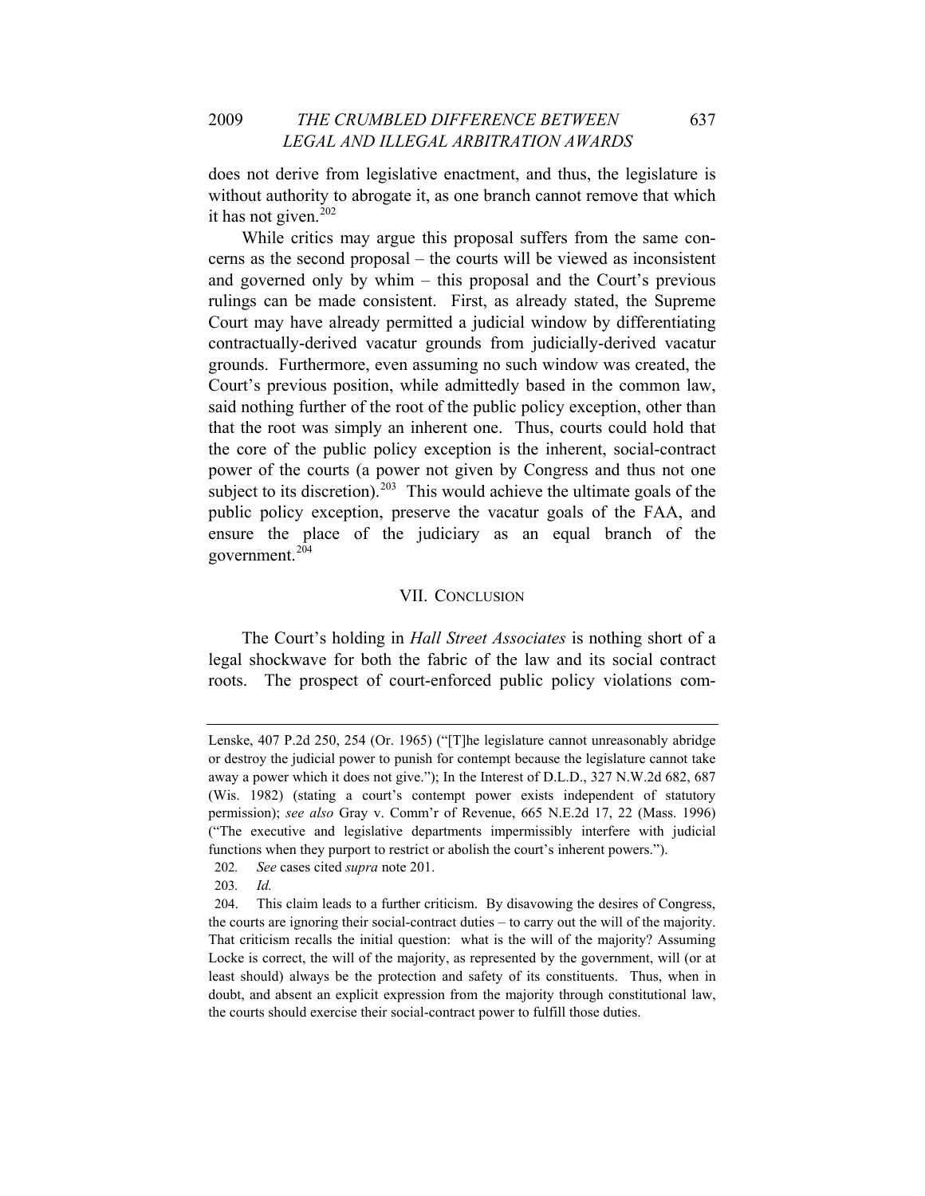does not derive from legislative enactment, and thus, the legislature is without authority to abrogate it, as one branch cannot remove that which it has not given.[202]

While critics may argue this proposal suffers from the same concerns as the second proposal – the courts will be viewed as inconsistent and governed only by whim – this proposal and the Court's previous rulings can be made consistent. First, as already stated, the Supreme Court may have already permitted a judicial window by differentiating contractually-derived vacatur grounds from judicially-derived vacatur grounds. Furthermore, even assuming no such window was created, the Court's previous position, while admittedly based in the common law, said nothing further of the root of the public policy exception, other than that the root was simply an inherent one. Thus, courts could hold that the core of the public policy exception is the inherent, social-contract power of the courts (a power not given by Congress and thus not one subject to its discretion).[203] This would achieve the ultimate goals of the public policy exception, preserve the vacatur goals of the FAA, and ensure the place of the judiciary as an equal branch of the government.[204]

## VII. CONCLUSION

The Court's holding in *Hall Street Associates* is nothing short of a legal shockwave for both the fabric of the law and its social contract roots. The prospect of court-enforced public policy violations com-

---

Lenske, 407 P.2d 250, 254 (Or. 1965) ("[T]he legislature cannot unreasonably abridge or destroy the judicial power to punish for contempt because the legislature cannot take away a power which it does not give."); In the Interest of D.L.D., 327 N.W.2d 682, 687 (Wis. 1982) (stating a court's contempt power exists independent of statutory permission); *see also* Gray v. Comm'r of Revenue, 665 N.E.2d 17, 22 (Mass. 1996) ("The executive and legislative departments impermissibly interfere with judicial functions when they purport to restrict or abolish the court's inherent powers.").

202. *See* cases cited *supra* note 201.

203. *Id.*

204. This claim leads to a further criticism. By disavowing the desires of Congress, the courts are ignoring their social-contract duties – to carry out the will of the majority. That criticism recalls the initial question: what is the will of the majority? Assuming Locke is correct, the will of the majority, as represented by the government, will (or at least should) always be the protection and safety of its constituents. Thus, when in doubt, and absent an explicit expression from the majority through constitutional law, the courts should exercise their social-contract power to fulfill those duties.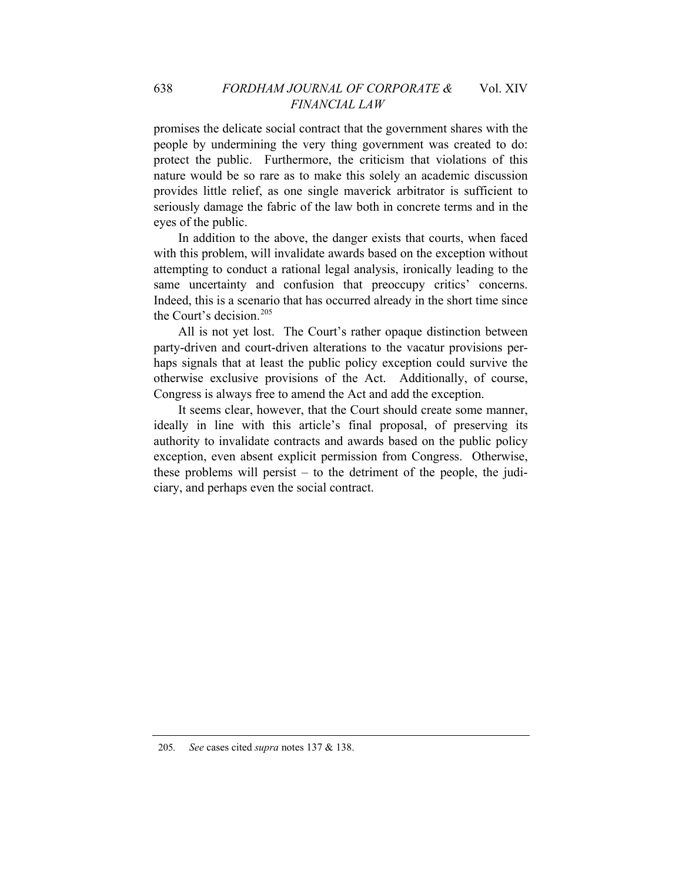promises the delicate social contract that the government shares with the people by undermining the very thing government was created to do: protect the public. Furthermore, the criticism that violations of this nature would be so rare as to make this solely an academic discussion provides little relief, as one single maverick arbitrator is sufficient to seriously damage the fabric of the law both in concrete terms and in the eyes of the public.

In addition to the above, the danger exists that courts, when faced with this problem, will invalidate awards based on the exception without attempting to conduct a rational legal analysis, ironically leading to the same uncertainty and confusion that preoccupy critics' concerns. Indeed, this is a scenario that has occurred already in the short time since the Court's decision.[205]

All is not yet lost. The Court's rather opaque distinction between party-driven and court-driven alterations to the vacatur provisions perhaps signals that at least the public policy exception could survive the otherwise exclusive provisions of the Act. Additionally, of course, Congress is always free to amend the Act and add the exception.

It seems clear, however, that the Court should create some manner, ideally in line with this article's final proposal, of preserving its authority to invalidate contracts and awards based on the public policy exception, even absent explicit permission from Congress. Otherwise, these problems will persist – to the detriment of the people, the judiciary, and perhaps even the social contract.

---

205. *See* cases cited *supra* notes 137 & 138.